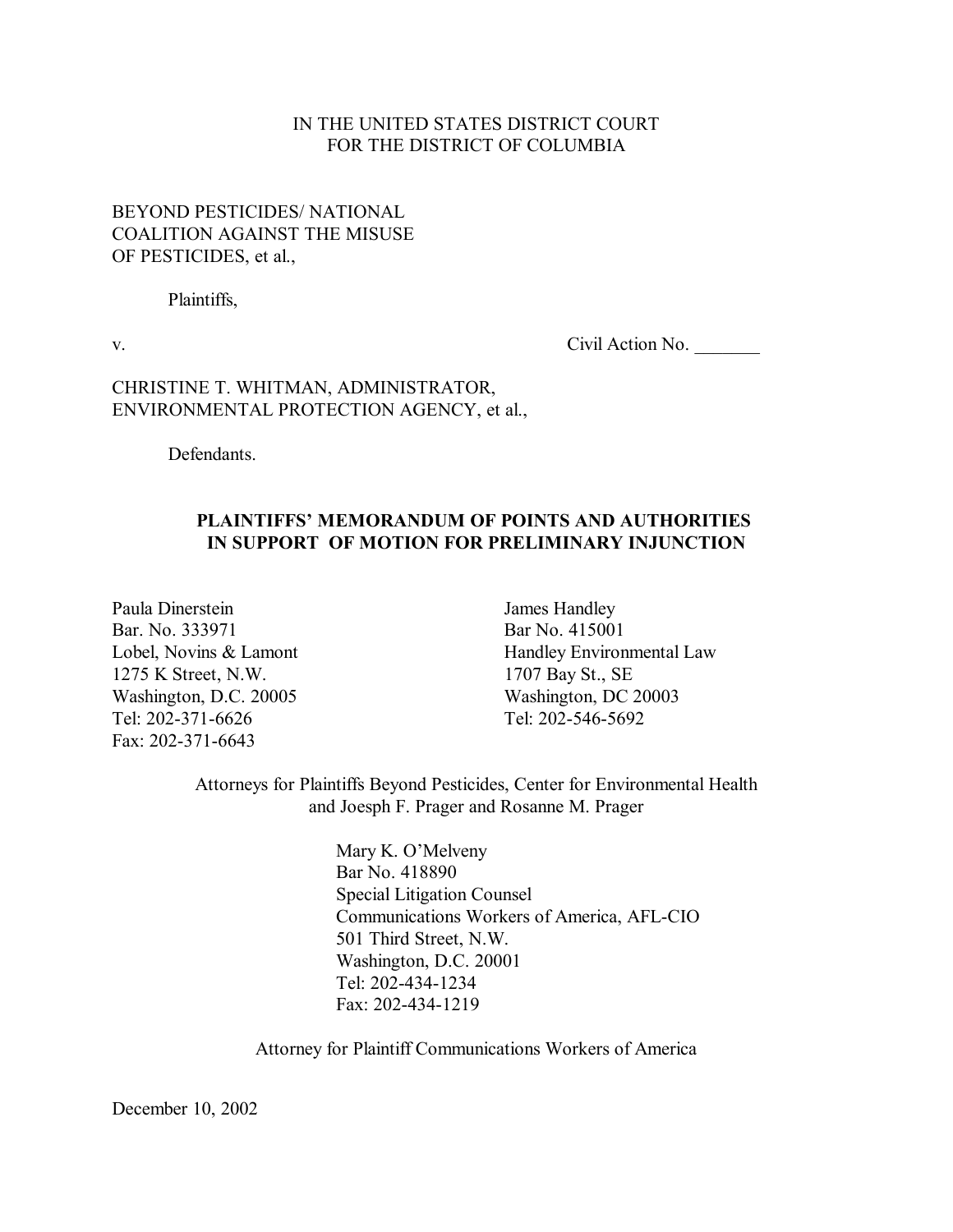IN THE UNITED STATES DISTRICT COURT
FOR THE DISTRICT OF COLUMBIA

BEYOND PESTICIDES/ NATIONAL COALITION AGAINST THE MISUSE OF PESTICIDES, et al.,

Plaintiffs,

v. Civil Action No. _______

CHRISTINE T. WHITMAN, ADMINISTRATOR, ENVIRONMENTAL PROTECTION AGENCY, et al.,

Defendants.

**PLAINTIFFS' MEMORANDUM OF POINTS AND AUTHORITIES IN SUPPORT OF MOTION FOR PRELIMINARY INJUNCTION**

Paula Dinerstein
Bar. No. 333971
Lobel, Novins & Lamont
1275 K Street, N.W.
Washington, D.C. 20005
Tel: 202-371-6626
Fax: 202-371-6643

James Handley
Bar No. 415001
Handley Environmental Law
1707 Bay St., SE
Washington, DC 20003
Tel: 202-546-5692

Attorneys for Plaintiffs Beyond Pesticides, Center for Environmental Health and Joesph F. Prager and Rosanne M. Prager

Mary K. O'Melveny
Bar No. 418890
Special Litigation Counsel
Communications Workers of America, AFL-CIO
501 Third Street, N.W.
Washington, D.C. 20001
Tel: 202-434-1234
Fax: 202-434-1219

Attorney for Plaintiff Communications Workers of America

December 10, 2002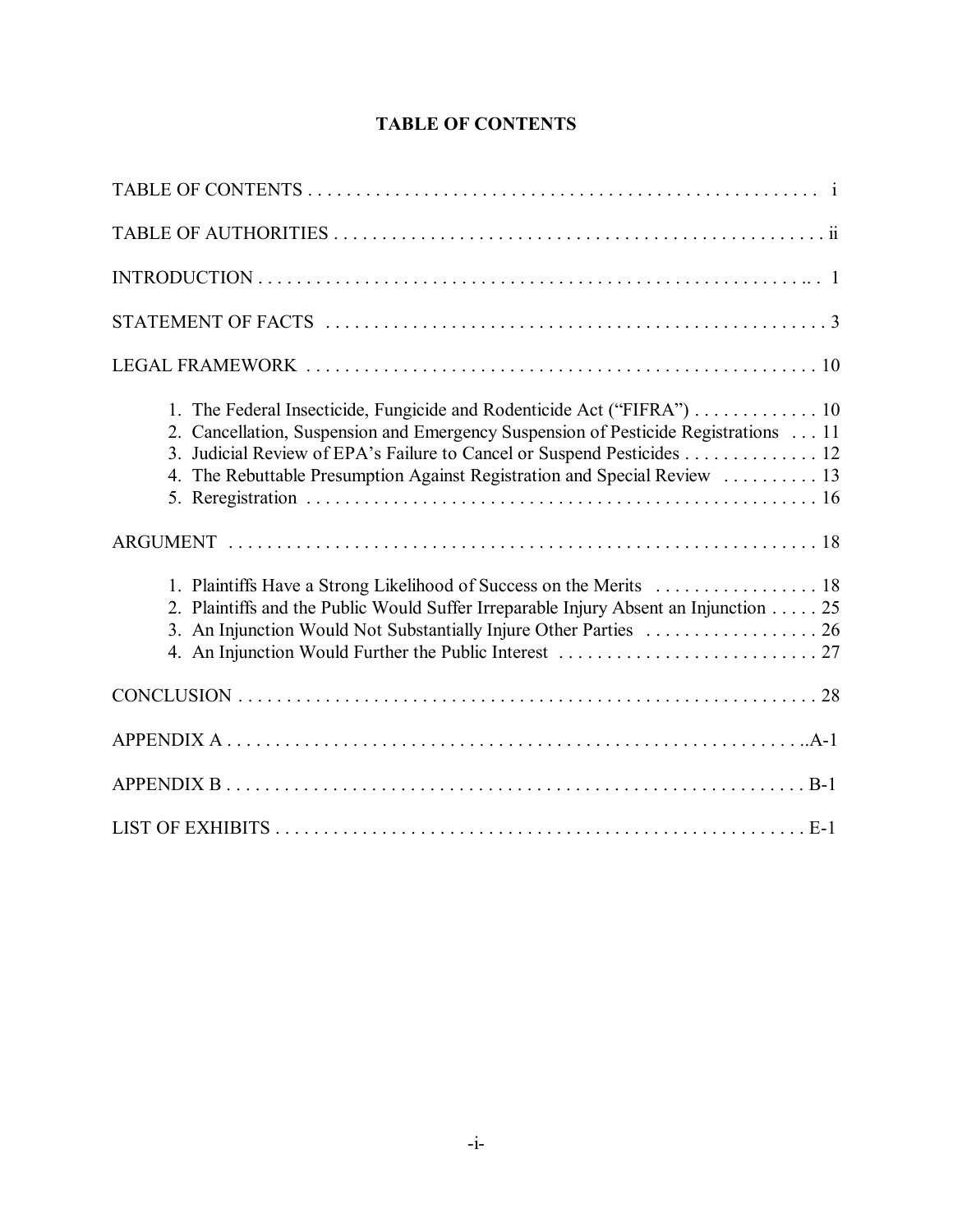# TABLE OF CONTENTS

TABLE OF CONTENTS . . . . . . . . . . . . . . . . . . . . . . . . . . . . . . . . . . . . . . . . . . . . . . . . . . . . . . i

TABLE OF AUTHORITIES . . . . . . . . . . . . . . . . . . . . . . . . . . . . . . . . . . . . . . . . . . . . . . . . . . . ii

INTRODUCTION . . . . . . . . . . . . . . . . . . . . . . . . . . . . . . . . . . . . . . . . . . . . . . . . . . . . . . . . . . 1

STATEMENT OF FACTS . . . . . . . . . . . . . . . . . . . . . . . . . . . . . . . . . . . . . . . . . . . . . . . . . . . . 3

LEGAL FRAMEWORK . . . . . . . . . . . . . . . . . . . . . . . . . . . . . . . . . . . . . . . . . . . . . . . . . . . . . 10

1. The Federal Insecticide, Fungicide and Rodenticide Act ("FIFRA") . . . . . . . . . . . . . 10
2. Cancellation, Suspension and Emergency Suspension of Pesticide Registrations . . . 11
3. Judicial Review of EPA's Failure to Cancel or Suspend Pesticides . . . . . . . . . . . . . . 12
4. The Rebuttable Presumption Against Registration and Special Review . . . . . . . . . . 13
5. Reregistration . . . . . . . . . . . . . . . . . . . . . . . . . . . . . . . . . . . . . . . . . . . . . . . . . . . . . 16

ARGUMENT . . . . . . . . . . . . . . . . . . . . . . . . . . . . . . . . . . . . . . . . . . . . . . . . . . . . . . . . . . . . 18

1. Plaintiffs Have a Strong Likelihood of Success on the Merits . . . . . . . . . . . . . . . . . 18
2. Plaintiffs and the Public Would Suffer Irreparable Injury Absent an Injunction . . . . . 25
3. An Injunction Would Not Substantially Injure Other Parties . . . . . . . . . . . . . . . . . . 26
4. An Injunction Would Further the Public Interest . . . . . . . . . . . . . . . . . . . . . . . . . . . 27

CONCLUSION . . . . . . . . . . . . . . . . . . . . . . . . . . . . . . . . . . . . . . . . . . . . . . . . . . . . . . . . . . . 28

APPENDIX A . . . . . . . . . . . . . . . . . . . . . . . . . . . . . . . . . . . . . . . . . . . . . . . . . . . . . . . . . . . . A-1

APPENDIX B . . . . . . . . . . . . . . . . . . . . . . . . . . . . . . . . . . . . . . . . . . . . . . . . . . . . . . . . . . . . B-1

LIST OF EXHIBITS . . . . . . . . . . . . . . . . . . . . . . . . . . . . . . . . . . . . . . . . . . . . . . . . . . . . . . . E-1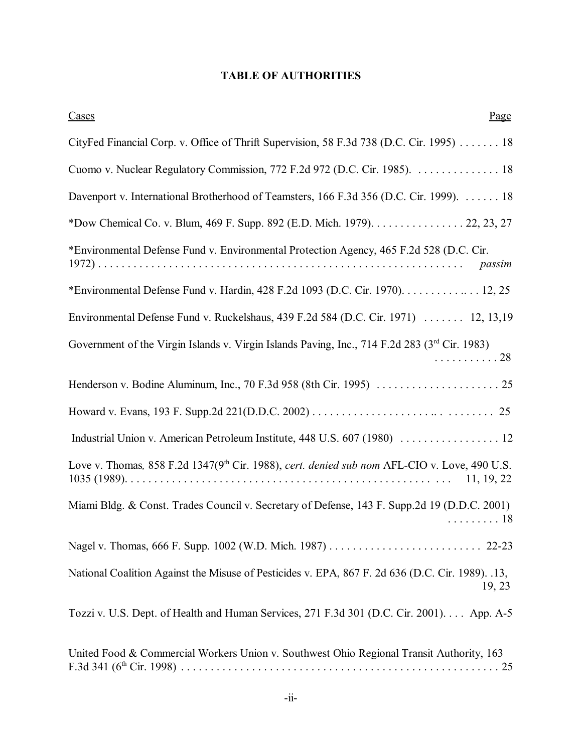## TABLE OF AUTHORITIES

| Cases | Page |
|---|---|
| CityFed Financial Corp. v. Office of Thrift Supervision, 58 F.3d 738 (D.C. Cir. 1995) | 18 |
| Cuomo v. Nuclear Regulatory Commission, 772 F.2d 972 (D.C. Cir. 1985). | 18 |
| Davenport v. International Brotherhood of Teamsters, 166 F.3d 356 (D.C. Cir. 1999). | 18 |
| *Dow Chemical Co. v. Blum, 469 F. Supp. 892 (E.D. Mich. 1979). | 22, 23, 27 |
| *Environmental Defense Fund v. Environmental Protection Agency, 465 F.2d 528 (D.C. Cir. 1972) | *passim* |
| *Environmental Defense Fund v. Hardin, 428 F.2d 1093 (D.C. Cir. 1970). | 12, 25 |
| Environmental Defense Fund v. Ruckelshaus, 439 F.2d 584 (D.C. Cir. 1971) | 12, 13,19 |
| Government of the Virgin Islands v. Virgin Islands Paving, Inc., 714 F.2d 283 (3rd Cir. 1983) | 28 |
| Henderson v. Bodine Aluminum, Inc., 70 F.3d 958 (8th Cir. 1995) | 25 |
| Howard v. Evans, 193 F. Supp.2d 221(D.D.C. 2002) | 25 |
| Industrial Union v. American Petroleum Institute, 448 U.S. 607 (1980) | 12 |
| Love v. Thomas*,* 858 F.2d 1347(9th Cir. 1988), *cert. denied sub nom* AFL-CIO v. Love, 490 U.S. 1035 (1989). | 11, 19, 22 |
| Miami Bldg. & Const. Trades Council v. Secretary of Defense, 143 F. Supp.2d 19 (D.D.C. 2001) | 18 |
| Nagel v. Thomas, 666 F. Supp. 1002 (W.D. Mich. 1987) | 22-23 |
| National Coalition Against the Misuse of Pesticides v. EPA, 867 F. 2d 636 (D.C. Cir. 1989). | 13, 19, 23 |
| Tozzi v. U.S. Dept. of Health and Human Services, 271 F.3d 301 (D.C. Cir. 2001). | App. A-5 |
| United Food & Commercial Workers Union v. Southwest Ohio Regional Transit Authority, 163 F.3d 341 (6th Cir. 1998) | 25 |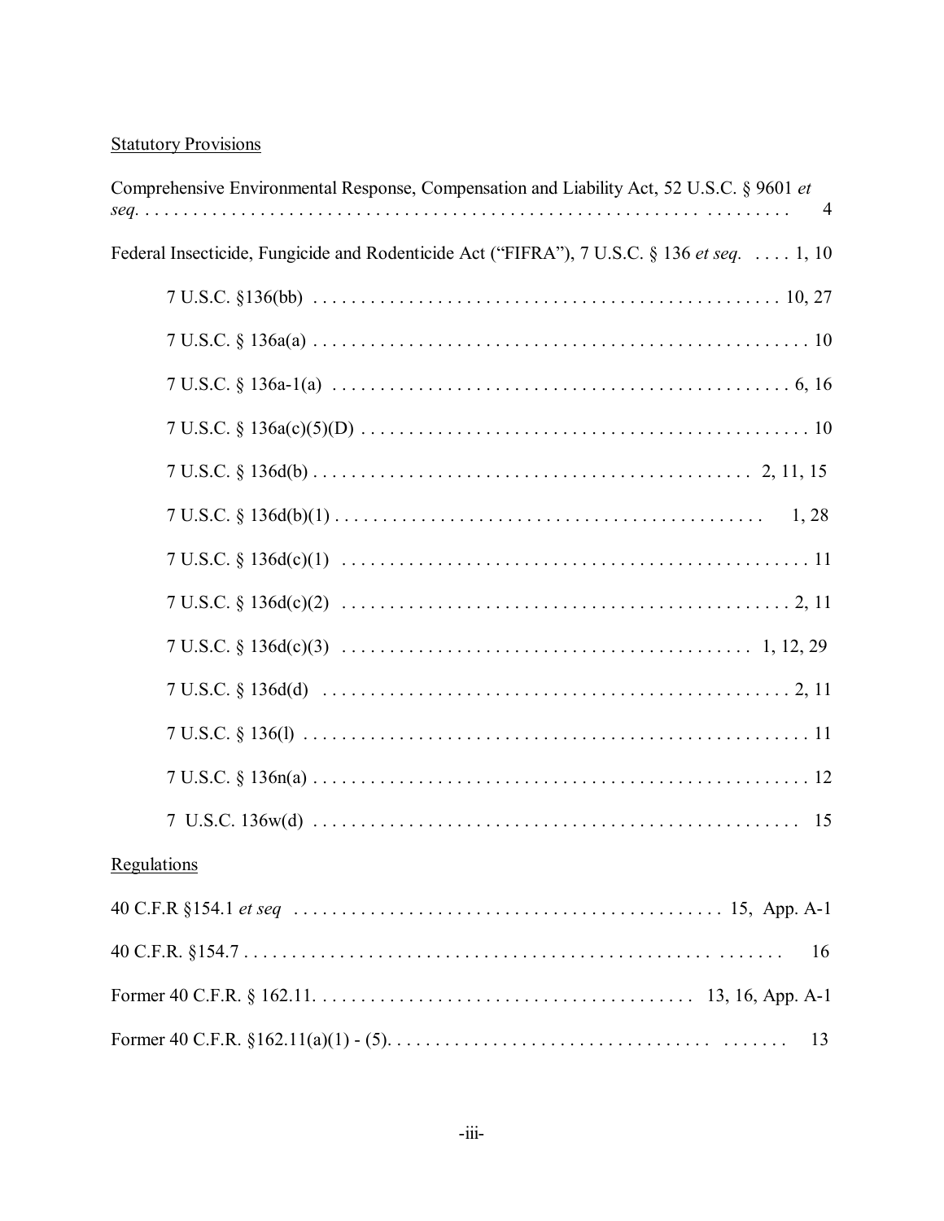Statutory Provisions

Comprehensive Environmental Response, Compensation and Liability Act, 52 U.S.C. § 9601 *et seq.* . . . . . . . . . . . . . . . . . . . . . . . . . . . . . . . . . . . . . . . . . . . . . . . . . . . . . . . . . . . . . . . . . . 4

Federal Insecticide, Fungicide and Rodenticide Act ("FIFRA"), 7 U.S.C. § 136 *et seq.* . . . . 1, 10

7 U.S.C. §136(bb) . . . . . . . . . . . . . . . . . . . . . . . . . . . . . . . . . . . . . . . . . . . . . . . . 10, 27

7 U.S.C. § 136a(a) . . . . . . . . . . . . . . . . . . . . . . . . . . . . . . . . . . . . . . . . . . . . . . . . . . . 10

7 U.S.C. § 136a-1(a) . . . . . . . . . . . . . . . . . . . . . . . . . . . . . . . . . . . . . . . . . . . . . . . . 6, 16

7 U.S.C. § 136a(c)(5)(D) . . . . . . . . . . . . . . . . . . . . . . . . . . . . . . . . . . . . . . . . . . . . . . . 10

7 U.S.C. § 136d(b) . . . . . . . . . . . . . . . . . . . . . . . . . . . . . . . . . . . . . . . . . . . . . 2, 11, 15

7 U.S.C. § 136d(b)(1) . . . . . . . . . . . . . . . . . . . . . . . . . . . . . . . . . . . . . . . . . . . . . 1, 28

7 U.S.C. § 136d(c)(1) . . . . . . . . . . . . . . . . . . . . . . . . . . . . . . . . . . . . . . . . . . . . . . . . . 11

7 U.S.C. § 136d(c)(2) . . . . . . . . . . . . . . . . . . . . . . . . . . . . . . . . . . . . . . . . . . . . . . . 2, 11

7 U.S.C. § 136d(c)(3) . . . . . . . . . . . . . . . . . . . . . . . . . . . . . . . . . . . . . . . . . . 1, 12, 29

7 U.S.C. § 136d(d) . . . . . . . . . . . . . . . . . . . . . . . . . . . . . . . . . . . . . . . . . . . . . . . . 2, 11

7 U.S.C. § 136(l) . . . . . . . . . . . . . . . . . . . . . . . . . . . . . . . . . . . . . . . . . . . . . . . . . . . . 11

7 U.S.C. § 136n(a) . . . . . . . . . . . . . . . . . . . . . . . . . . . . . . . . . . . . . . . . . . . . . . . . . . . 12

7 U.S.C. 136w(d) . . . . . . . . . . . . . . . . . . . . . . . . . . . . . . . . . . . . . . . . . . . . . . . . . . . 15

Regulations

40 C.F.R §154.1 *et seq* . . . . . . . . . . . . . . . . . . . . . . . . . . . . . . . . . . . . . . . . . . . . . 15, App. A-1

40 C.F.R. §154.7 . . . . . . . . . . . . . . . . . . . . . . . . . . . . . . . . . . . . . . . . . . . . . . . . . . . . 16

Former 40 C.F.R. § 162.11. . . . . . . . . . . . . . . . . . . . . . . . . . . . . . . . . . . . . . . 13, 16, App. A-1

Former 40 C.F.R. §162.11(a)(1) - (5). . . . . . . . . . . . . . . . . . . . . . . . . . . . . . . . . . . . . . 13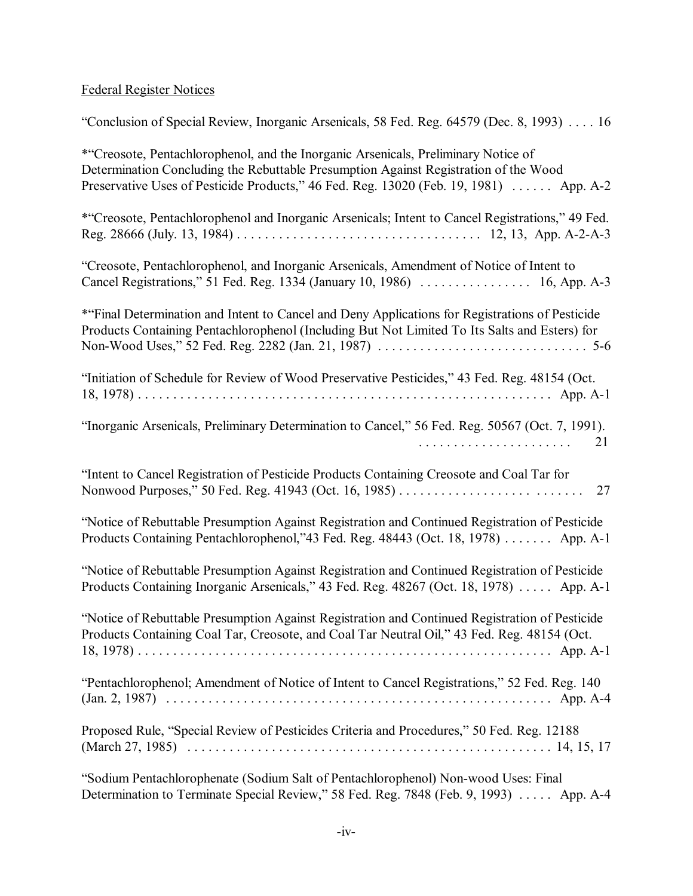Federal Register Notices

"Conclusion of Special Review, Inorganic Arsenicals, 58 Fed. Reg. 64579 (Dec. 8, 1993) . . . . 16

*"Creosote, Pentachlorophenol, and the Inorganic Arsenicals, Preliminary Notice of Determination Concluding the Rebuttable Presumption Against Registration of the Wood Preservative Uses of Pesticide Products," 46 Fed. Reg. 13020 (Feb. 19, 1981) . . . . . . App. A-2

*"Creosote, Pentachlorophenol and Inorganic Arsenicals; Intent to Cancel Registrations," 49 Fed. Reg. 28666 (July. 13, 1984) . . . . . . . . . . . . . . . . . . . . . . . . . . . . . . . . . . . 12, 13, App. A-2-A-3

"Creosote, Pentachlorophenol, and Inorganic Arsenicals, Amendment of Notice of Intent to Cancel Registrations," 51 Fed. Reg. 1334 (January 10, 1986) . . . . . . . . . . . . . . . . 16, App. A-3

*"Final Determination and Intent to Cancel and Deny Applications for Registrations of Pesticide Products Containing Pentachlorophenol (Including But Not Limited To Its Salts and Esters) for Non-Wood Uses," 52 Fed. Reg. 2282 (Jan. 21, 1987) . . . . . . . . . . . . . . . . . . . . . . . . . . . . . . 5-6

"Initiation of Schedule for Review of Wood Preservative Pesticides," 43 Fed. Reg. 48154 (Oct. 18, 1978) . . . . . . . . . . . . . . . . . . . . . . . . . . . . . . . . . . . . . . . . . . . . . . . . . . . . . . . . . . App. A-1

"Inorganic Arsenicals, Preliminary Determination to Cancel," 56 Fed. Reg. 50567 (Oct. 7, 1991). . . . . . . . . . . . . . . . . . . . . . . 21

"Intent to Cancel Registration of Pesticide Products Containing Creosote and Coal Tar for Nonwood Purposes," 50 Fed. Reg. 41943 (Oct. 16, 1985) . . . . . . . . . . . . . . . . . . . . . . . . . . . . 27

"Notice of Rebuttable Presumption Against Registration and Continued Registration of Pesticide Products Containing Pentachlorophenol,"43 Fed. Reg. 48443 (Oct. 18, 1978) . . . . . . . App. A-1

"Notice of Rebuttable Presumption Against Registration and Continued Registration of Pesticide Products Containing Inorganic Arsenicals," 43 Fed. Reg. 48267 (Oct. 18, 1978) . . . . . App. A-1

"Notice of Rebuttable Presumption Against Registration and Continued Registration of Pesticide Products Containing Coal Tar, Creosote, and Coal Tar Neutral Oil," 43 Fed. Reg. 48154 (Oct. 18, 1978) . . . . . . . . . . . . . . . . . . . . . . . . . . . . . . . . . . . . . . . . . . . . . . . . . . . . . . . . . . App. A-1

"Pentachlorophenol; Amendment of Notice of Intent to Cancel Registrations," 52 Fed. Reg. 140 (Jan. 2, 1987) . . . . . . . . . . . . . . . . . . . . . . . . . . . . . . . . . . . . . . . . . . . . . . . . . . . . . . . App. A-4

Proposed Rule, "Special Review of Pesticides Criteria and Procedures," 50 Fed. Reg. 12188 (March 27, 1985) . . . . . . . . . . . . . . . . . . . . . . . . . . . . . . . . . . . . . . . . . . . . . . . . . . . . 14, 15, 17

"Sodium Pentachlorophenate (Sodium Salt of Pentachlorophenol) Non-wood Uses: Final Determination to Terminate Special Review," 58 Fed. Reg. 7848 (Feb. 9, 1993) . . . . . App. A-4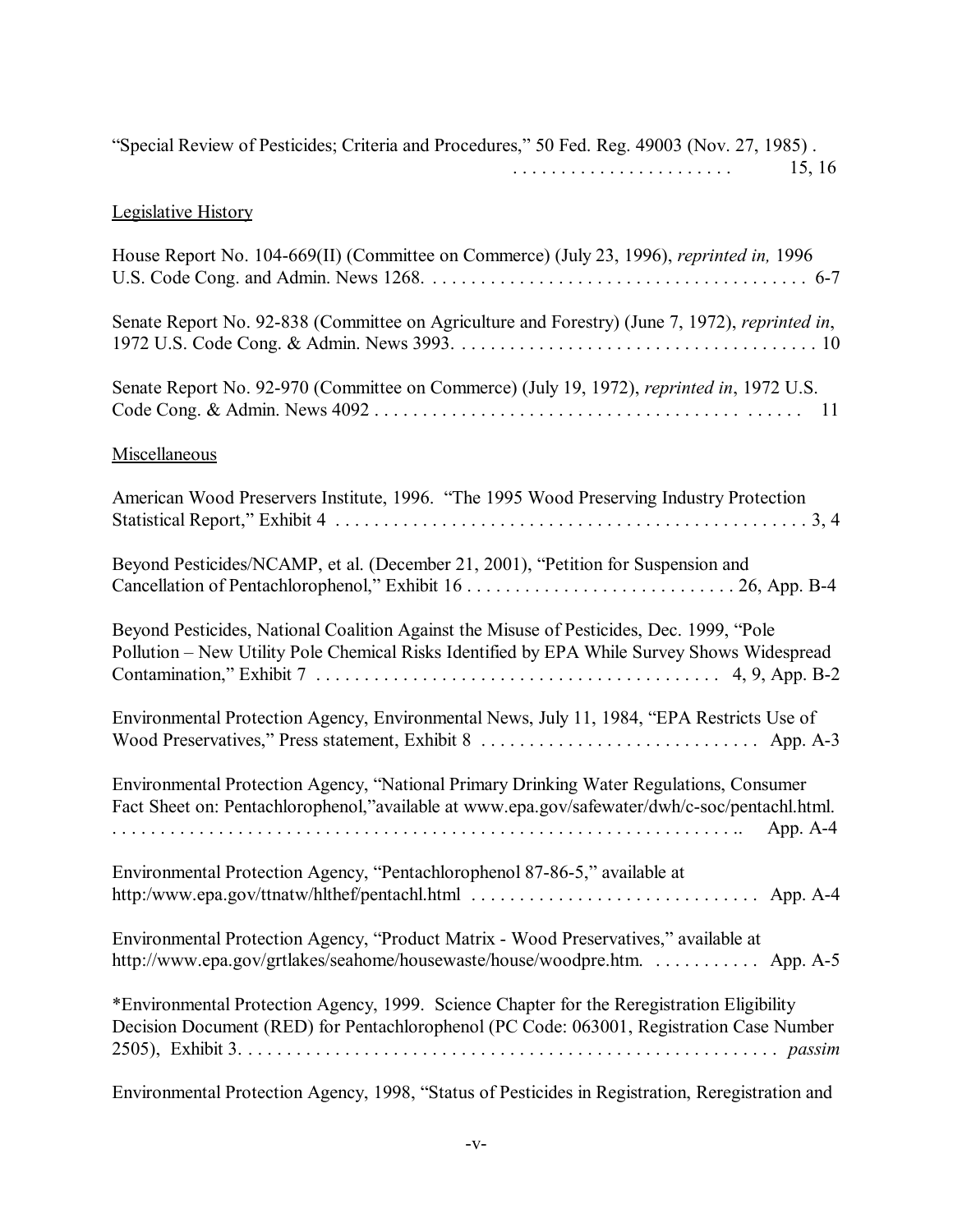"Special Review of Pesticides; Criteria and Procedures," 50 Fed. Reg. 49003 (Nov. 27, 1985) . . . . . . . . . . . . . . . . . . . . . . . . 15, 16

Legislative History

House Report No. 104-669(II) (Committee on Commerce) (July 23, 1996), *reprinted in,* 1996 U.S. Code Cong. and Admin. News 1268. . . . . . . . . . . . . . . . . . . . . . . . . . . . . . . . . . . . . . . . 6-7

Senate Report No. 92-838 (Committee on Agriculture and Forestry) (June 7, 1972), *reprinted in*, 1972 U.S. Code Cong. & Admin. News 3993. . . . . . . . . . . . . . . . . . . . . . . . . . . . . . . . . . . . . . 10

Senate Report No. 92-970 (Committee on Commerce) (July 19, 1972), *reprinted in*, 1972 U.S. Code Cong. & Admin. News 4092 . . . . . . . . . . . . . . . . . . . . . . . . . . . . . . . . . . . . . . . . . . . . 11

Miscellaneous

American Wood Preservers Institute, 1996. "The 1995 Wood Preserving Industry Protection Statistical Report," Exhibit 4 . . . . . . . . . . . . . . . . . . . . . . . . . . . . . . . . . . . . . . . . . . . . . . . . . 3, 4

Beyond Pesticides/NCAMP, et al. (December 21, 2001), "Petition for Suspension and Cancellation of Pentachlorophenol," Exhibit 16 . . . . . . . . . . . . . . . . . . . . . . . . . . . . 26, App. B-4

Beyond Pesticides, National Coalition Against the Misuse of Pesticides, Dec. 1999, "Pole Pollution – New Utility Pole Chemical Risks Identified by EPA While Survey Shows Widespread Contamination," Exhibit 7 . . . . . . . . . . . . . . . . . . . . . . . . . . . . . . . . . . . . . . . . . . 4, 9, App. B-2

Environmental Protection Agency, Environmental News, July 11, 1984, "EPA Restricts Use of Wood Preservatives," Press statement, Exhibit 8 . . . . . . . . . . . . . . . . . . . . . . . . . . . . App. A-3

Environmental Protection Agency, "National Primary Drinking Water Regulations, Consumer Fact Sheet on: Pentachlorophenol,"available at www.epa.gov/safewater/dwh/c-soc/pentachl.html. . . . . . . . . . . . . . . . . . . . . . . . . . . . . . . . . . . . . . . . . . . . . . . . . . . . . . . . . . . . . . . .. App. A-4

Environmental Protection Agency, "Pentachlorophenol 87-86-5," available at http:/www.epa.gov/ttnatw/hlthef/pentachl.html . . . . . . . . . . . . . . . . . . . . . . . . . . . . . . App. A-4

Environmental Protection Agency, "Product Matrix - Wood Preservatives," available at http://www.epa.gov/grtlakes/seahome/housewaste/house/woodpre.htm. . . . . . . . . . . . App. A-5

*Environmental Protection Agency, 1999. Science Chapter for the Reregistration Eligibility Decision Document (RED) for Pentachlorophenol (PC Code: 063001, Registration Case Number 2505), Exhibit 3. . . . . . . . . . . . . . . . . . . . . . . . . . . . . . . . . . . . . . . . . . . . . . . . . . . . . . . *passim*

Environmental Protection Agency, 1998, "Status of Pesticides in Registration, Reregistration and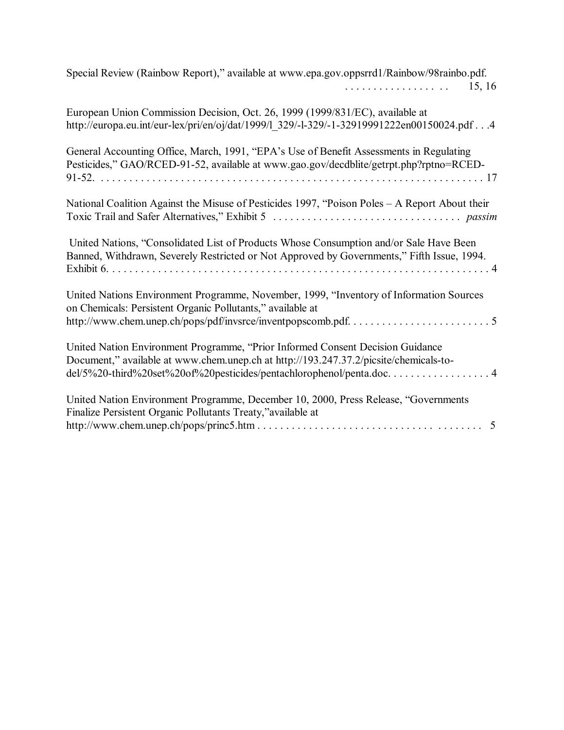Special Review (Rainbow Report)," available at www.epa.gov.oppsrrd1/Rainbow/98rainbo.pdf. . . . . . . . . . . . . . . . . . . . 15, 16

European Union Commission Decision, Oct. 26, 1999 (1999/831/EC), available at http://europa.eu.int/eur-lex/pri/en/oj/dat/1999/l_329/-l-329/-1-32919991222en00150024.pdf . . .4

General Accounting Office, March, 1991, "EPA's Use of Benefit Assessments in Regulating Pesticides," GAO/RCED-91-52, available at www.gao.gov/decdblite/getrpt.php?rptno=RCED-91-52. . . . . . . . . . . . . . . . . . . . . . . . . . . . . . . . . . . . . . . . . . . . . . . . . . . . . . . . . . . . . . . . . 17

National Coalition Against the Misuse of Pesticides 1997, "Poison Poles – A Report About their Toxic Trail and Safer Alternatives," Exhibit 5 . . . . . . . . . . . . . . . . . . . . . . . . . . . . . . . . . *passim*

United Nations, "Consolidated List of Products Whose Consumption and/or Sale Have Been Banned, Withdrawn, Severely Restricted or Not Approved by Governments," Fifth Issue, 1994. Exhibit 6. . . . . . . . . . . . . . . . . . . . . . . . . . . . . . . . . . . . . . . . . . . . . . . . . . . . . . . . . . . . . . . . . 4

United Nations Environment Programme, November, 1999, "Inventory of Information Sources on Chemicals: Persistent Organic Pollutants," available at http://www.chem.unep.ch/pops/pdf/invsrce/inventpopscomb.pdf. . . . . . . . . . . . . . . . . . . . . . . . . 5

United Nation Environment Programme, "Prior Informed Consent Decision Guidance Document," available at www.chem.unep.ch at http://193.247.37.2/picsite/chemicals-to-del/5%20-third%20set%20of%20pesticides/pentachlorophenol/penta.doc. . . . . . . . . . . . . . . . . . 4

United Nation Environment Programme, December 10, 2000, Press Release, "Governments Finalize Persistent Organic Pollutants Treaty,"available at http://www.chem.unep.ch/pops/princ5.htm . . . . . . . . . . . . . . . . . . . . . . . . . . . . . . . . . . . . . . 5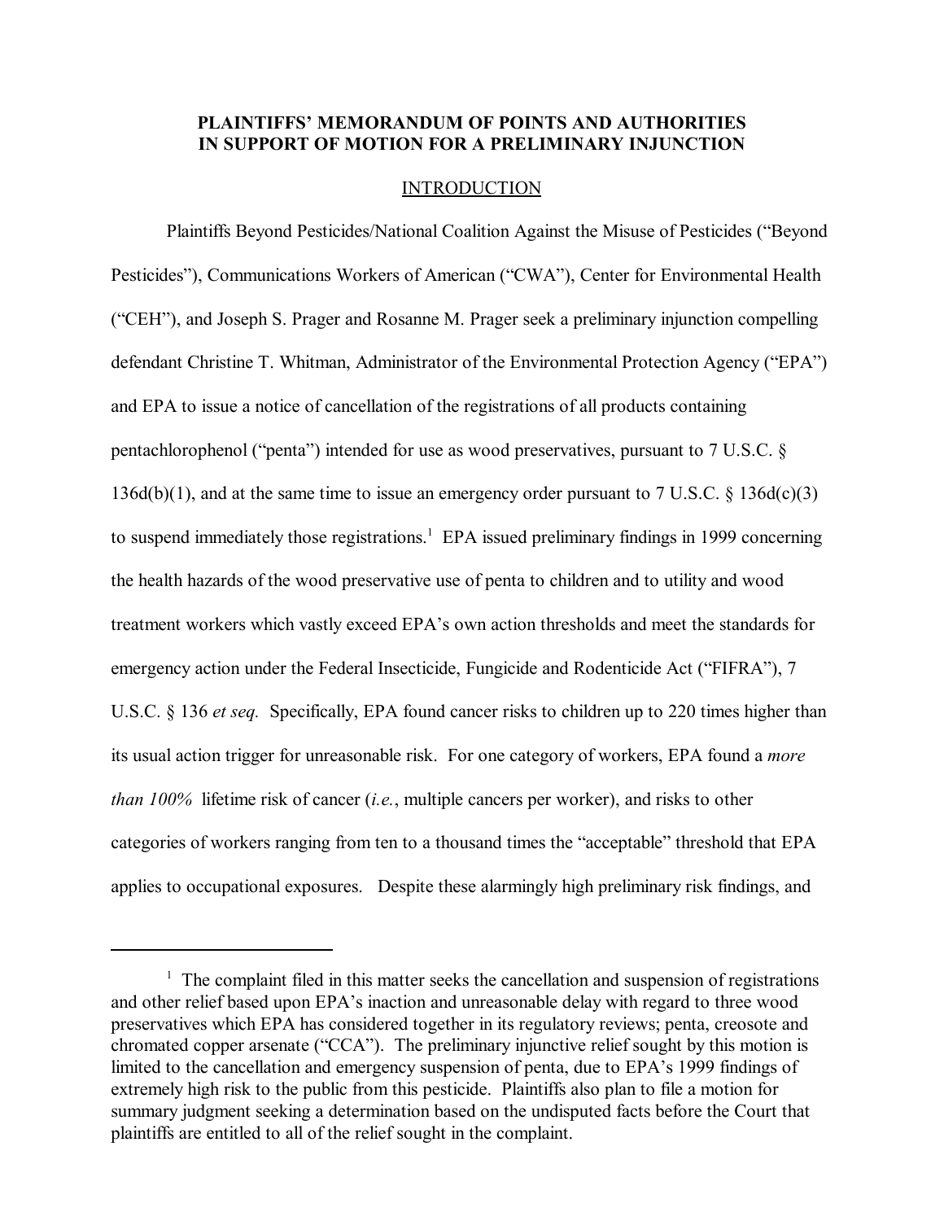**PLAINTIFFS' MEMORANDUM OF POINTS AND AUTHORITIES IN SUPPORT OF MOTION FOR A PRELIMINARY INJUNCTION**

INTRODUCTION

Plaintiffs Beyond Pesticides/National Coalition Against the Misuse of Pesticides ("Beyond Pesticides"), Communications Workers of American ("CWA"), Center for Environmental Health ("CEH"), and Joseph S. Prager and Rosanne M. Prager seek a preliminary injunction compelling defendant Christine T. Whitman, Administrator of the Environmental Protection Agency ("EPA") and EPA to issue a notice of cancellation of the registrations of all products containing pentachlorophenol ("penta") intended for use as wood preservatives, pursuant to 7 U.S.C. § 136d(b)(1), and at the same time to issue an emergency order pursuant to 7 U.S.C. § 136d(c)(3) to suspend immediately those registrations.[1] EPA issued preliminary findings in 1999 concerning the health hazards of the wood preservative use of penta to children and to utility and wood treatment workers which vastly exceed EPA's own action thresholds and meet the standards for emergency action under the Federal Insecticide, Fungicide and Rodenticide Act ("FIFRA"), 7 U.S.C. § 136 *et seq.* Specifically, EPA found cancer risks to children up to 220 times higher than its usual action trigger for unreasonable risk. For one category of workers, EPA found a *more than 100%* lifetime risk of cancer (*i.e.*, multiple cancers per worker), and risks to other categories of workers ranging from ten to a thousand times the "acceptable" threshold that EPA applies to occupational exposures. Despite these alarmingly high preliminary risk findings, and

[1] The complaint filed in this matter seeks the cancellation and suspension of registrations and other relief based upon EPA's inaction and unreasonable delay with regard to three wood preservatives which EPA has considered together in its regulatory reviews; penta, creosote and chromated copper arsenate ("CCA"). The preliminary injunctive relief sought by this motion is limited to the cancellation and emergency suspension of penta, due to EPA's 1999 findings of extremely high risk to the public from this pesticide. Plaintiffs also plan to file a motion for summary judgment seeking a determination based on the undisputed facts before the Court that plaintiffs are entitled to all of the relief sought in the complaint.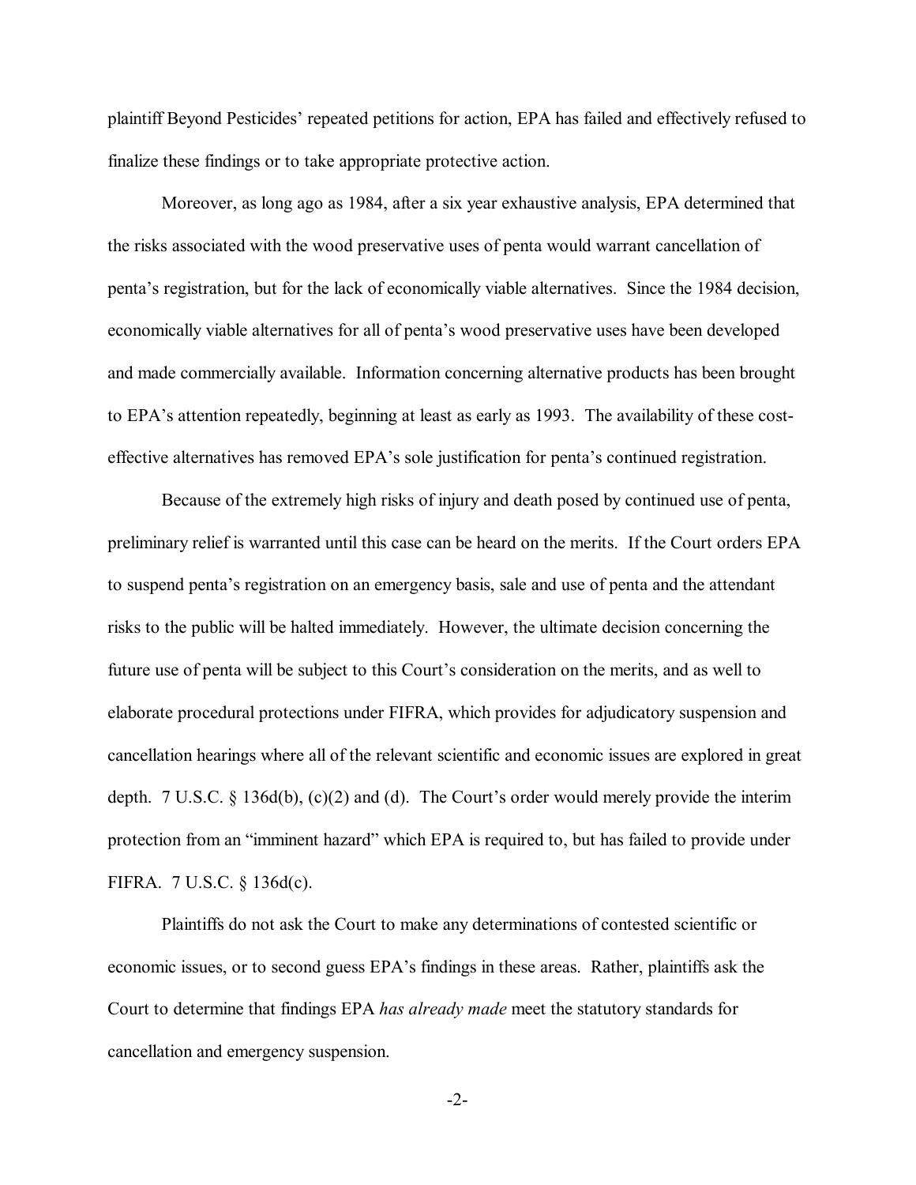plaintiff Beyond Pesticides' repeated petitions for action, EPA has failed and effectively refused to finalize these findings or to take appropriate protective action.

Moreover, as long ago as 1984, after a six year exhaustive analysis, EPA determined that the risks associated with the wood preservative uses of penta would warrant cancellation of penta's registration, but for the lack of economically viable alternatives. Since the 1984 decision, economically viable alternatives for all of penta's wood preservative uses have been developed and made commercially available. Information concerning alternative products has been brought to EPA's attention repeatedly, beginning at least as early as 1993. The availability of these cost-effective alternatives has removed EPA's sole justification for penta's continued registration.

Because of the extremely high risks of injury and death posed by continued use of penta, preliminary relief is warranted until this case can be heard on the merits. If the Court orders EPA to suspend penta's registration on an emergency basis, sale and use of penta and the attendant risks to the public will be halted immediately. However, the ultimate decision concerning the future use of penta will be subject to this Court's consideration on the merits, and as well to elaborate procedural protections under FIFRA, which provides for adjudicatory suspension and cancellation hearings where all of the relevant scientific and economic issues are explored in great depth. 7 U.S.C. § 136d(b), (c)(2) and (d). The Court's order would merely provide the interim protection from an "imminent hazard" which EPA is required to, but has failed to provide under FIFRA. 7 U.S.C. § 136d(c).

Plaintiffs do not ask the Court to make any determinations of contested scientific or economic issues, or to second guess EPA's findings in these areas. Rather, plaintiffs ask the Court to determine that findings EPA *has already made* meet the statutory standards for cancellation and emergency suspension.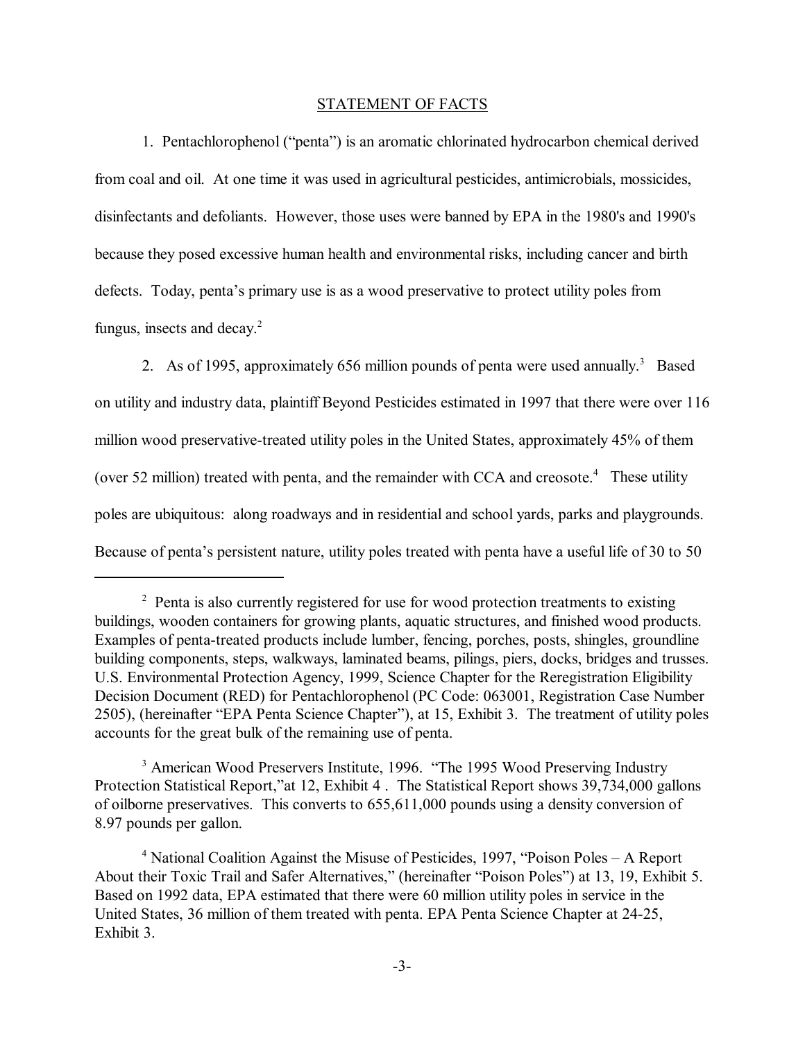## STATEMENT OF FACTS

1. Pentachlorophenol ("penta") is an aromatic chlorinated hydrocarbon chemical derived from coal and oil. At one time it was used in agricultural pesticides, antimicrobials, mossicides, disinfectants and defoliants. However, those uses were banned by EPA in the 1980's and 1990's because they posed excessive human health and environmental risks, including cancer and birth defects. Today, penta's primary use is as a wood preservative to protect utility poles from fungus, insects and decay.[2]

2. As of 1995, approximately 656 million pounds of penta were used annually.[3] Based on utility and industry data, plaintiff Beyond Pesticides estimated in 1997 that there were over 116 million wood preservative-treated utility poles in the United States, approximately 45% of them (over 52 million) treated with penta, and the remainder with CCA and creosote.[4] These utility poles are ubiquitous: along roadways and in residential and school yards, parks and playgrounds. Because of penta's persistent nature, utility poles treated with penta have a useful life of 30 to 50

---

[2] Penta is also currently registered for use for wood protection treatments to existing buildings, wooden containers for growing plants, aquatic structures, and finished wood products. Examples of penta-treated products include lumber, fencing, porches, posts, shingles, groundline building components, steps, walkways, laminated beams, pilings, piers, docks, bridges and trusses. U.S. Environmental Protection Agency, 1999, Science Chapter for the Reregistration Eligibility Decision Document (RED) for Pentachlorophenol (PC Code: 063001, Registration Case Number 2505), (hereinafter "EPA Penta Science Chapter"), at 15, Exhibit 3. The treatment of utility poles accounts for the great bulk of the remaining use of penta.

[3] American Wood Preservers Institute, 1996. "The 1995 Wood Preserving Industry Protection Statistical Report,"at 12, Exhibit 4 . The Statistical Report shows 39,734,000 gallons of oilborne preservatives. This converts to 655,611,000 pounds using a density conversion of 8.97 pounds per gallon.

[4] National Coalition Against the Misuse of Pesticides, 1997, "Poison Poles – A Report About their Toxic Trail and Safer Alternatives," (hereinafter "Poison Poles") at 13, 19, Exhibit 5. Based on 1992 data, EPA estimated that there were 60 million utility poles in service in the United States, 36 million of them treated with penta. EPA Penta Science Chapter at 24-25, Exhibit 3.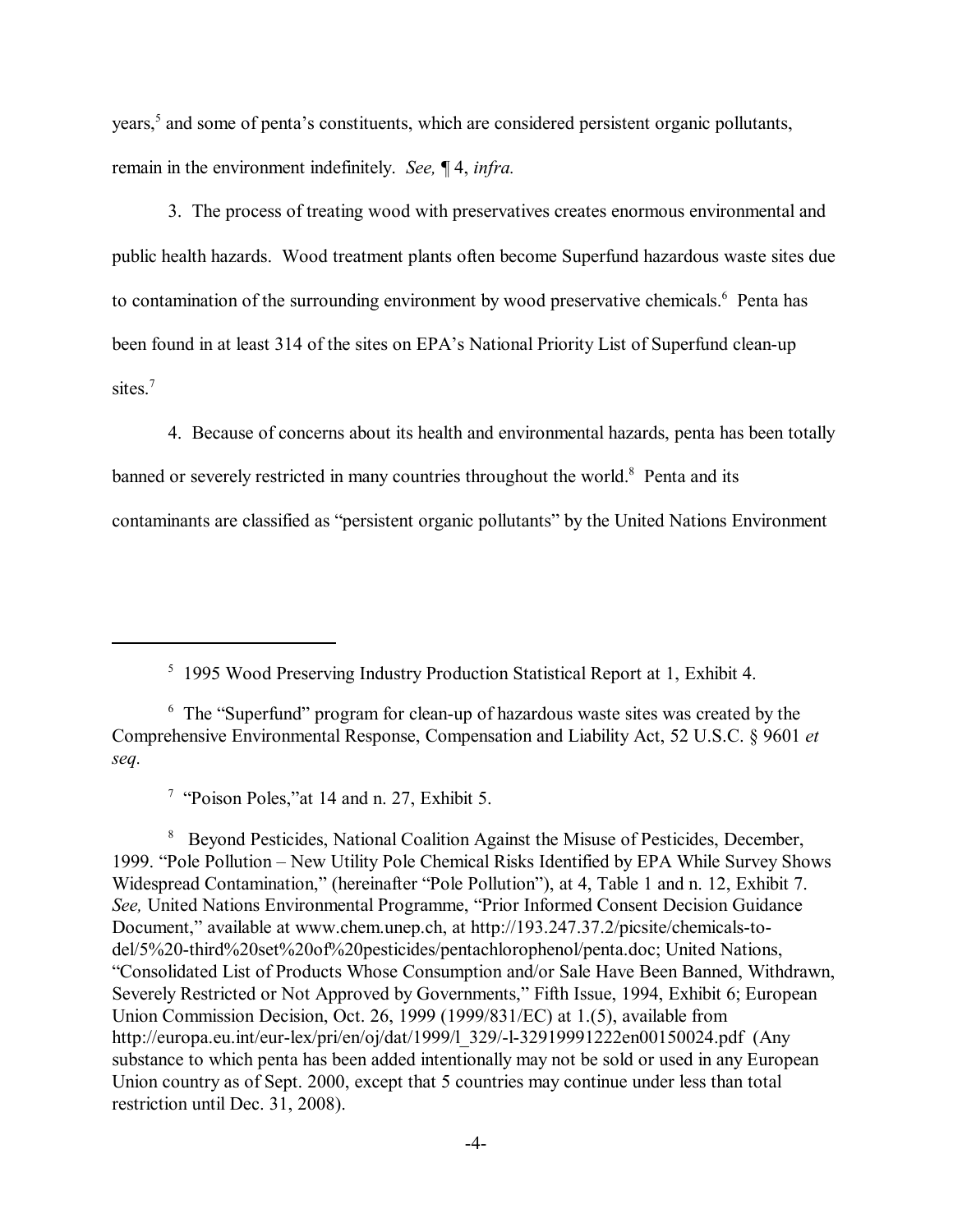years,[5] and some of penta's constituents, which are considered persistent organic pollutants, remain in the environment indefinitely. *See,* ¶ 4, *infra.*

3. The process of treating wood with preservatives creates enormous environmental and public health hazards. Wood treatment plants often become Superfund hazardous waste sites due to contamination of the surrounding environment by wood preservative chemicals.[6] Penta has been found in at least 314 of the sites on EPA's National Priority List of Superfund clean-up sites.[7]

4. Because of concerns about its health and environmental hazards, penta has been totally banned or severely restricted in many countries throughout the world.[8] Penta and its contaminants are classified as "persistent organic pollutants" by the United Nations Environment

---

[5] 1995 Wood Preserving Industry Production Statistical Report at 1, Exhibit 4.

[6] The "Superfund" program for clean-up of hazardous waste sites was created by the Comprehensive Environmental Response, Compensation and Liability Act, 52 U.S.C. § 9601 *et seq.*

[7] "Poison Poles,"at 14 and n. 27, Exhibit 5.

[8] Beyond Pesticides, National Coalition Against the Misuse of Pesticides, December, 1999. "Pole Pollution – New Utility Pole Chemical Risks Identified by EPA While Survey Shows Widespread Contamination," (hereinafter "Pole Pollution"), at 4, Table 1 and n. 12, Exhibit 7. *See,* United Nations Environmental Programme, "Prior Informed Consent Decision Guidance Document," available at www.chem.unep.ch, at http://193.247.37.2/picsite/chemicals-to-del/5%20-third%20set%20of%20pesticides/pentachlorophenol/penta.doc; United Nations, "Consolidated List of Products Whose Consumption and/or Sale Have Been Banned, Withdrawn, Severely Restricted or Not Approved by Governments," Fifth Issue, 1994, Exhibit 6; European Union Commission Decision, Oct. 26, 1999 (1999/831/EC) at 1.(5), available from http://europa.eu.int/eur-lex/pri/en/oj/dat/1999/l_329/-l-32919991222en00150024.pdf (Any substance to which penta has been added intentionally may not be sold or used in any European Union country as of Sept. 2000, except that 5 countries may continue under less than total restriction until Dec. 31, 2008).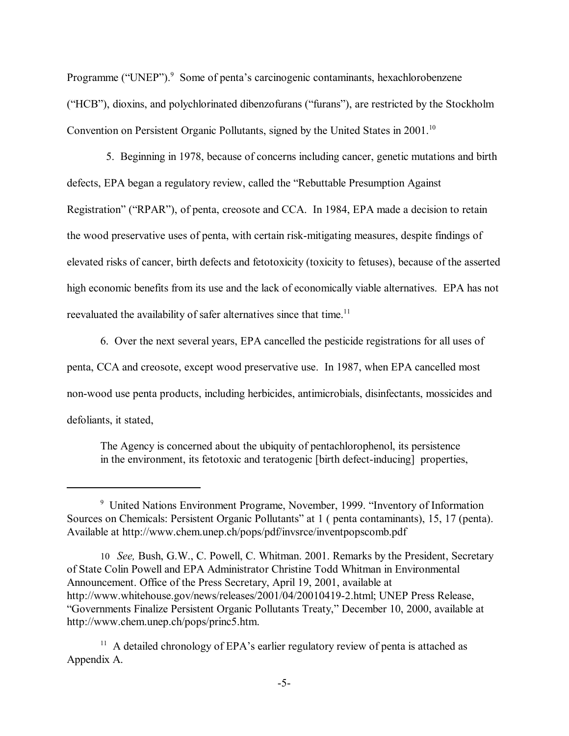Programme ("UNEP").[9] Some of penta's carcinogenic contaminants, hexachlorobenzene ("HCB"), dioxins, and polychlorinated dibenzofurans ("furans"), are restricted by the Stockholm Convention on Persistent Organic Pollutants, signed by the United States in 2001.[10]

5. Beginning in 1978, because of concerns including cancer, genetic mutations and birth defects, EPA began a regulatory review, called the "Rebuttable Presumption Against Registration" ("RPAR"), of penta, creosote and CCA. In 1984, EPA made a decision to retain the wood preservative uses of penta, with certain risk-mitigating measures, despite findings of elevated risks of cancer, birth defects and fetotoxicity (toxicity to fetuses), because of the asserted high economic benefits from its use and the lack of economically viable alternatives. EPA has not reevaluated the availability of safer alternatives since that time.[11]

6. Over the next several years, EPA cancelled the pesticide registrations for all uses of penta, CCA and creosote, except wood preservative use. In 1987, when EPA cancelled most non-wood use penta products, including herbicides, antimicrobials, disinfectants, mossicides and defoliants, it stated,

> The Agency is concerned about the ubiquity of pentachlorophenol, its persistence in the environment, its fetotoxic and teratogenic [birth defect-inducing] properties,

---

[9] United Nations Environment Programe, November, 1999. "Inventory of Information Sources on Chemicals: Persistent Organic Pollutants" at 1 ( penta contaminants), 15, 17 (penta). Available at http://www.chem.unep.ch/pops/pdf/invsrce/inventpopscomb.pdf

[10] *See,* Bush, G.W., C. Powell, C. Whitman. 2001. Remarks by the President, Secretary of State Colin Powell and EPA Administrator Christine Todd Whitman in Environmental Announcement. Office of the Press Secretary, April 19, 2001, available at http://www.whitehouse.gov/news/releases/2001/04/20010419-2.html; UNEP Press Release, "Governments Finalize Persistent Organic Pollutants Treaty," December 10, 2000, available at http://www.chem.unep.ch/pops/princ5.htm.

[11] A detailed chronology of EPA's earlier regulatory review of penta is attached as Appendix A.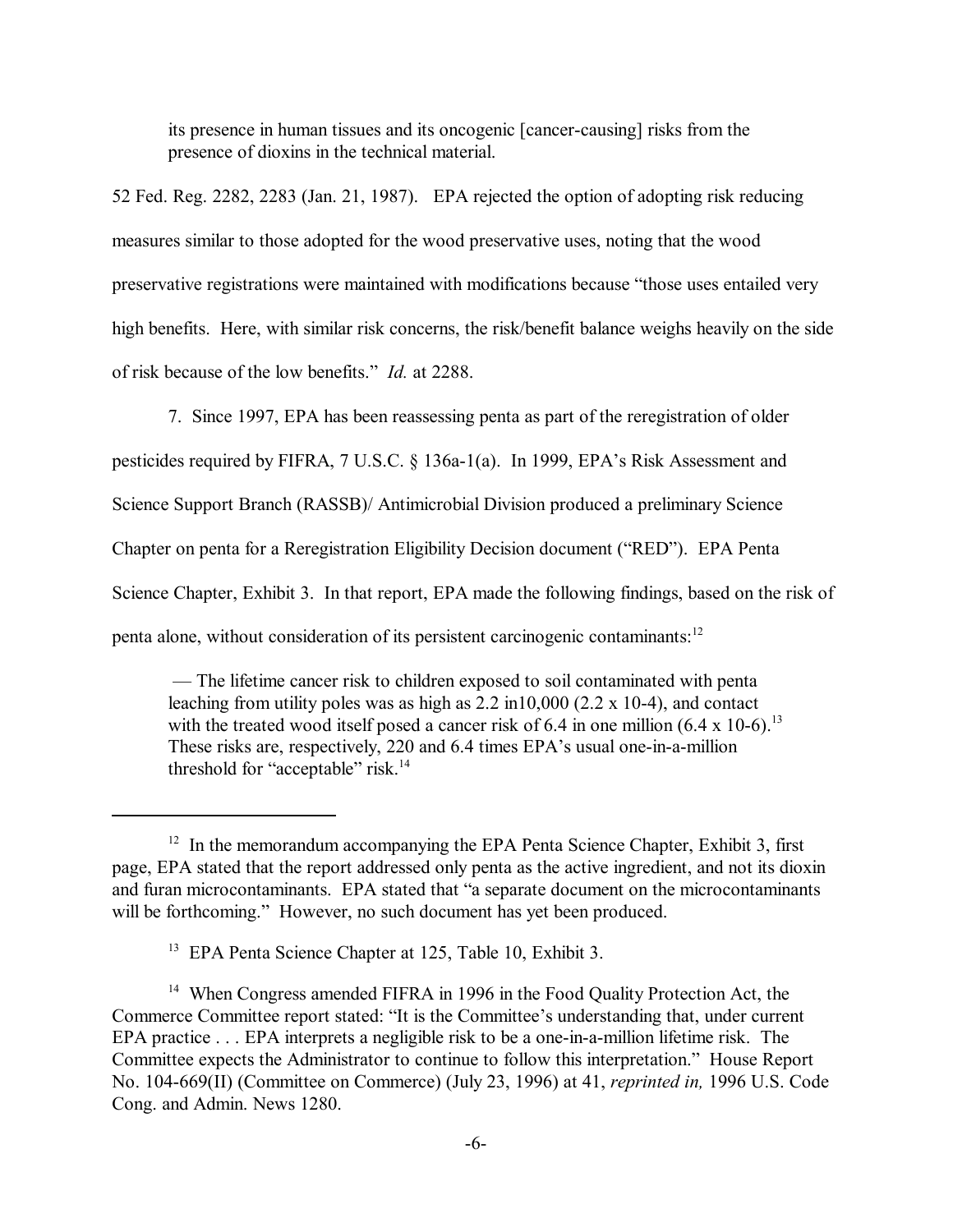> its presence in human tissues and its oncogenic [cancer-causing] risks from the presence of dioxins in the technical material.

52 Fed. Reg. 2282, 2283 (Jan. 21, 1987). EPA rejected the option of adopting risk reducing measures similar to those adopted for the wood preservative uses, noting that the wood preservative registrations were maintained with modifications because "those uses entailed very high benefits. Here, with similar risk concerns, the risk/benefit balance weighs heavily on the side of risk because of the low benefits." *Id.* at 2288.

7. Since 1997, EPA has been reassessing penta as part of the reregistration of older pesticides required by FIFRA, 7 U.S.C. § 136a-1(a). In 1999, EPA's Risk Assessment and Science Support Branch (RASSB)/ Antimicrobial Division produced a preliminary Science Chapter on penta for a Reregistration Eligibility Decision document ("RED"). EPA Penta Science Chapter, Exhibit 3. In that report, EPA made the following findings, based on the risk of penta alone, without consideration of its persistent carcinogenic contaminants:[12]

> — The lifetime cancer risk to children exposed to soil contaminated with penta leaching from utility poles was as high as 2.2 in10,000 (2.2 x 10-4), and contact with the treated wood itself posed a cancer risk of 6.4 in one million (6.4 x 10-6).[13] These risks are, respectively, 220 and 6.4 times EPA's usual one-in-a-million threshold for "acceptable" risk.[14]

---

[12] In the memorandum accompanying the EPA Penta Science Chapter, Exhibit 3, first page, EPA stated that the report addressed only penta as the active ingredient, and not its dioxin and furan microcontaminants. EPA stated that "a separate document on the microcontaminants will be forthcoming." However, no such document has yet been produced.

[13] EPA Penta Science Chapter at 125, Table 10, Exhibit 3.

[14] When Congress amended FIFRA in 1996 in the Food Quality Protection Act, the Commerce Committee report stated: "It is the Committee's understanding that, under current EPA practice . . . EPA interprets a negligible risk to be a one-in-a-million lifetime risk. The Committee expects the Administrator to continue to follow this interpretation." House Report No. 104-669(II) (Committee on Commerce) (July 23, 1996) at 41, *reprinted in,* 1996 U.S. Code Cong. and Admin. News 1280.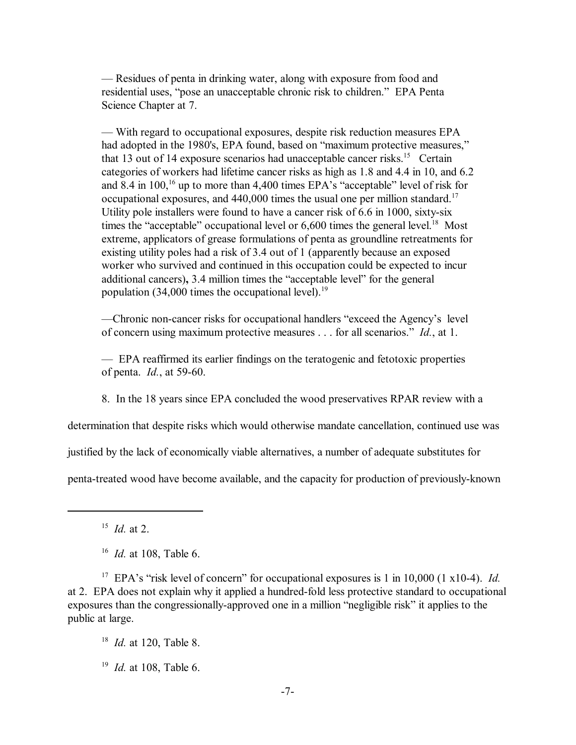— Residues of penta in drinking water, along with exposure from food and residential uses, "pose an unacceptable chronic risk to children." EPA Penta Science Chapter at 7.

— With regard to occupational exposures, despite risk reduction measures EPA had adopted in the 1980's, EPA found, based on "maximum protective measures," that 13 out of 14 exposure scenarios had unacceptable cancer risks.[15] Certain categories of workers had lifetime cancer risks as high as 1.8 and 4.4 in 10, and 6.2 and 8.4 in 100,[16] up to more than 4,400 times EPA's "acceptable" level of risk for occupational exposures, and 440,000 times the usual one per million standard.[17] Utility pole installers were found to have a cancer risk of 6.6 in 1000, sixty-six times the "acceptable" occupational level or 6,600 times the general level.[18] Most extreme, applicators of grease formulations of penta as groundline retreatments for existing utility poles had a risk of 3.4 out of 1 (apparently because an exposed worker who survived and continued in this occupation could be expected to incur additional cancers**),** 3.4 million times the "acceptable level" for the general population (34,000 times the occupational level).[19]

—Chronic non-cancer risks for occupational handlers "exceed the Agency's level of concern using maximum protective measures . . . for all scenarios." *Id.*, at 1.

— EPA reaffirmed its earlier findings on the teratogenic and fetotoxic properties of penta. *Id.*, at 59-60.

8. In the 18 years since EPA concluded the wood preservatives RPAR review with a determination that despite risks which would otherwise mandate cancellation, continued use was justified by the lack of economically viable alternatives, a number of adequate substitutes for penta-treated wood have become available, and the capacity for production of previously-known

---

[15] *Id.* at 2.

[16] *Id.* at 108, Table 6.

[17] EPA's "risk level of concern" for occupational exposures is 1 in 10,000 (1 x10-4). *Id.* at 2. EPA does not explain why it applied a hundred-fold less protective standard to occupational exposures than the congressionally-approved one in a million "negligible risk" it applies to the public at large.

[18] *Id.* at 120, Table 8.

[19] *Id.* at 108, Table 6.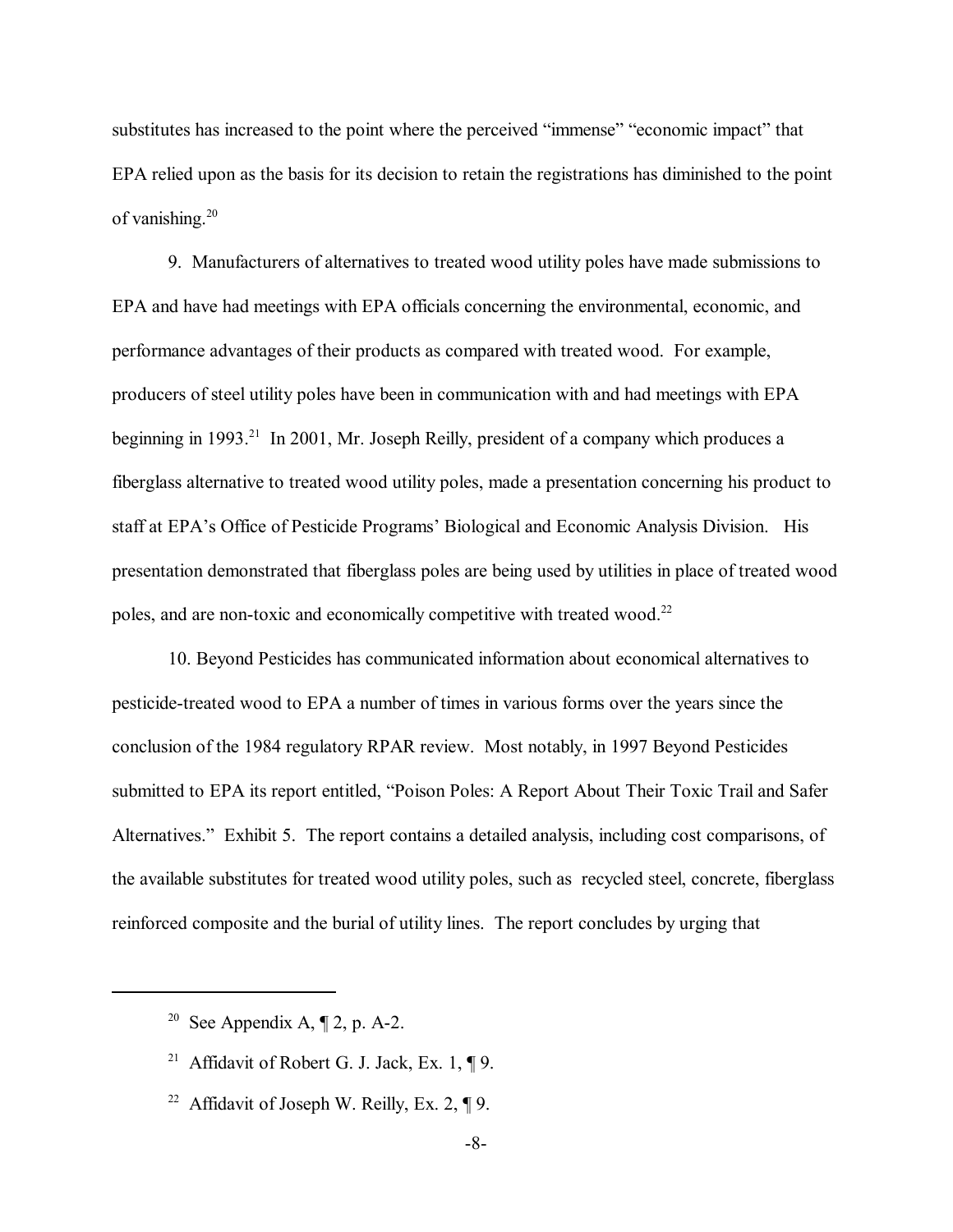substitutes has increased to the point where the perceived "immense" "economic impact" that EPA relied upon as the basis for its decision to retain the registrations has diminished to the point of vanishing.[20]

9. Manufacturers of alternatives to treated wood utility poles have made submissions to EPA and have had meetings with EPA officials concerning the environmental, economic, and performance advantages of their products as compared with treated wood. For example, producers of steel utility poles have been in communication with and had meetings with EPA beginning in 1993.[21] In 2001, Mr. Joseph Reilly, president of a company which produces a fiberglass alternative to treated wood utility poles, made a presentation concerning his product to staff at EPA's Office of Pesticide Programs' Biological and Economic Analysis Division. His presentation demonstrated that fiberglass poles are being used by utilities in place of treated wood poles, and are non-toxic and economically competitive with treated wood.[22]

10. Beyond Pesticides has communicated information about economical alternatives to pesticide-treated wood to EPA a number of times in various forms over the years since the conclusion of the 1984 regulatory RPAR review. Most notably, in 1997 Beyond Pesticides submitted to EPA its report entitled, "Poison Poles: A Report About Their Toxic Trail and Safer Alternatives." Exhibit 5. The report contains a detailed analysis, including cost comparisons, of the available substitutes for treated wood utility poles, such as recycled steel, concrete, fiberglass reinforced composite and the burial of utility lines. The report concludes by urging that

---

[20] See Appendix A, ¶ 2, p. A-2.

[21] Affidavit of Robert G. J. Jack, Ex. 1, ¶ 9.

[22] Affidavit of Joseph W. Reilly, Ex. 2, ¶ 9.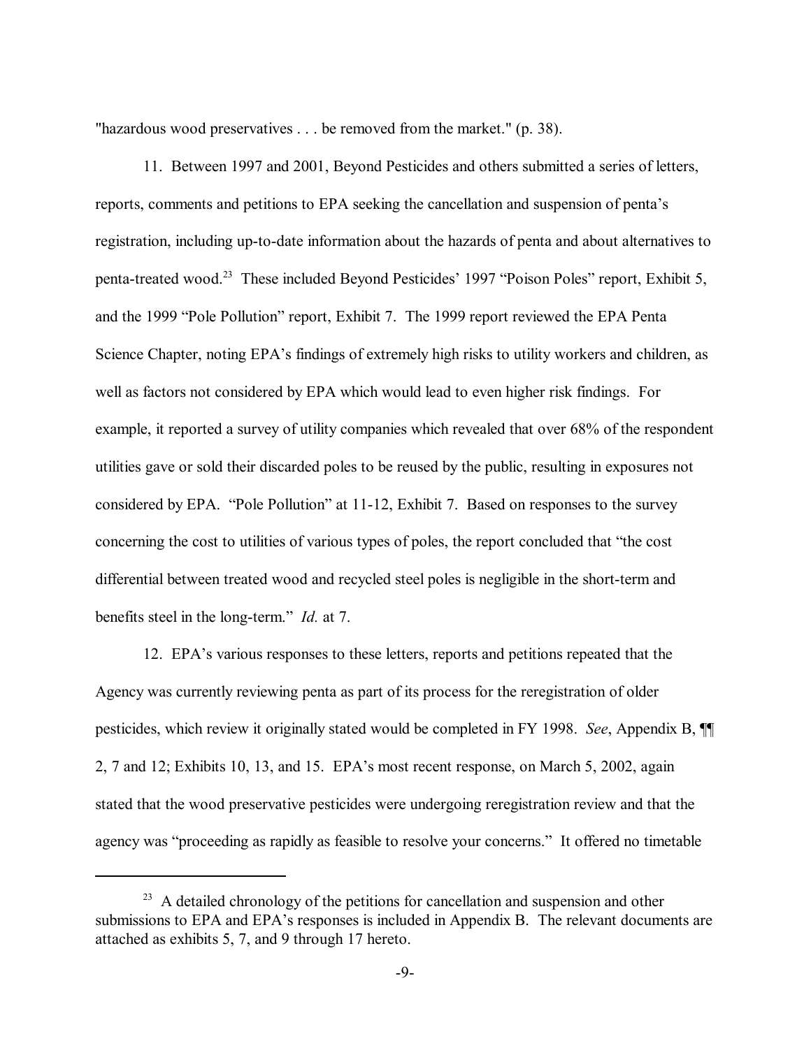"hazardous wood preservatives . . . be removed from the market." (p. 38).

11. Between 1997 and 2001, Beyond Pesticides and others submitted a series of letters, reports, comments and petitions to EPA seeking the cancellation and suspension of penta's registration, including up-to-date information about the hazards of penta and about alternatives to penta-treated wood.[23] These included Beyond Pesticides' 1997 "Poison Poles" report, Exhibit 5, and the 1999 "Pole Pollution" report, Exhibit 7. The 1999 report reviewed the EPA Penta Science Chapter, noting EPA's findings of extremely high risks to utility workers and children, as well as factors not considered by EPA which would lead to even higher risk findings. For example, it reported a survey of utility companies which revealed that over 68% of the respondent utilities gave or sold their discarded poles to be reused by the public, resulting in exposures not considered by EPA. "Pole Pollution" at 11-12, Exhibit 7. Based on responses to the survey concerning the cost to utilities of various types of poles, the report concluded that "the cost differential between treated wood and recycled steel poles is negligible in the short-term and benefits steel in the long-term." *Id.* at 7.

12. EPA's various responses to these letters, reports and petitions repeated that the Agency was currently reviewing penta as part of its process for the reregistration of older pesticides, which review it originally stated would be completed in FY 1998. *See*, Appendix B, ¶¶ 2, 7 and 12; Exhibits 10, 13, and 15. EPA's most recent response, on March 5, 2002, again stated that the wood preservative pesticides were undergoing reregistration review and that the agency was "proceeding as rapidly as feasible to resolve your concerns." It offered no timetable

[23] A detailed chronology of the petitions for cancellation and suspension and other submissions to EPA and EPA's responses is included in Appendix B. The relevant documents are attached as exhibits 5, 7, and 9 through 17 hereto.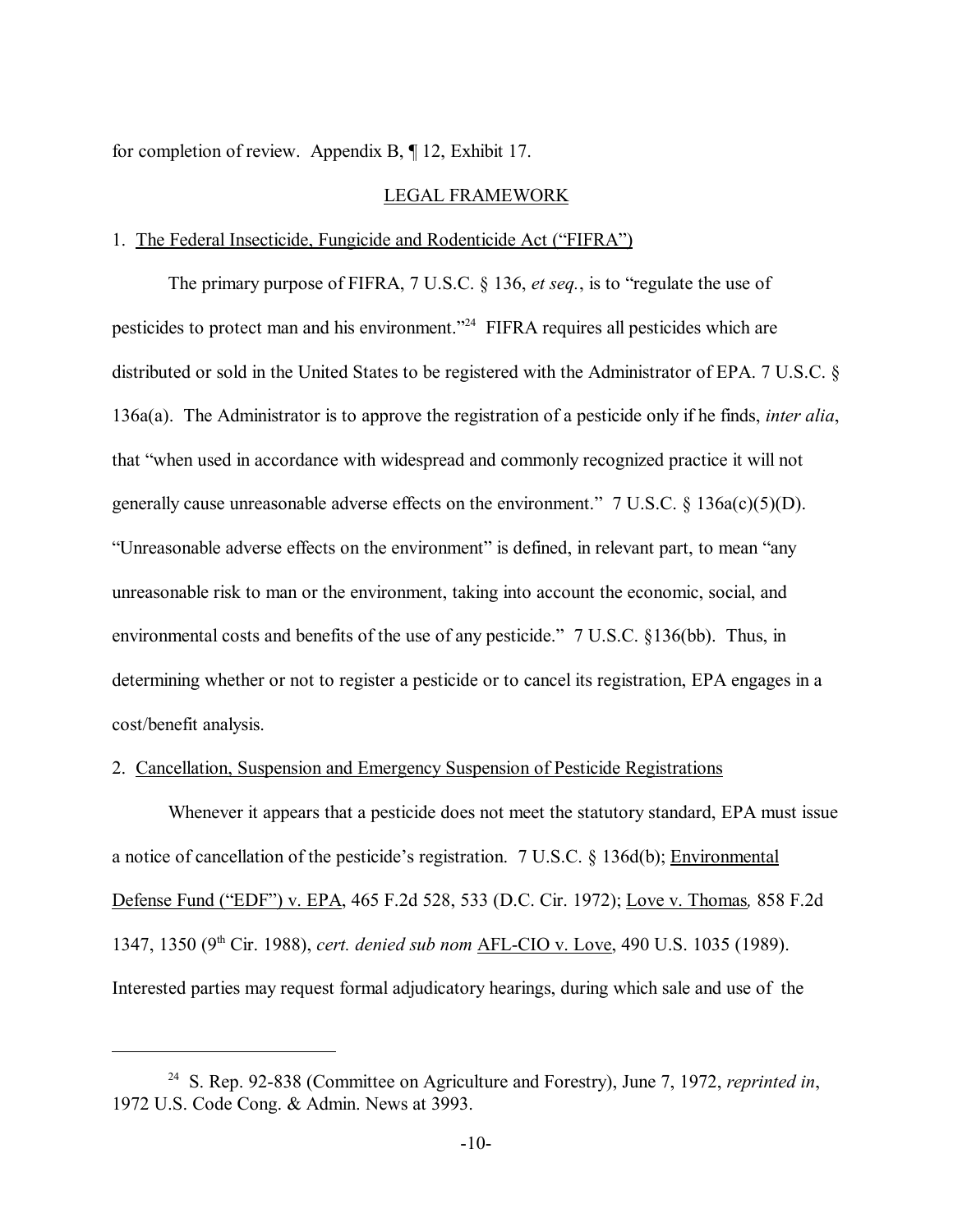for completion of review. Appendix B, ¶ 12, Exhibit 17.

## LEGAL FRAMEWORK

### 1. The Federal Insecticide, Fungicide and Rodenticide Act ("FIFRA")

The primary purpose of FIFRA, 7 U.S.C. § 136, *et seq.*, is to "regulate the use of pesticides to protect man and his environment."[24] FIFRA requires all pesticides which are distributed or sold in the United States to be registered with the Administrator of EPA. 7 U.S.C. § 136a(a). The Administrator is to approve the registration of a pesticide only if he finds, *inter alia*, that "when used in accordance with widespread and commonly recognized practice it will not generally cause unreasonable adverse effects on the environment." 7 U.S.C. § 136a(c)(5)(D). "Unreasonable adverse effects on the environment" is defined, in relevant part, to mean "any unreasonable risk to man or the environment, taking into account the economic, social, and environmental costs and benefits of the use of any pesticide." 7 U.S.C. §136(bb). Thus, in determining whether or not to register a pesticide or to cancel its registration, EPA engages in a cost/benefit analysis.

### 2. Cancellation, Suspension and Emergency Suspension of Pesticide Registrations

Whenever it appears that a pesticide does not meet the statutory standard, EPA must issue a notice of cancellation of the pesticide's registration. 7 U.S.C. § 136d(b); Environmental Defense Fund ("EDF") v. EPA, 465 F.2d 528, 533 (D.C. Cir. 1972); Love v. Thomas*,* 858 F.2d 1347, 1350 (9th Cir. 1988), *cert. denied sub nom* AFL-CIO v. Love, 490 U.S. 1035 (1989). Interested parties may request formal adjudicatory hearings, during which sale and use of the

---

[24] S. Rep. 92-838 (Committee on Agriculture and Forestry), June 7, 1972, *reprinted in*, 1972 U.S. Code Cong. & Admin. News at 3993.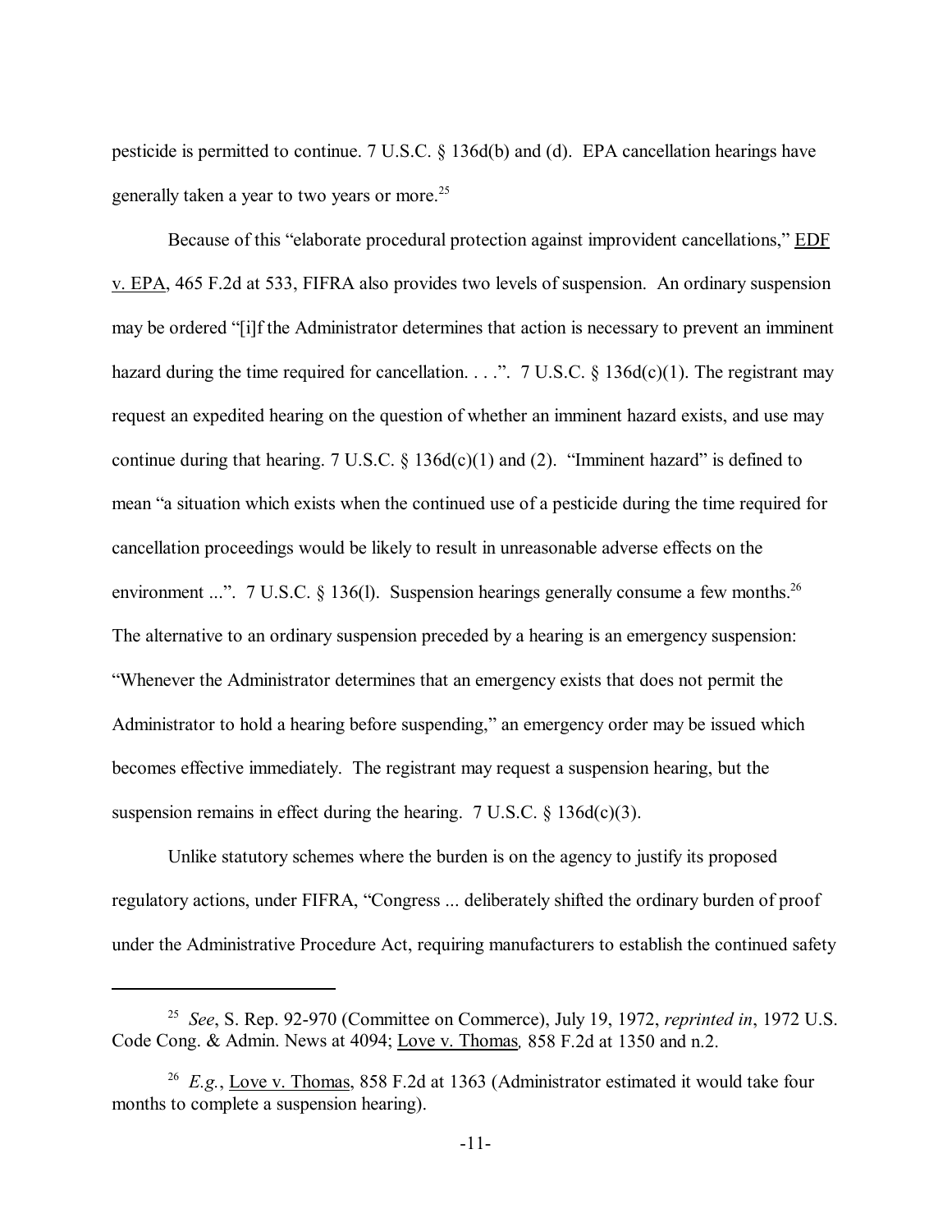pesticide is permitted to continue. 7 U.S.C. § 136d(b) and (d). EPA cancellation hearings have generally taken a year to two years or more.[25]

Because of this "elaborate procedural protection against improvident cancellations," EDF v. EPA, 465 F.2d at 533, FIFRA also provides two levels of suspension. An ordinary suspension may be ordered "[i]f the Administrator determines that action is necessary to prevent an imminent hazard during the time required for cancellation. . . .". 7 U.S.C. § 136d(c)(1). The registrant may request an expedited hearing on the question of whether an imminent hazard exists, and use may continue during that hearing. 7 U.S.C. § 136d(c)(1) and (2). "Imminent hazard" is defined to mean "a situation which exists when the continued use of a pesticide during the time required for cancellation proceedings would be likely to result in unreasonable adverse effects on the environment ...". 7 U.S.C. § 136(l). Suspension hearings generally consume a few months.[26] The alternative to an ordinary suspension preceded by a hearing is an emergency suspension: "Whenever the Administrator determines that an emergency exists that does not permit the Administrator to hold a hearing before suspending," an emergency order may be issued which becomes effective immediately. The registrant may request a suspension hearing, but the suspension remains in effect during the hearing. 7 U.S.C. § 136d(c)(3).

Unlike statutory schemes where the burden is on the agency to justify its proposed regulatory actions, under FIFRA, "Congress ... deliberately shifted the ordinary burden of proof under the Administrative Procedure Act, requiring manufacturers to establish the continued safety

---

[25] *See*, S. Rep. 92-970 (Committee on Commerce), July 19, 1972, *reprinted in*, 1972 U.S. Code Cong. & Admin. News at 4094; Love v. Thomas*,* 858 F.2d at 1350 and n.2.

[26] *E.g.*, Love v. Thomas, 858 F.2d at 1363 (Administrator estimated it would take four months to complete a suspension hearing).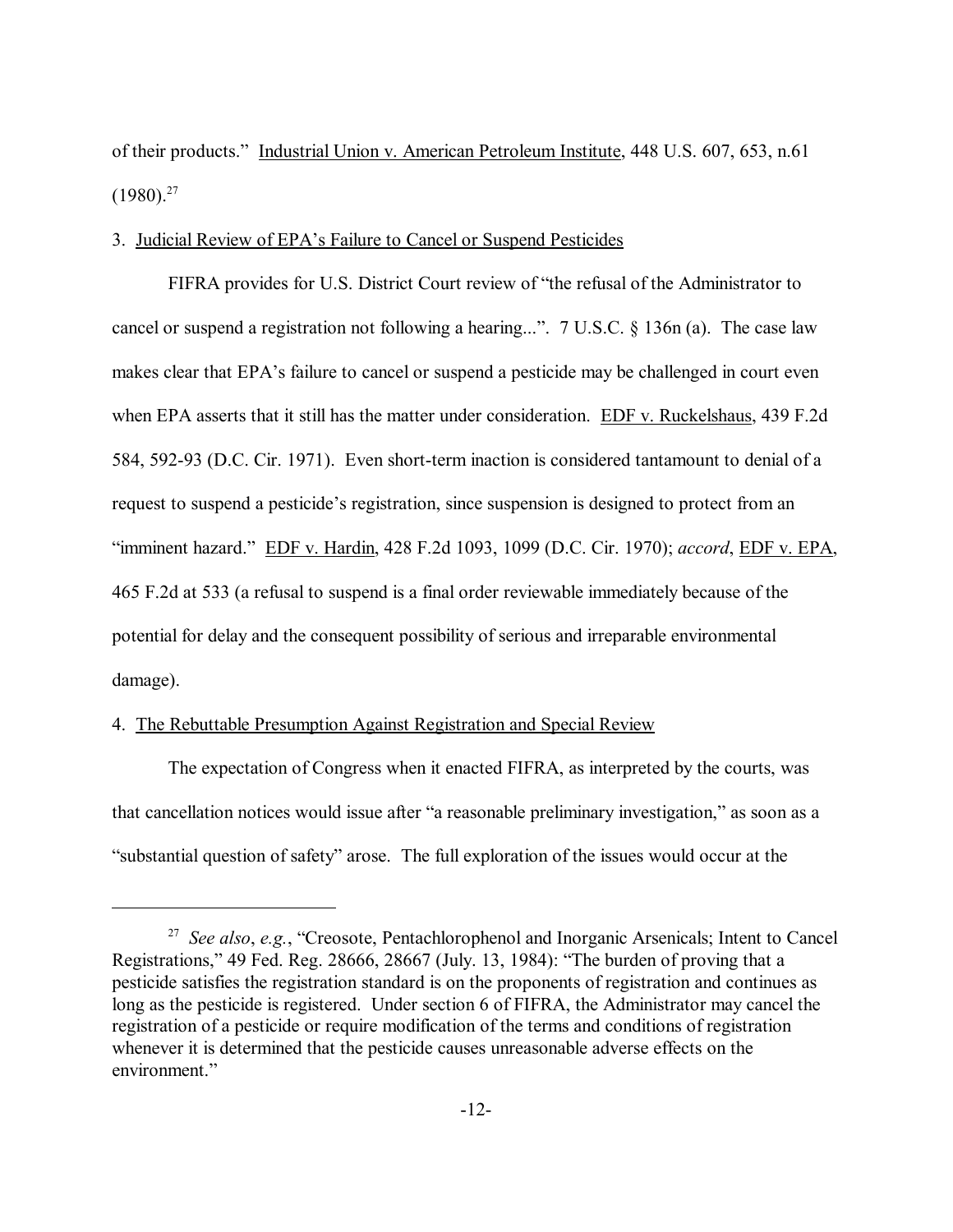of their products." Industrial Union v. American Petroleum Institute, 448 U.S. 607, 653, n.61 (1980).[27]

3. Judicial Review of EPA's Failure to Cancel or Suspend Pesticides

FIFRA provides for U.S. District Court review of "the refusal of the Administrator to cancel or suspend a registration not following a hearing...". 7 U.S.C. § 136n (a). The case law makes clear that EPA's failure to cancel or suspend a pesticide may be challenged in court even when EPA asserts that it still has the matter under consideration. EDF v. Ruckelshaus, 439 F.2d 584, 592-93 (D.C. Cir. 1971). Even short-term inaction is considered tantamount to denial of a request to suspend a pesticide's registration, since suspension is designed to protect from an "imminent hazard." EDF v. Hardin, 428 F.2d 1093, 1099 (D.C. Cir. 1970); *accord*, EDF v. EPA, 465 F.2d at 533 (a refusal to suspend is a final order reviewable immediately because of the potential for delay and the consequent possibility of serious and irreparable environmental damage).

4. The Rebuttable Presumption Against Registration and Special Review

The expectation of Congress when it enacted FIFRA, as interpreted by the courts, was that cancellation notices would issue after "a reasonable preliminary investigation," as soon as a "substantial question of safety" arose. The full exploration of the issues would occur at the

---

[27] *See also*, *e.g.*, "Creosote, Pentachlorophenol and Inorganic Arsenicals; Intent to Cancel Registrations," 49 Fed. Reg. 28666, 28667 (July. 13, 1984): "The burden of proving that a pesticide satisfies the registration standard is on the proponents of registration and continues as long as the pesticide is registered. Under section 6 of FIFRA, the Administrator may cancel the registration of a pesticide or require modification of the terms and conditions of registration whenever it is determined that the pesticide causes unreasonable adverse effects on the environment."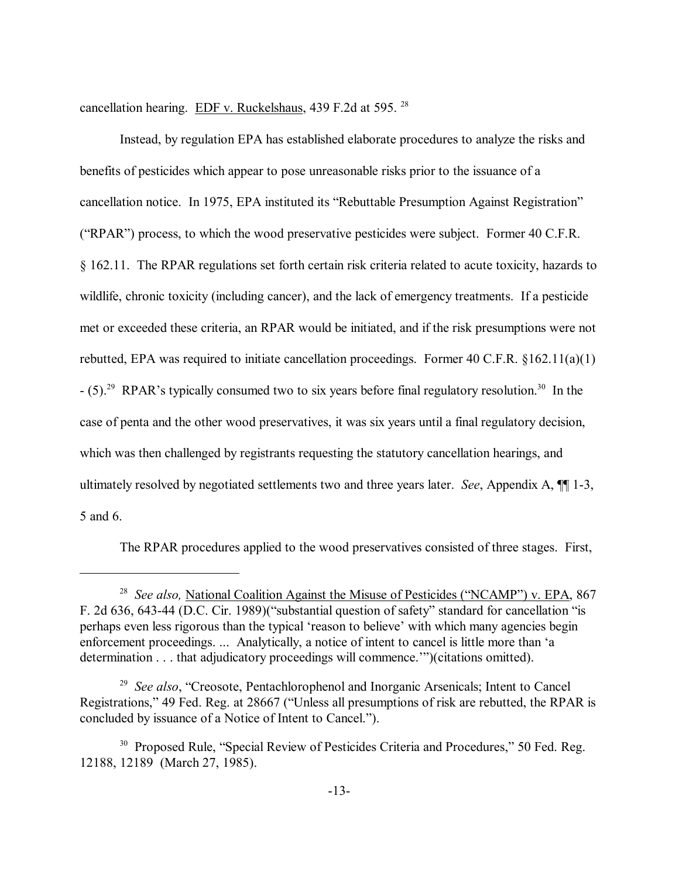cancellation hearing. EDF v. Ruckelshaus, 439 F.2d at 595. [28]

Instead, by regulation EPA has established elaborate procedures to analyze the risks and benefits of pesticides which appear to pose unreasonable risks prior to the issuance of a cancellation notice. In 1975, EPA instituted its "Rebuttable Presumption Against Registration" ("RPAR") process, to which the wood preservative pesticides were subject. Former 40 C.F.R. § 162.11. The RPAR regulations set forth certain risk criteria related to acute toxicity, hazards to wildlife, chronic toxicity (including cancer), and the lack of emergency treatments. If a pesticide met or exceeded these criteria, an RPAR would be initiated, and if the risk presumptions were not rebutted, EPA was required to initiate cancellation proceedings. Former 40 C.F.R. §162.11(a)(1) - (5).[29] RPAR's typically consumed two to six years before final regulatory resolution.[30] In the case of penta and the other wood preservatives, it was six years until a final regulatory decision, which was then challenged by registrants requesting the statutory cancellation hearings, and ultimately resolved by negotiated settlements two and three years later. *See*, Appendix A, ¶¶ 1-3, 5 and 6.

The RPAR procedures applied to the wood preservatives consisted of three stages. First,

---

[28] *See also,* National Coalition Against the Misuse of Pesticides ("NCAMP") v. EPA, 867 F. 2d 636, 643-44 (D.C. Cir. 1989)("substantial question of safety" standard for cancellation "is perhaps even less rigorous than the typical 'reason to believe' with which many agencies begin enforcement proceedings. ... Analytically, a notice of intent to cancel is little more than 'a determination . . . that adjudicatory proceedings will commence.'")(citations omitted).

[29] *See also*, "Creosote, Pentachlorophenol and Inorganic Arsenicals; Intent to Cancel Registrations," 49 Fed. Reg. at 28667 ("Unless all presumptions of risk are rebutted, the RPAR is concluded by issuance of a Notice of Intent to Cancel.").

[30] Proposed Rule, "Special Review of Pesticides Criteria and Procedures," 50 Fed. Reg. 12188, 12189 (March 27, 1985).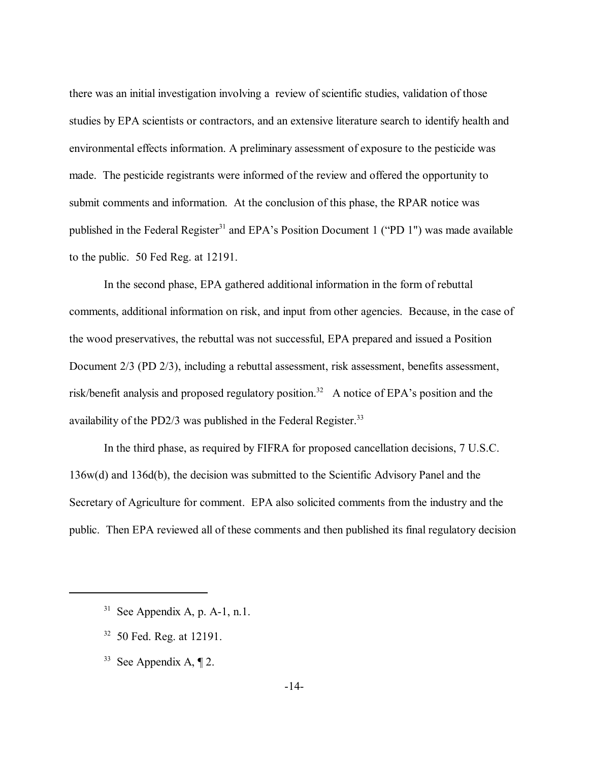there was an initial investigation involving a review of scientific studies, validation of those studies by EPA scientists or contractors, and an extensive literature search to identify health and environmental effects information. A preliminary assessment of exposure to the pesticide was made. The pesticide registrants were informed of the review and offered the opportunity to submit comments and information. At the conclusion of this phase, the RPAR notice was published in the Federal Register[31] and EPA's Position Document 1 ("PD 1") was made available to the public. 50 Fed Reg. at 12191.

In the second phase, EPA gathered additional information in the form of rebuttal comments, additional information on risk, and input from other agencies. Because, in the case of the wood preservatives, the rebuttal was not successful, EPA prepared and issued a Position Document 2/3 (PD 2/3), including a rebuttal assessment, risk assessment, benefits assessment, risk/benefit analysis and proposed regulatory position.[32] A notice of EPA's position and the availability of the PD2/3 was published in the Federal Register.[33]

In the third phase, as required by FIFRA for proposed cancellation decisions, 7 U.S.C. 136w(d) and 136d(b), the decision was submitted to the Scientific Advisory Panel and the Secretary of Agriculture for comment. EPA also solicited comments from the industry and the public. Then EPA reviewed all of these comments and then published its final regulatory decision

---

[31] See Appendix A, p. A-1, n.1.

[32] 50 Fed. Reg. at 12191.

[33] See Appendix A, ¶ 2.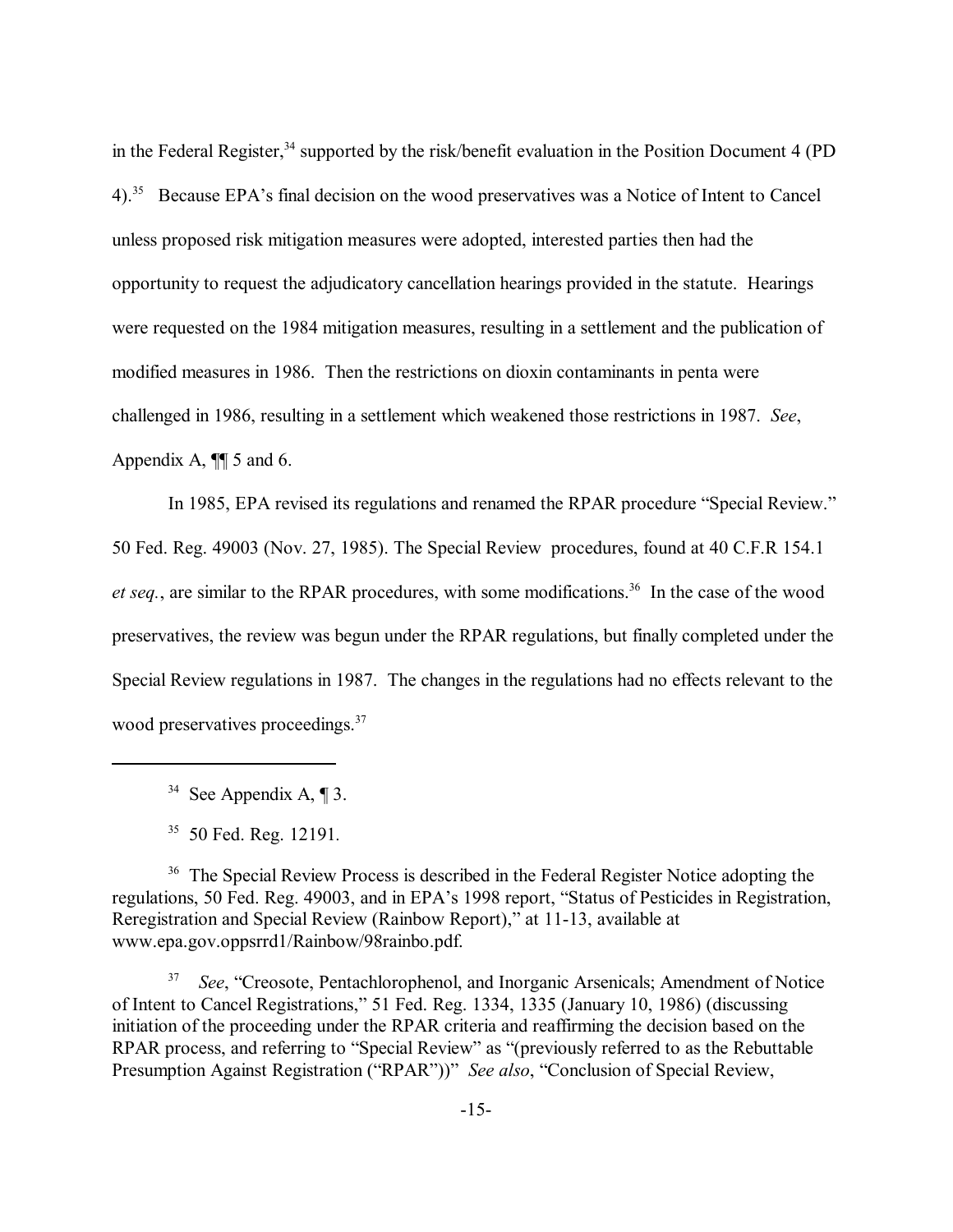in the Federal Register,[34] supported by the risk/benefit evaluation in the Position Document 4 (PD 4).[35] Because EPA's final decision on the wood preservatives was a Notice of Intent to Cancel unless proposed risk mitigation measures were adopted, interested parties then had the opportunity to request the adjudicatory cancellation hearings provided in the statute. Hearings were requested on the 1984 mitigation measures, resulting in a settlement and the publication of modified measures in 1986. Then the restrictions on dioxin contaminants in penta were challenged in 1986, resulting in a settlement which weakened those restrictions in 1987. *See*, Appendix A, ¶¶ 5 and 6.

In 1985, EPA revised its regulations and renamed the RPAR procedure "Special Review." 50 Fed. Reg. 49003 (Nov. 27, 1985). The Special Review procedures, found at 40 C.F.R 154.1 *et seq.*, are similar to the RPAR procedures, with some modifications.[36] In the case of the wood preservatives, the review was begun under the RPAR regulations, but finally completed under the Special Review regulations in 1987. The changes in the regulations had no effects relevant to the wood preservatives proceedings.[37]

---

[34] See Appendix A, ¶ 3.

[35] 50 Fed. Reg. 12191.

[36] The Special Review Process is described in the Federal Register Notice adopting the regulations, 50 Fed. Reg. 49003, and in EPA's 1998 report, "Status of Pesticides in Registration, Reregistration and Special Review (Rainbow Report)," at 11-13, available at www.epa.gov.oppsrrd1/Rainbow/98rainbo.pdf.

[37] *See*, "Creosote, Pentachlorophenol, and Inorganic Arsenicals; Amendment of Notice of Intent to Cancel Registrations," 51 Fed. Reg. 1334, 1335 (January 10, 1986) (discussing initiation of the proceeding under the RPAR criteria and reaffirming the decision based on the RPAR process, and referring to "Special Review" as "(previously referred to as the Rebuttable Presumption Against Registration ("RPAR"))" *See also*, "Conclusion of Special Review,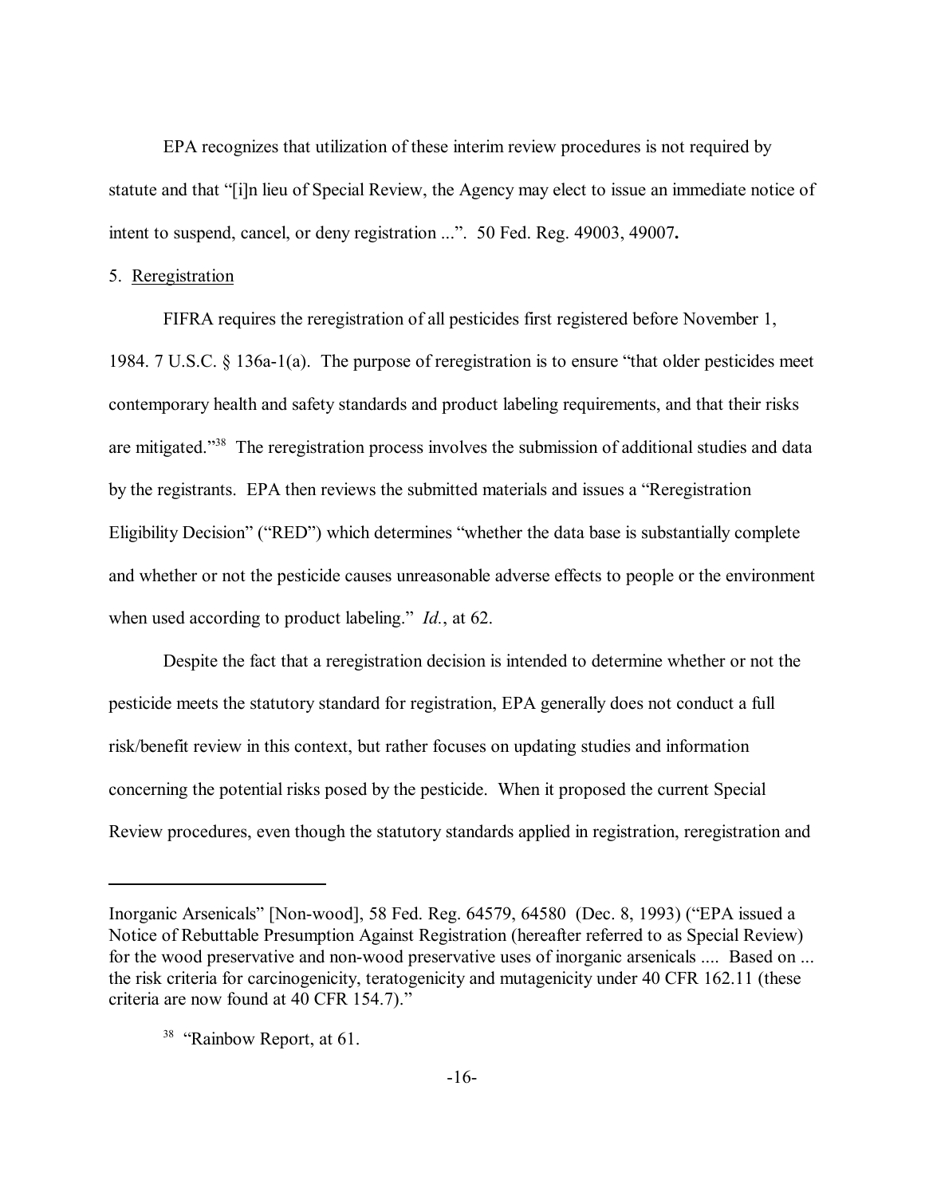EPA recognizes that utilization of these interim review procedures is not required by statute and that "[i]n lieu of Special Review, the Agency may elect to issue an immediate notice of intent to suspend, cancel, or deny registration ...". 50 Fed. Reg. 49003, 49007**.**

5. Reregistration

FIFRA requires the reregistration of all pesticides first registered before November 1, 1984. 7 U.S.C. § 136a-1(a). The purpose of reregistration is to ensure "that older pesticides meet contemporary health and safety standards and product labeling requirements, and that their risks are mitigated."[38] The reregistration process involves the submission of additional studies and data by the registrants. EPA then reviews the submitted materials and issues a "Reregistration Eligibility Decision" ("RED") which determines "whether the data base is substantially complete and whether or not the pesticide causes unreasonable adverse effects to people or the environment when used according to product labeling." *Id.*, at 62.

Despite the fact that a reregistration decision is intended to determine whether or not the pesticide meets the statutory standard for registration, EPA generally does not conduct a full risk/benefit review in this context, but rather focuses on updating studies and information concerning the potential risks posed by the pesticide. When it proposed the current Special Review procedures, even though the statutory standards applied in registration, reregistration and

---

Inorganic Arsenicals" [Non-wood], 58 Fed. Reg. 64579, 64580 (Dec. 8, 1993) ("EPA issued a Notice of Rebuttable Presumption Against Registration (hereafter referred to as Special Review) for the wood preservative and non-wood preservative uses of inorganic arsenicals .... Based on ... the risk criteria for carcinogenicity, teratogenicity and mutagenicity under 40 CFR 162.11 (these criteria are now found at 40 CFR 154.7)."

[38] "Rainbow Report, at 61.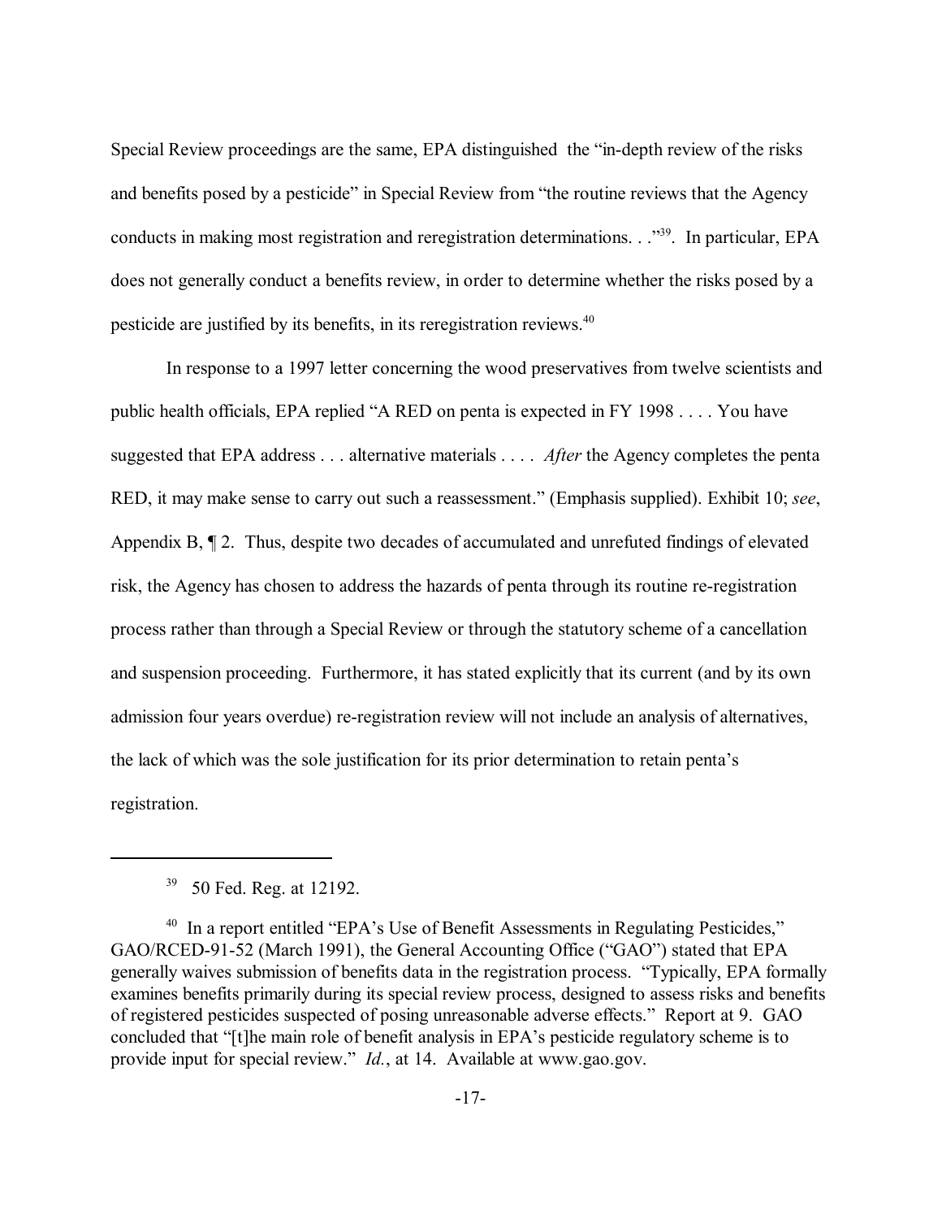Special Review proceedings are the same, EPA distinguished the "in-depth review of the risks and benefits posed by a pesticide" in Special Review from "the routine reviews that the Agency conducts in making most registration and reregistration determinations. . ."[39]. In particular, EPA does not generally conduct a benefits review, in order to determine whether the risks posed by a pesticide are justified by its benefits, in its reregistration reviews.[40]

In response to a 1997 letter concerning the wood preservatives from twelve scientists and public health officials, EPA replied "A RED on penta is expected in FY 1998 . . . . You have suggested that EPA address . . . alternative materials . . . . *After* the Agency completes the penta RED, it may make sense to carry out such a reassessment." (Emphasis supplied). Exhibit 10; *see*, Appendix B, ¶ 2. Thus, despite two decades of accumulated and unrefuted findings of elevated risk, the Agency has chosen to address the hazards of penta through its routine re-registration process rather than through a Special Review or through the statutory scheme of a cancellation and suspension proceeding. Furthermore, it has stated explicitly that its current (and by its own admission four years overdue) re-registration review will not include an analysis of alternatives, the lack of which was the sole justification for its prior determination to retain penta's registration.

---

[39] 50 Fed. Reg. at 12192.

[40] In a report entitled "EPA's Use of Benefit Assessments in Regulating Pesticides," GAO/RCED-91-52 (March 1991), the General Accounting Office ("GAO") stated that EPA generally waives submission of benefits data in the registration process. "Typically, EPA formally examines benefits primarily during its special review process, designed to assess risks and benefits of registered pesticides suspected of posing unreasonable adverse effects." Report at 9. GAO concluded that "[t]he main role of benefit analysis in EPA's pesticide regulatory scheme is to provide input for special review." *Id.*, at 14. Available at www.gao.gov.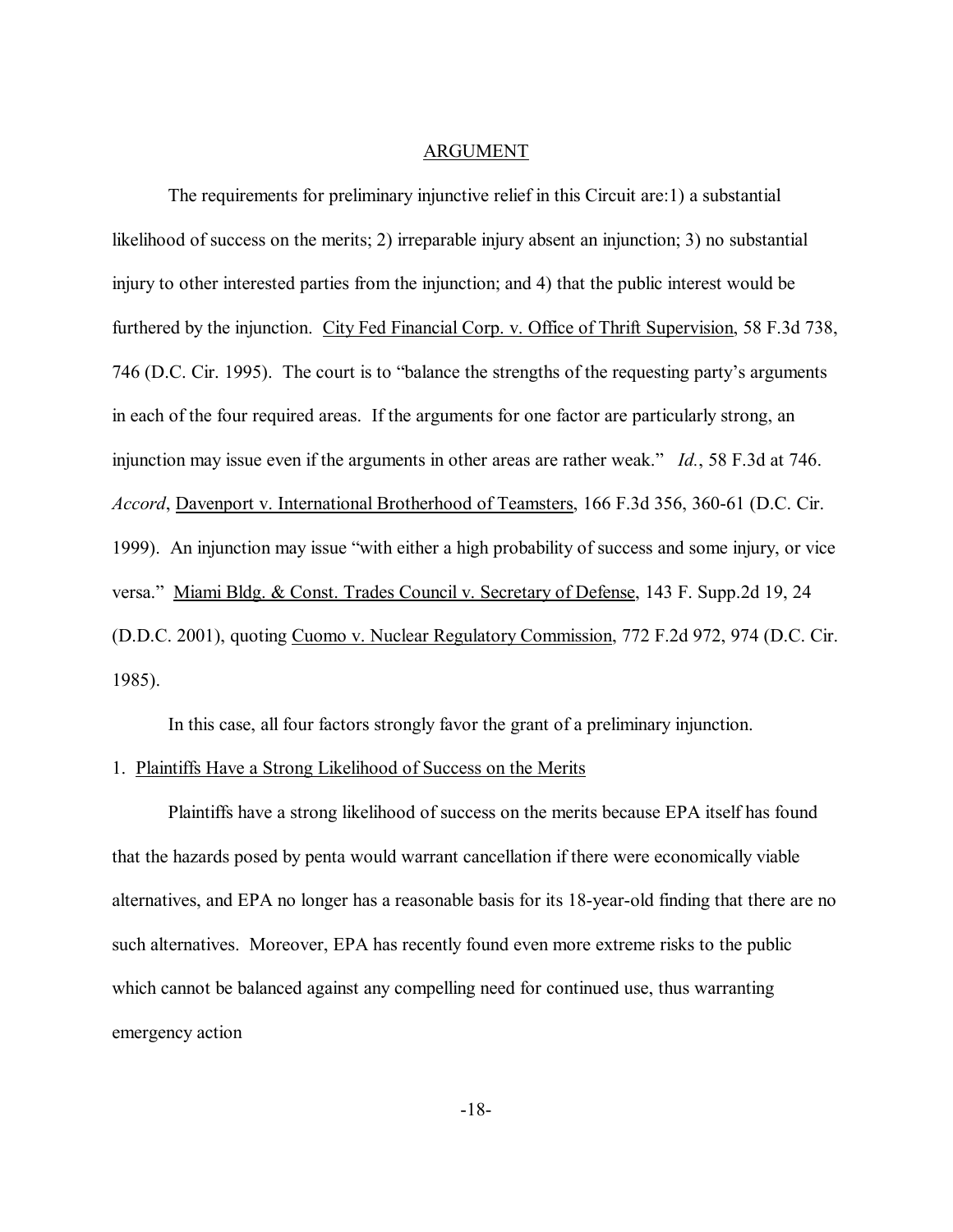## ARGUMENT

The requirements for preliminary injunctive relief in this Circuit are:1) a substantial likelihood of success on the merits; 2) irreparable injury absent an injunction; 3) no substantial injury to other interested parties from the injunction; and 4) that the public interest would be furthered by the injunction. City Fed Financial Corp. v. Office of Thrift Supervision, 58 F.3d 738, 746 (D.C. Cir. 1995). The court is to "balance the strengths of the requesting party's arguments in each of the four required areas. If the arguments for one factor are particularly strong, an injunction may issue even if the arguments in other areas are rather weak." *Id.*, 58 F.3d at 746. *Accord*, Davenport v. International Brotherhood of Teamsters, 166 F.3d 356, 360-61 (D.C. Cir. 1999). An injunction may issue "with either a high probability of success and some injury, or vice versa." Miami Bldg. & Const. Trades Council v. Secretary of Defense, 143 F. Supp.2d 19, 24 (D.D.C. 2001), quoting Cuomo v. Nuclear Regulatory Commission, 772 F.2d 972, 974 (D.C. Cir. 1985).

In this case, all four factors strongly favor the grant of a preliminary injunction.

1. Plaintiffs Have a Strong Likelihood of Success on the Merits

Plaintiffs have a strong likelihood of success on the merits because EPA itself has found that the hazards posed by penta would warrant cancellation if there were economically viable alternatives, and EPA no longer has a reasonable basis for its 18-year-old finding that there are no such alternatives. Moreover, EPA has recently found even more extreme risks to the public which cannot be balanced against any compelling need for continued use, thus warranting emergency action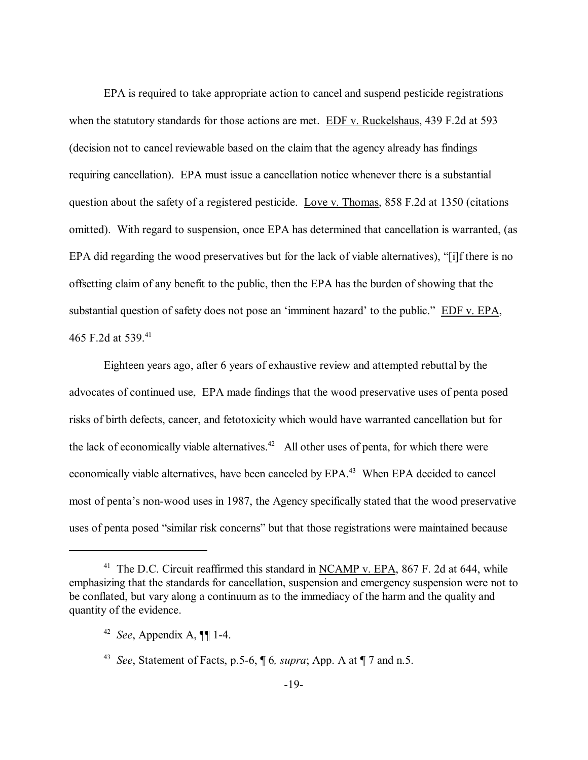EPA is required to take appropriate action to cancel and suspend pesticide registrations when the statutory standards for those actions are met. EDF v. Ruckelshaus, 439 F.2d at 593 (decision not to cancel reviewable based on the claim that the agency already has findings requiring cancellation). EPA must issue a cancellation notice whenever there is a substantial question about the safety of a registered pesticide. Love v. Thomas, 858 F.2d at 1350 (citations omitted). With regard to suspension, once EPA has determined that cancellation is warranted, (as EPA did regarding the wood preservatives but for the lack of viable alternatives), "[i]f there is no offsetting claim of any benefit to the public, then the EPA has the burden of showing that the substantial question of safety does not pose an 'imminent hazard' to the public." EDF v. EPA, 465 F.2d at 539.[41]

Eighteen years ago, after 6 years of exhaustive review and attempted rebuttal by the advocates of continued use, EPA made findings that the wood preservative uses of penta posed risks of birth defects, cancer, and fetotoxicity which would have warranted cancellation but for the lack of economically viable alternatives.[42] All other uses of penta, for which there were economically viable alternatives, have been canceled by EPA.[43] When EPA decided to cancel most of penta's non-wood uses in 1987, the Agency specifically stated that the wood preservative uses of penta posed "similar risk concerns" but that those registrations were maintained because

---

[41] The D.C. Circuit reaffirmed this standard in NCAMP v. EPA, 867 F. 2d at 644, while emphasizing that the standards for cancellation, suspension and emergency suspension were not to be conflated, but vary along a continuum as to the immediacy of the harm and the quality and quantity of the evidence.

[42] *See*, Appendix A, ¶¶ 1-4.

[43] *See*, Statement of Facts, p.5-6, ¶ 6*, supra*; App. A at ¶ 7 and n.5.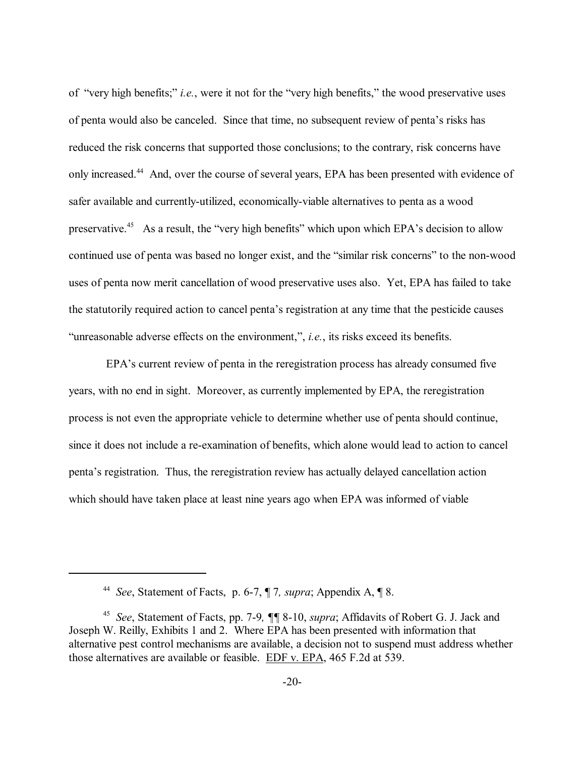of "very high benefits;" *i.e.*, were it not for the "very high benefits," the wood preservative uses of penta would also be canceled. Since that time, no subsequent review of penta's risks has reduced the risk concerns that supported those conclusions; to the contrary, risk concerns have only increased.[44] And, over the course of several years, EPA has been presented with evidence of safer available and currently-utilized, economically-viable alternatives to penta as a wood preservative.[45] As a result, the "very high benefits" which upon which EPA's decision to allow continued use of penta was based no longer exist, and the "similar risk concerns" to the non-wood uses of penta now merit cancellation of wood preservative uses also. Yet, EPA has failed to take the statutorily required action to cancel penta's registration at any time that the pesticide causes "unreasonable adverse effects on the environment,", *i.e.*, its risks exceed its benefits.

EPA's current review of penta in the reregistration process has already consumed five years, with no end in sight. Moreover, as currently implemented by EPA, the reregistration process is not even the appropriate vehicle to determine whether use of penta should continue, since it does not include a re-examination of benefits, which alone would lead to action to cancel penta's registration. Thus, the reregistration review has actually delayed cancellation action which should have taken place at least nine years ago when EPA was informed of viable

---

[44] *See*, Statement of Facts, p. 6-7, ¶ 7*, supra*; Appendix A, ¶ 8.

[45] *See*, Statement of Facts, pp. 7-9*,* ¶¶ 8-10, *supra*; Affidavits of Robert G. J. Jack and Joseph W. Reilly, Exhibits 1 and 2. Where EPA has been presented with information that alternative pest control mechanisms are available, a decision not to suspend must address whether those alternatives are available or feasible. EDF v. EPA, 465 F.2d at 539.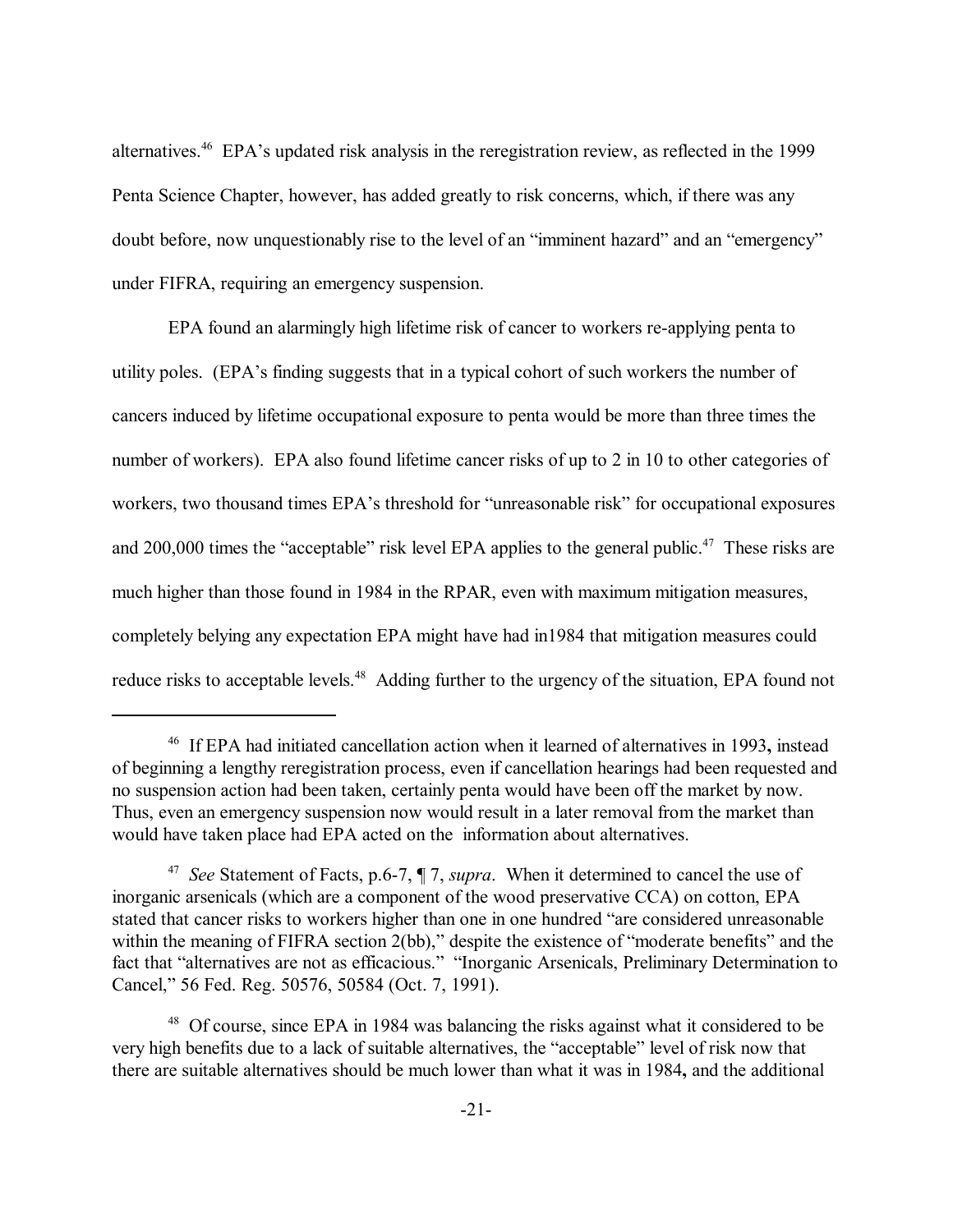alternatives.[46] EPA's updated risk analysis in the reregistration review, as reflected in the 1999 Penta Science Chapter, however, has added greatly to risk concerns, which, if there was any doubt before, now unquestionably rise to the level of an "imminent hazard" and an "emergency" under FIFRA, requiring an emergency suspension.

EPA found an alarmingly high lifetime risk of cancer to workers re-applying penta to utility poles. (EPA's finding suggests that in a typical cohort of such workers the number of cancers induced by lifetime occupational exposure to penta would be more than three times the number of workers). EPA also found lifetime cancer risks of up to 2 in 10 to other categories of workers, two thousand times EPA's threshold for "unreasonable risk" for occupational exposures and 200,000 times the "acceptable" risk level EPA applies to the general public.[47] These risks are much higher than those found in 1984 in the RPAR, even with maximum mitigation measures, completely belying any expectation EPA might have had in1984 that mitigation measures could reduce risks to acceptable levels.[48] Adding further to the urgency of the situation, EPA found not

---

[46] If EPA had initiated cancellation action when it learned of alternatives in 1993**,** instead of beginning a lengthy reregistration process, even if cancellation hearings had been requested and no suspension action had been taken, certainly penta would have been off the market by now. Thus, even an emergency suspension now would result in a later removal from the market than would have taken place had EPA acted on the information about alternatives.

[47] *See* Statement of Facts, p.6-7, ¶ 7, *supra*. When it determined to cancel the use of inorganic arsenicals (which are a component of the wood preservative CCA) on cotton, EPA stated that cancer risks to workers higher than one in one hundred "are considered unreasonable within the meaning of FIFRA section 2(bb)," despite the existence of "moderate benefits" and the fact that "alternatives are not as efficacious." "Inorganic Arsenicals, Preliminary Determination to Cancel," 56 Fed. Reg. 50576, 50584 (Oct. 7, 1991).

[48] Of course, since EPA in 1984 was balancing the risks against what it considered to be very high benefits due to a lack of suitable alternatives, the "acceptable" level of risk now that there are suitable alternatives should be much lower than what it was in 1984**,** and the additional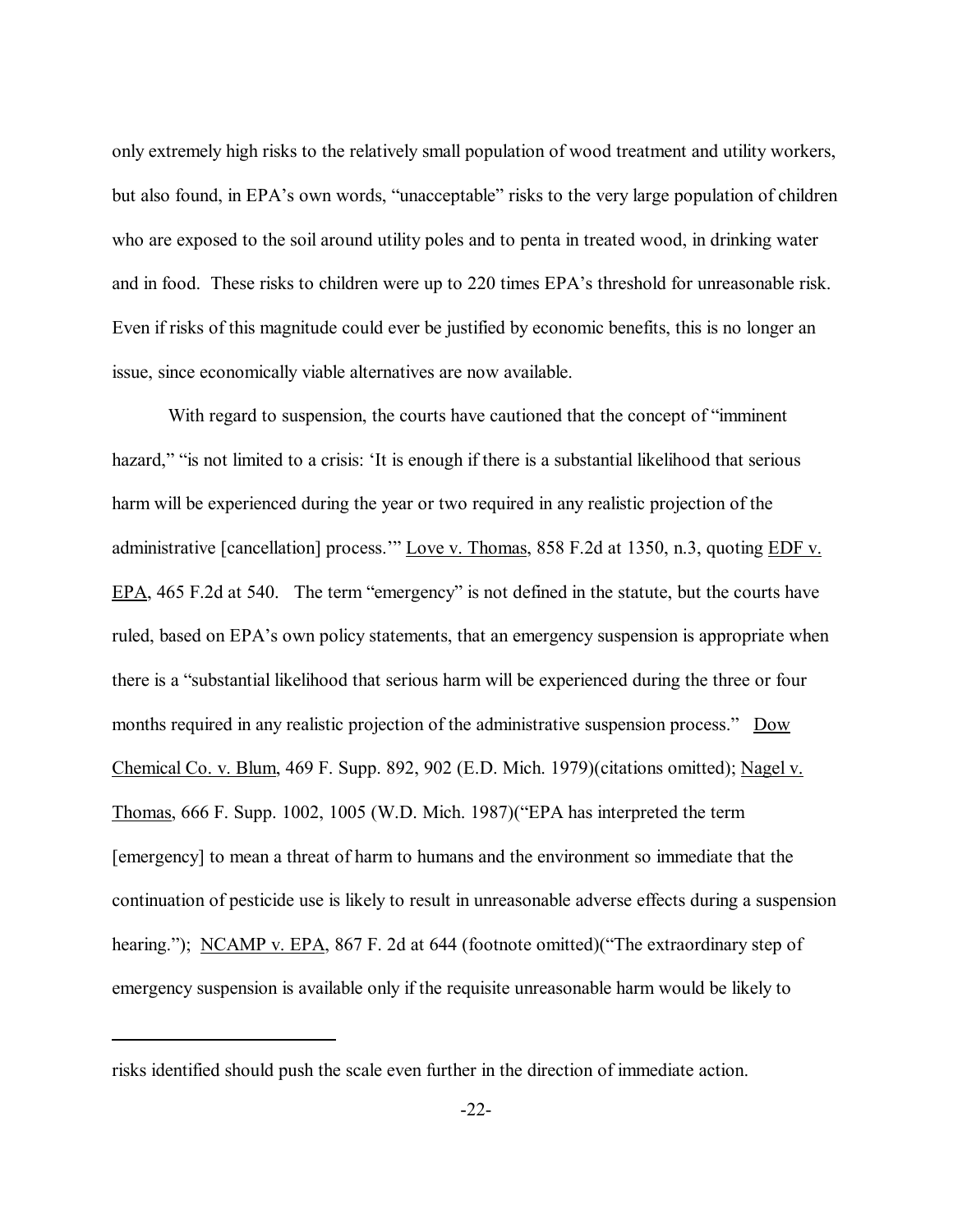only extremely high risks to the relatively small population of wood treatment and utility workers, but also found, in EPA's own words, "unacceptable" risks to the very large population of children who are exposed to the soil around utility poles and to penta in treated wood, in drinking water and in food. These risks to children were up to 220 times EPA's threshold for unreasonable risk. Even if risks of this magnitude could ever be justified by economic benefits, this is no longer an issue, since economically viable alternatives are now available.

With regard to suspension, the courts have cautioned that the concept of "imminent hazard," "is not limited to a crisis: 'It is enough if there is a substantial likelihood that serious harm will be experienced during the year or two required in any realistic projection of the administrative [cancellation] process.'" Love v. Thomas, 858 F.2d at 1350, n.3, quoting EDF v. EPA, 465 F.2d at 540. The term "emergency" is not defined in the statute, but the courts have ruled, based on EPA's own policy statements, that an emergency suspension is appropriate when there is a "substantial likelihood that serious harm will be experienced during the three or four months required in any realistic projection of the administrative suspension process." Dow Chemical Co. v. Blum, 469 F. Supp. 892, 902 (E.D. Mich. 1979)(citations omitted); Nagel v. Thomas, 666 F. Supp. 1002, 1005 (W.D. Mich. 1987)("EPA has interpreted the term [emergency] to mean a threat of harm to humans and the environment so immediate that the continuation of pesticide use is likely to result in unreasonable adverse effects during a suspension hearing."); NCAMP v. EPA, 867 F. 2d at 644 (footnote omitted)("The extraordinary step of emergency suspension is available only if the requisite unreasonable harm would be likely to

---

risks identified should push the scale even further in the direction of immediate action.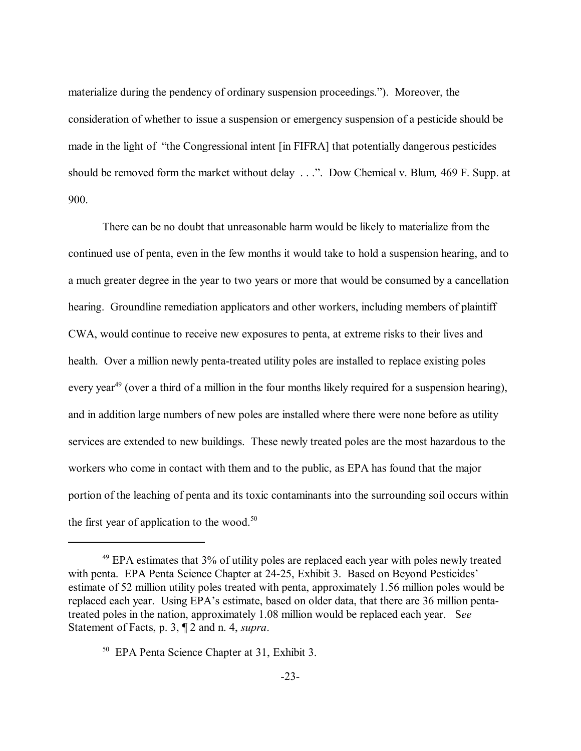materialize during the pendency of ordinary suspension proceedings."). Moreover, the consideration of whether to issue a suspension or emergency suspension of a pesticide should be made in the light of "the Congressional intent [in FIFRA] that potentially dangerous pesticides should be removed form the market without delay . . .". Dow Chemical v. Blum, 469 F. Supp. at 900.

There can be no doubt that unreasonable harm would be likely to materialize from the continued use of penta, even in the few months it would take to hold a suspension hearing, and to a much greater degree in the year to two years or more that would be consumed by a cancellation hearing. Groundline remediation applicators and other workers, including members of plaintiff CWA, would continue to receive new exposures to penta, at extreme risks to their lives and health. Over a million newly penta-treated utility poles are installed to replace existing poles every year[49] (over a third of a million in the four months likely required for a suspension hearing), and in addition large numbers of new poles are installed where there were none before as utility services are extended to new buildings. These newly treated poles are the most hazardous to the workers who come in contact with them and to the public, as EPA has found that the major portion of the leaching of penta and its toxic contaminants into the surrounding soil occurs within the first year of application to the wood.[50]

---

[49] EPA estimates that 3% of utility poles are replaced each year with poles newly treated with penta. EPA Penta Science Chapter at 24-25, Exhibit 3. Based on Beyond Pesticides' estimate of 52 million utility poles treated with penta, approximately 1.56 million poles would be replaced each year. Using EPA's estimate, based on older data, that there are 36 million penta-treated poles in the nation, approximately 1.08 million would be replaced each year. S*ee* Statement of Facts, p. 3, ¶ 2 and n. 4, *supra*.

[50] EPA Penta Science Chapter at 31, Exhibit 3.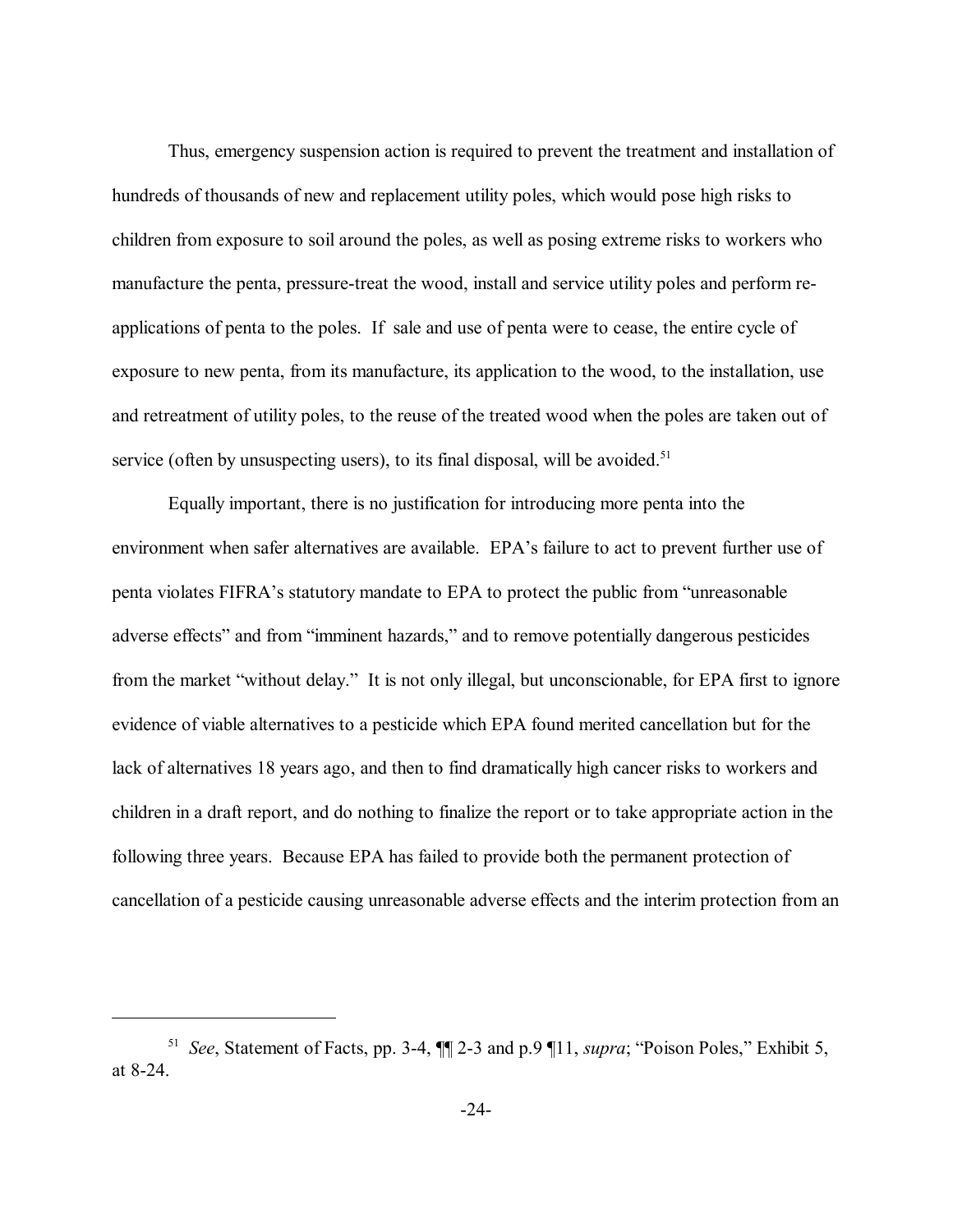Thus, emergency suspension action is required to prevent the treatment and installation of hundreds of thousands of new and replacement utility poles, which would pose high risks to children from exposure to soil around the poles, as well as posing extreme risks to workers who manufacture the penta, pressure-treat the wood, install and service utility poles and perform re-applications of penta to the poles. If sale and use of penta were to cease, the entire cycle of exposure to new penta, from its manufacture, its application to the wood, to the installation, use and retreatment of utility poles, to the reuse of the treated wood when the poles are taken out of service (often by unsuspecting users), to its final disposal, will be avoided.[51]

Equally important, there is no justification for introducing more penta into the environment when safer alternatives are available. EPA's failure to act to prevent further use of penta violates FIFRA's statutory mandate to EPA to protect the public from "unreasonable adverse effects" and from "imminent hazards," and to remove potentially dangerous pesticides from the market "without delay." It is not only illegal, but unconscionable, for EPA first to ignore evidence of viable alternatives to a pesticide which EPA found merited cancellation but for the lack of alternatives 18 years ago, and then to find dramatically high cancer risks to workers and children in a draft report, and do nothing to finalize the report or to take appropriate action in the following three years. Because EPA has failed to provide both the permanent protection of cancellation of a pesticide causing unreasonable adverse effects and the interim protection from an

---

[51] *See*, Statement of Facts, pp. 3-4, ¶¶ 2-3 and p.9 ¶11, *supra*; "Poison Poles," Exhibit 5, at 8-24.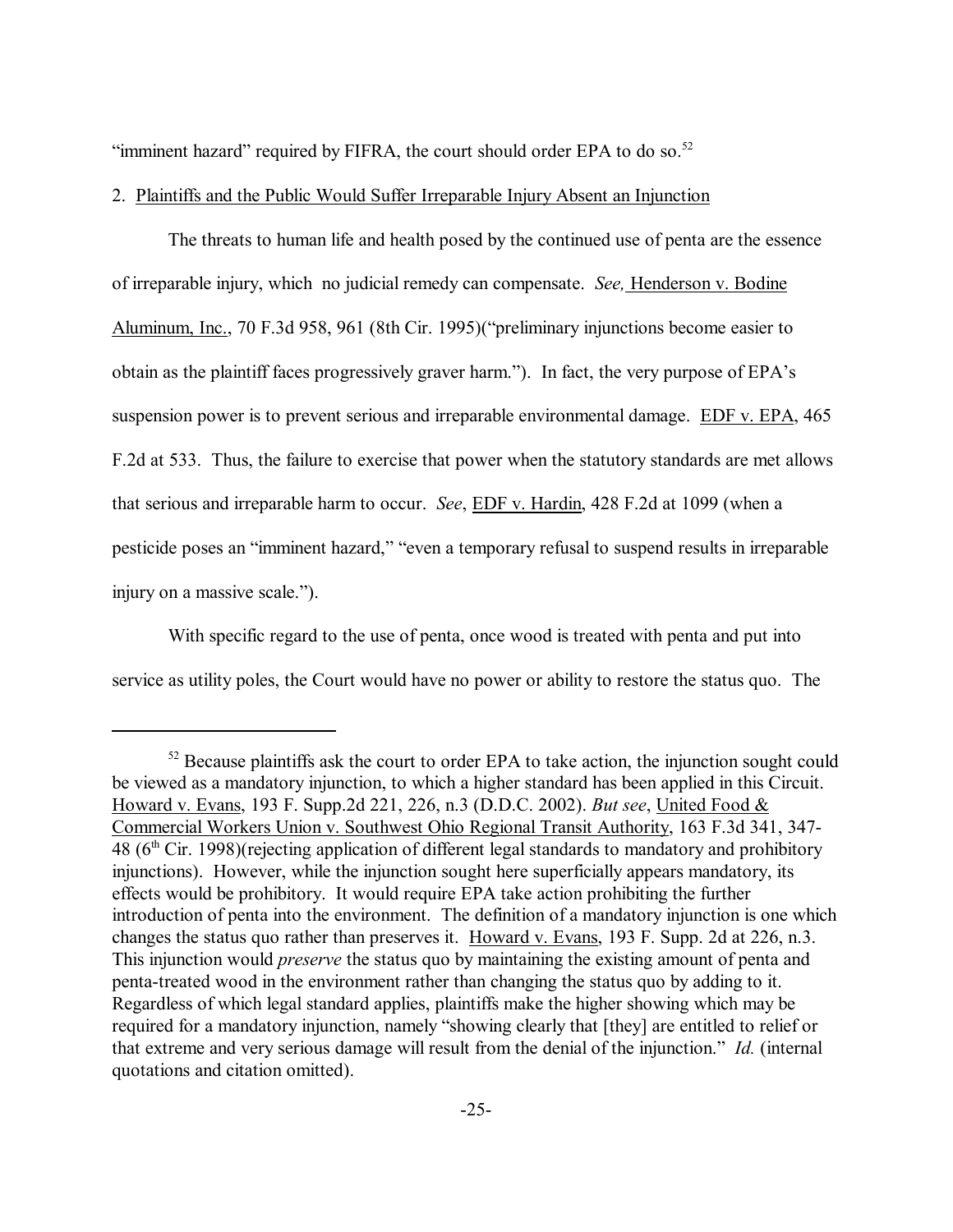"imminent hazard" required by FIFRA, the court should order EPA to do so.[52]

2. Plaintiffs and the Public Would Suffer Irreparable Injury Absent an Injunction

The threats to human life and health posed by the continued use of penta are the essence of irreparable injury, which no judicial remedy can compensate. *See,* Henderson v. Bodine Aluminum, Inc., 70 F.3d 958, 961 (8th Cir. 1995)("preliminary injunctions become easier to obtain as the plaintiff faces progressively graver harm."). In fact, the very purpose of EPA's suspension power is to prevent serious and irreparable environmental damage. EDF v. EPA, 465 F.2d at 533. Thus, the failure to exercise that power when the statutory standards are met allows that serious and irreparable harm to occur. *See*, EDF v. Hardin, 428 F.2d at 1099 (when a pesticide poses an "imminent hazard," "even a temporary refusal to suspend results in irreparable injury on a massive scale.").

With specific regard to the use of penta, once wood is treated with penta and put into service as utility poles, the Court would have no power or ability to restore the status quo. The

---

[52] Because plaintiffs ask the court to order EPA to take action, the injunction sought could be viewed as a mandatory injunction, to which a higher standard has been applied in this Circuit. Howard v. Evans, 193 F. Supp.2d 221, 226, n.3 (D.D.C. 2002). *But see*, United Food & Commercial Workers Union v. Southwest Ohio Regional Transit Authority, 163 F.3d 341, 347-48 (6th Cir. 1998)(rejecting application of different legal standards to mandatory and prohibitory injunctions). However, while the injunction sought here superficially appears mandatory, its effects would be prohibitory. It would require EPA take action prohibiting the further introduction of penta into the environment. The definition of a mandatory injunction is one which changes the status quo rather than preserves it. Howard v. Evans, 193 F. Supp. 2d at 226, n.3. This injunction would *preserve* the status quo by maintaining the existing amount of penta and penta-treated wood in the environment rather than changing the status quo by adding to it. Regardless of which legal standard applies, plaintiffs make the higher showing which may be required for a mandatory injunction, namely "showing clearly that [they] are entitled to relief or that extreme and very serious damage will result from the denial of the injunction." *Id.* (internal quotations and citation omitted).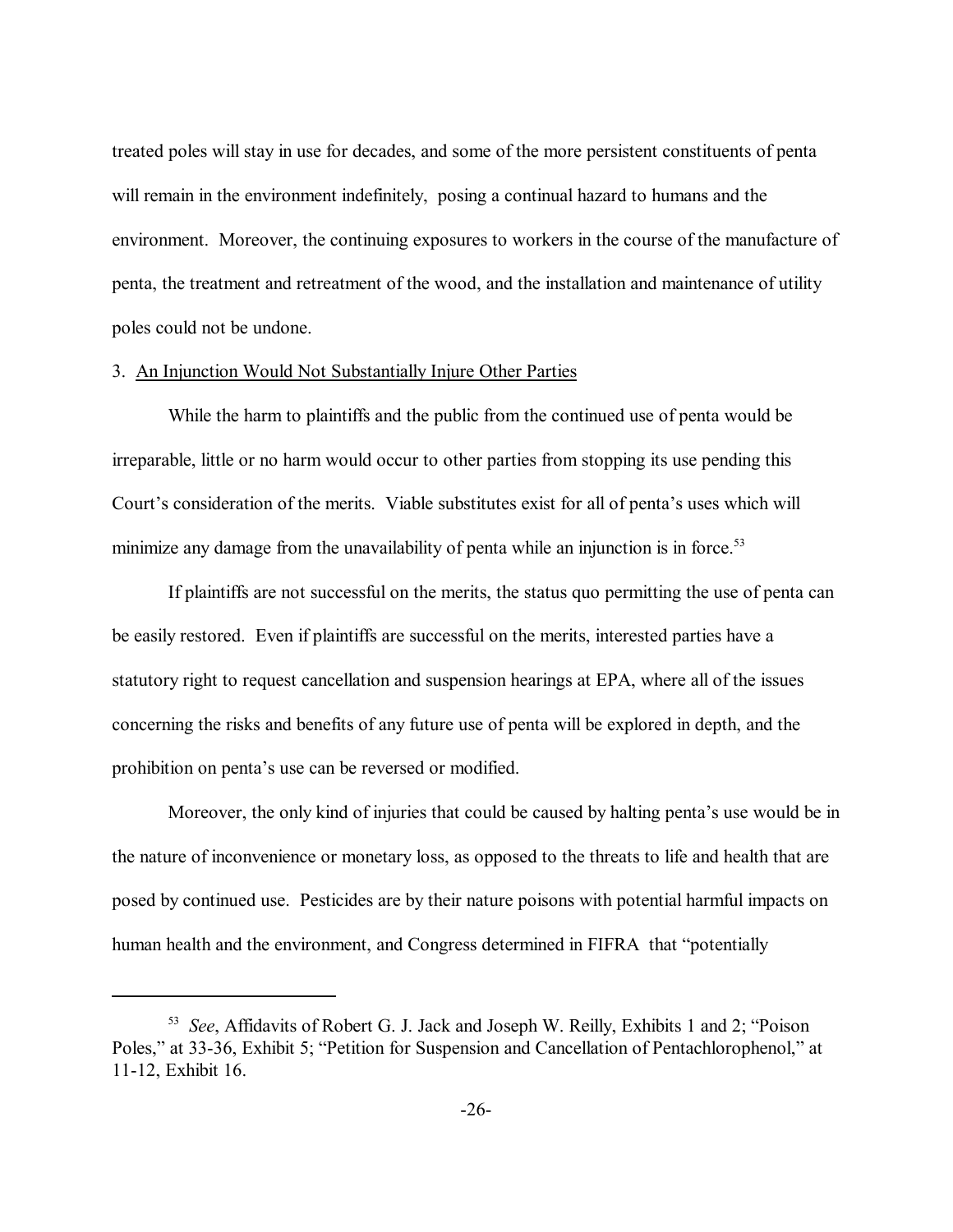treated poles will stay in use for decades, and some of the more persistent constituents of penta will remain in the environment indefinitely, posing a continual hazard to humans and the environment. Moreover, the continuing exposures to workers in the course of the manufacture of penta, the treatment and retreatment of the wood, and the installation and maintenance of utility poles could not be undone.

3. <u>An Injunction Would Not Substantially Injure Other Parties</u>

While the harm to plaintiffs and the public from the continued use of penta would be irreparable, little or no harm would occur to other parties from stopping its use pending this Court's consideration of the merits. Viable substitutes exist for all of penta's uses which will minimize any damage from the unavailability of penta while an injunction is in force.[53]

If plaintiffs are not successful on the merits, the status quo permitting the use of penta can be easily restored. Even if plaintiffs are successful on the merits, interested parties have a statutory right to request cancellation and suspension hearings at EPA, where all of the issues concerning the risks and benefits of any future use of penta will be explored in depth, and the prohibition on penta's use can be reversed or modified.

Moreover, the only kind of injuries that could be caused by halting penta's use would be in the nature of inconvenience or monetary loss, as opposed to the threats to life and health that are posed by continued use. Pesticides are by their nature poisons with potential harmful impacts on human health and the environment, and Congress determined in FIFRA that "potentially

---

[53] *See*, Affidavits of Robert G. J. Jack and Joseph W. Reilly, Exhibits 1 and 2; "Poison Poles," at 33-36, Exhibit 5; "Petition for Suspension and Cancellation of Pentachlorophenol," at 11-12, Exhibit 16.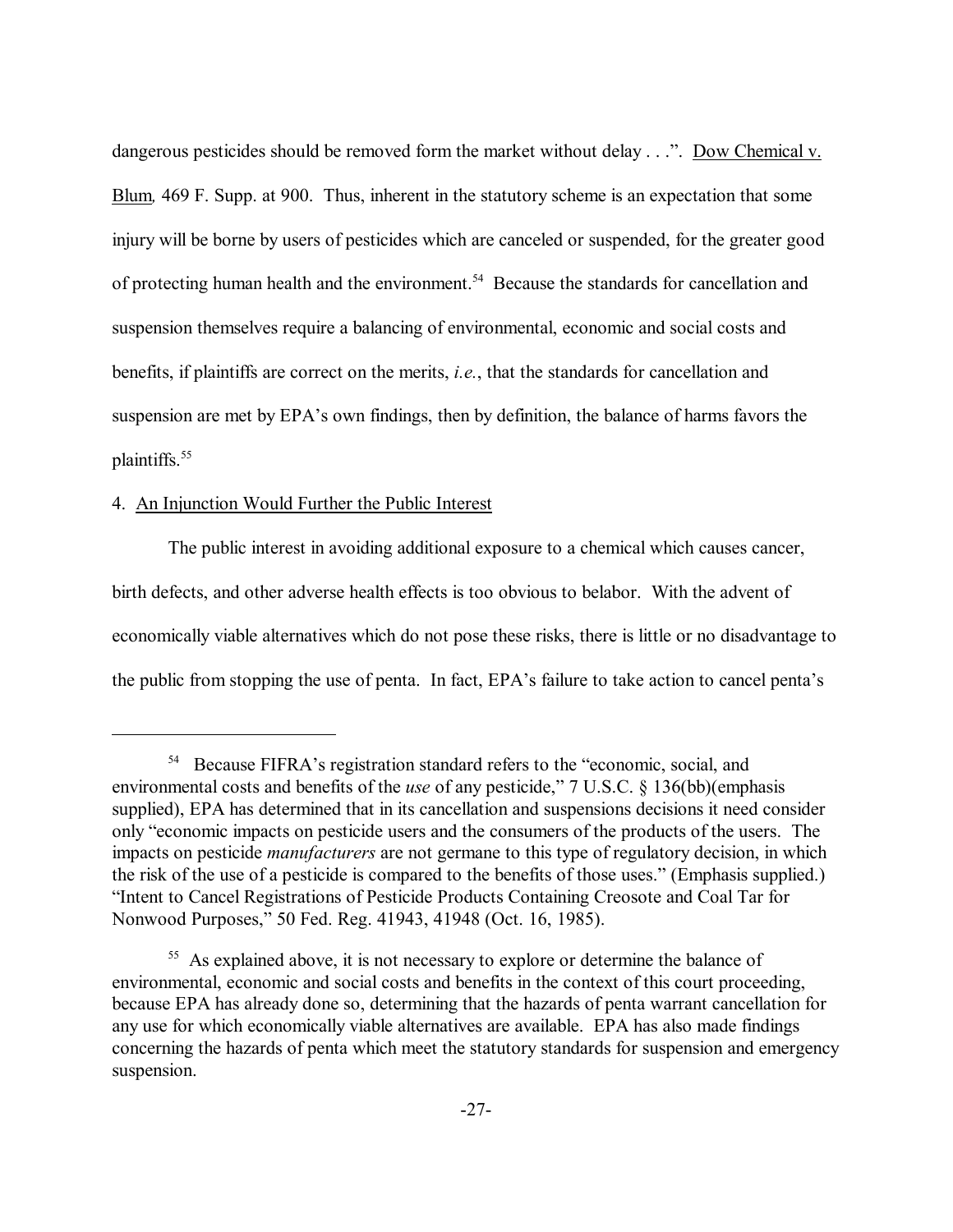dangerous pesticides should be removed form the market without delay . . .". Dow Chemical v. Blum, 469 F. Supp. at 900. Thus, inherent in the statutory scheme is an expectation that some injury will be borne by users of pesticides which are canceled or suspended, for the greater good of protecting human health and the environment.[54] Because the standards for cancellation and suspension themselves require a balancing of environmental, economic and social costs and benefits, if plaintiffs are correct on the merits, *i.e.*, that the standards for cancellation and suspension are met by EPA's own findings, then by definition, the balance of harms favors the plaintiffs.[55]

4. An Injunction Would Further the Public Interest

The public interest in avoiding additional exposure to a chemical which causes cancer, birth defects, and other adverse health effects is too obvious to belabor. With the advent of economically viable alternatives which do not pose these risks, there is little or no disadvantage to the public from stopping the use of penta. In fact, EPA's failure to take action to cancel penta's

---

[54] Because FIFRA's registration standard refers to the "economic, social, and environmental costs and benefits of the *use* of any pesticide," 7 U.S.C. § 136(bb)(emphasis supplied), EPA has determined that in its cancellation and suspensions decisions it need consider only "economic impacts on pesticide users and the consumers of the products of the users. The impacts on pesticide *manufacturers* are not germane to this type of regulatory decision, in which the risk of the use of a pesticide is compared to the benefits of those uses." (Emphasis supplied.) "Intent to Cancel Registrations of Pesticide Products Containing Creosote and Coal Tar for Nonwood Purposes," 50 Fed. Reg. 41943, 41948 (Oct. 16, 1985).

[55] As explained above, it is not necessary to explore or determine the balance of environmental, economic and social costs and benefits in the context of this court proceeding, because EPA has already done so, determining that the hazards of penta warrant cancellation for any use for which economically viable alternatives are available. EPA has also made findings concerning the hazards of penta which meet the statutory standards for suspension and emergency suspension.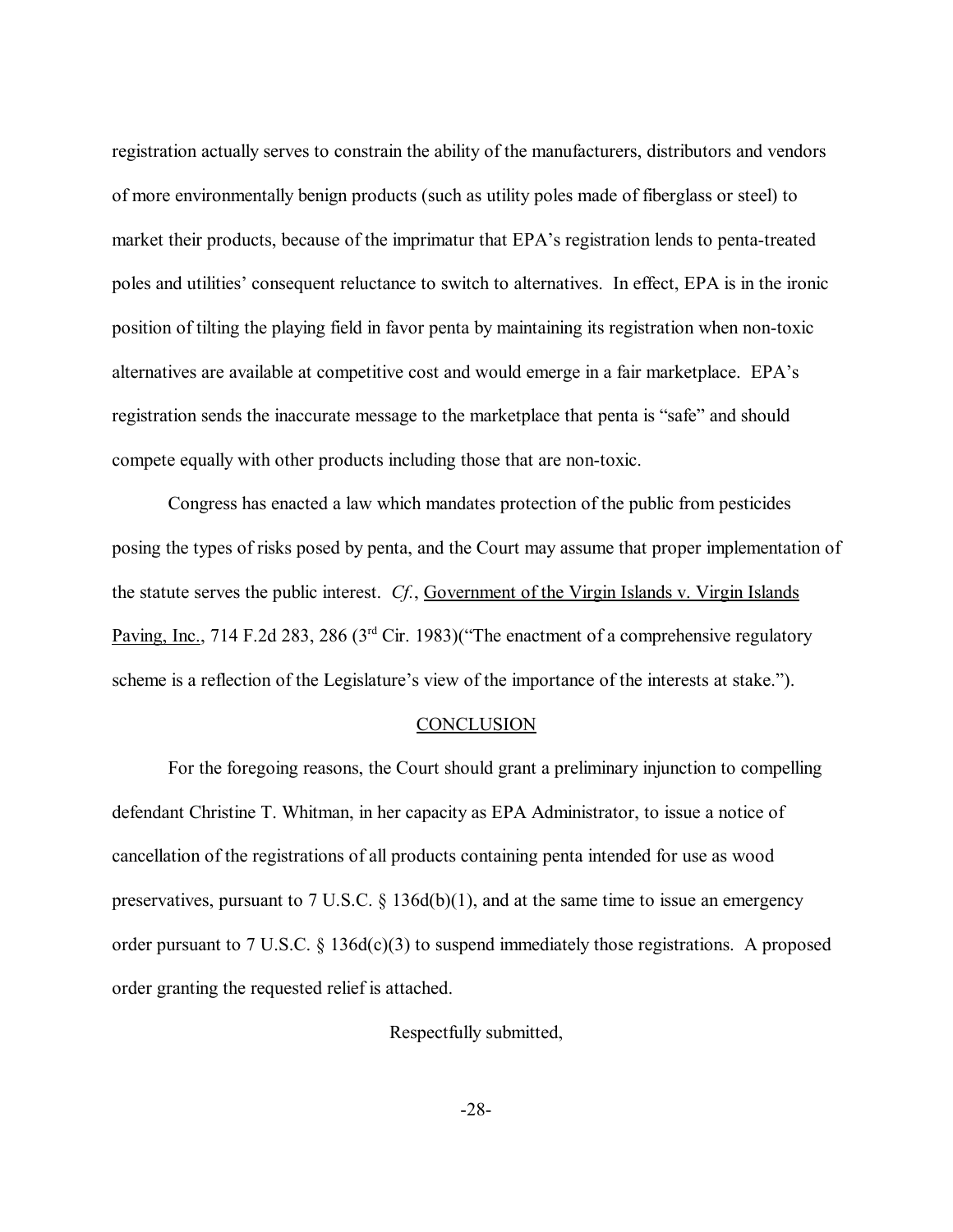registration actually serves to constrain the ability of the manufacturers, distributors and vendors of more environmentally benign products (such as utility poles made of fiberglass or steel) to market their products, because of the imprimatur that EPA's registration lends to penta-treated poles and utilities' consequent reluctance to switch to alternatives. In effect, EPA is in the ironic position of tilting the playing field in favor penta by maintaining its registration when non-toxic alternatives are available at competitive cost and would emerge in a fair marketplace. EPA's registration sends the inaccurate message to the marketplace that penta is "safe" and should compete equally with other products including those that are non-toxic.

Congress has enacted a law which mandates protection of the public from pesticides posing the types of risks posed by penta, and the Court may assume that proper implementation of the statute serves the public interest. *Cf.*, Government of the Virgin Islands v. Virgin Islands Paving, Inc., 714 F.2d 283, 286 (3rd Cir. 1983)("The enactment of a comprehensive regulatory scheme is a reflection of the Legislature's view of the importance of the interests at stake.").

## CONCLUSION

For the foregoing reasons, the Court should grant a preliminary injunction to compelling defendant Christine T. Whitman, in her capacity as EPA Administrator, to issue a notice of cancellation of the registrations of all products containing penta intended for use as wood preservatives, pursuant to 7 U.S.C. § 136d(b)(1), and at the same time to issue an emergency order pursuant to 7 U.S.C. § 136d(c)(3) to suspend immediately those registrations. A proposed order granting the requested relief is attached.

Respectfully submitted,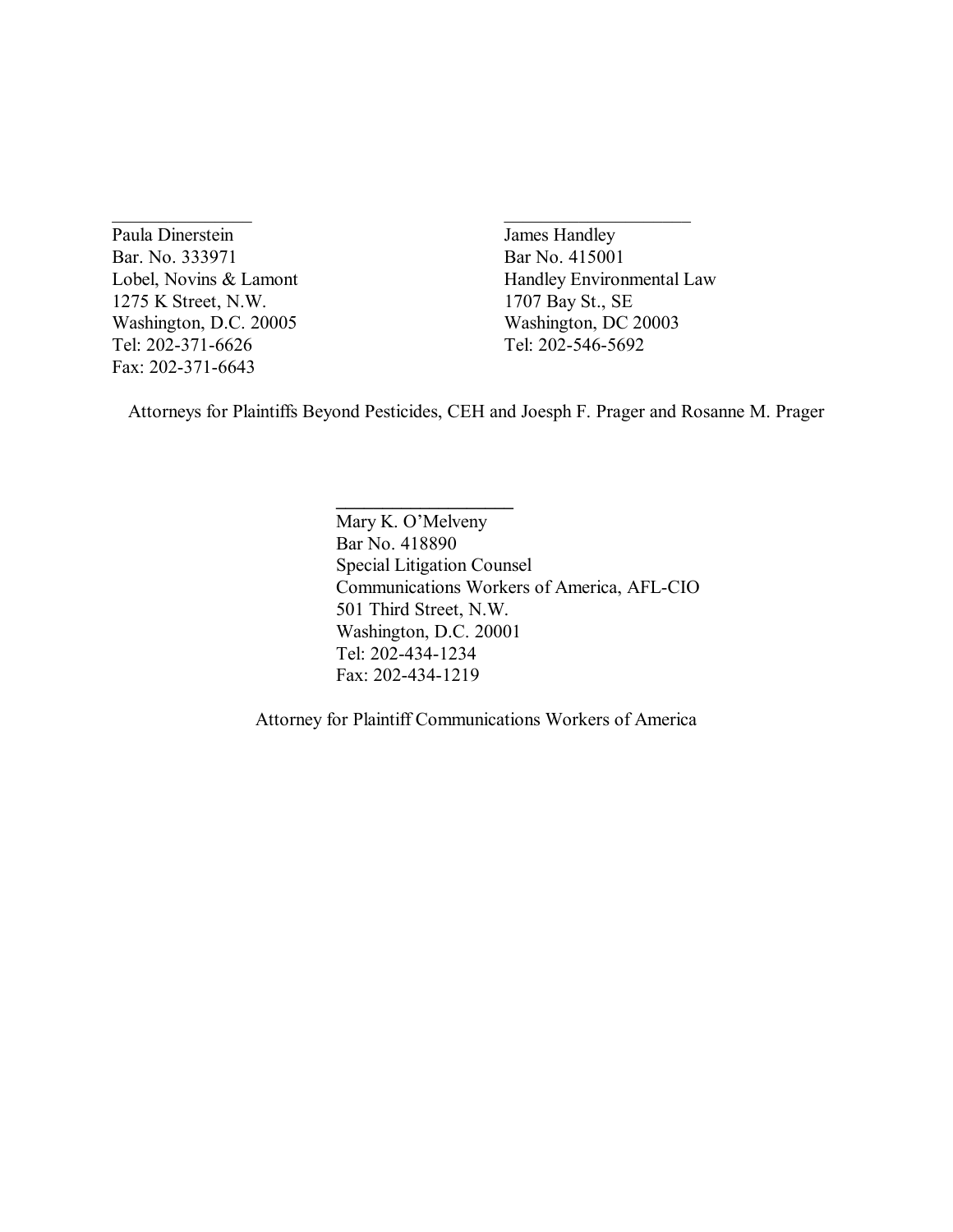\_\_\_\_\_\_\_\_\_\_\_\_\_\_\_\_\_\_

Paula Dinerstein
Bar. No. 333971
Lobel, Novins & Lamont
1275 K Street, N.W.
Washington, D.C. 20005
Tel: 202-371-6626
Fax: 202-371-6643

\_\_\_\_\_\_\_\_\_\_\_\_\_\_\_\_\_\_

James Handley
Bar No. 415001
Handley Environmental Law
1707 Bay St., SE
Washington, DC 20003
Tel: 202-546-5692

Attorneys for Plaintiffs Beyond Pesticides, CEH and Joesph F. Prager and Rosanne M. Prager

\_\_\_\_\_\_\_\_\_\_\_\_\_\_\_\_\_\_

Mary K. O'Melveny
Bar No. 418890
Special Litigation Counsel
Communications Workers of America, AFL-CIO
501 Third Street, N.W.
Washington, D.C. 20001
Tel: 202-434-1234
Fax: 202-434-1219

Attorney for Plaintiff Communications Workers of America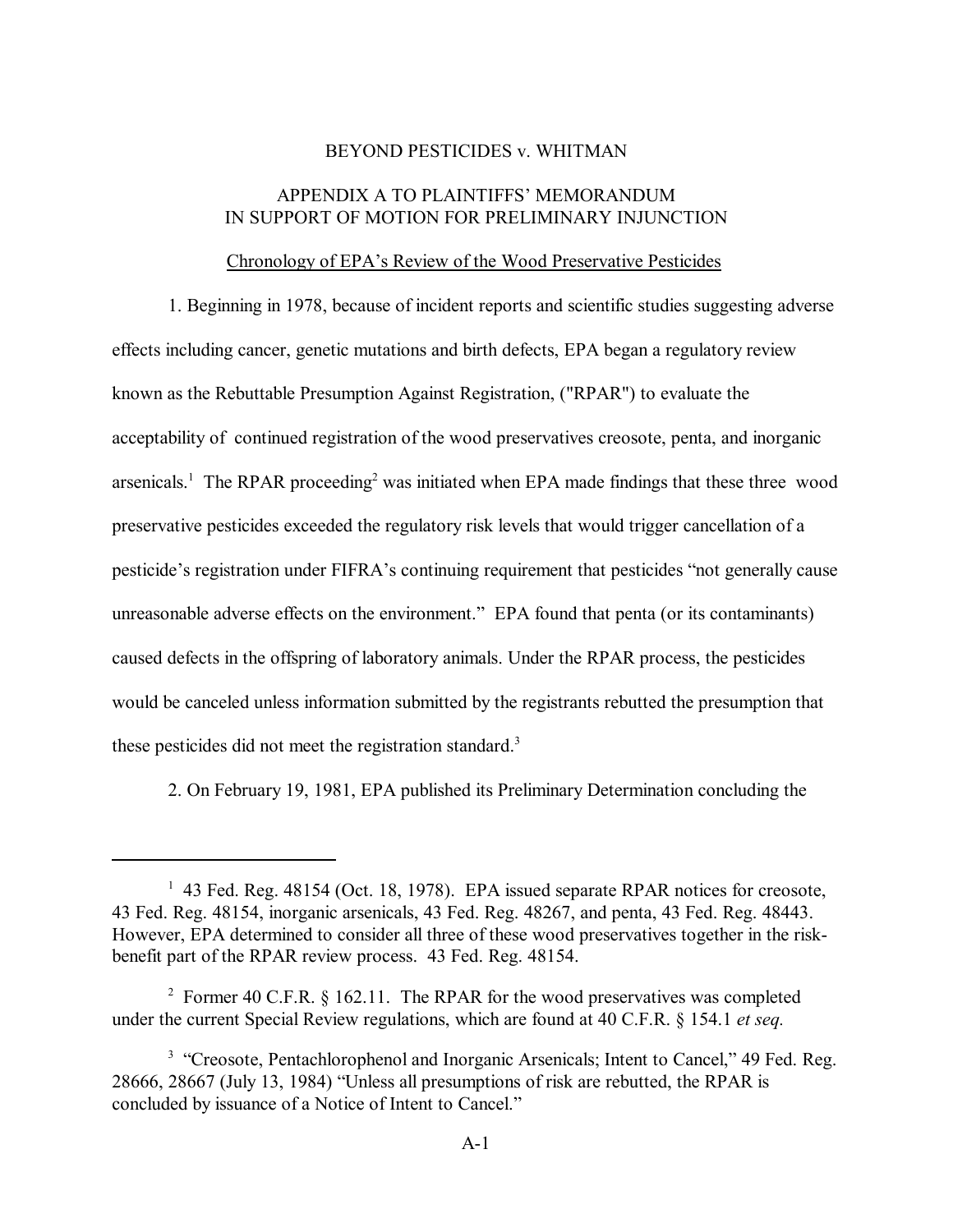BEYOND PESTICIDES v. WHITMAN

APPENDIX A TO PLAINTIFFS' MEMORANDUM IN SUPPORT OF MOTION FOR PRELIMINARY INJUNCTION

Chronology of EPA's Review of the Wood Preservative Pesticides

1. Beginning in 1978, because of incident reports and scientific studies suggesting adverse effects including cancer, genetic mutations and birth defects, EPA began a regulatory review known as the Rebuttable Presumption Against Registration, ("RPAR") to evaluate the acceptability of continued registration of the wood preservatives creosote, penta, and inorganic arsenicals.[1] The RPAR proceeding[2] was initiated when EPA made findings that these three wood preservative pesticides exceeded the regulatory risk levels that would trigger cancellation of a pesticide's registration under FIFRA's continuing requirement that pesticides "not generally cause unreasonable adverse effects on the environment." EPA found that penta (or its contaminants) caused defects in the offspring of laboratory animals. Under the RPAR process, the pesticides would be canceled unless information submitted by the registrants rebutted the presumption that these pesticides did not meet the registration standard.[3]

2. On February 19, 1981, EPA published its Preliminary Determination concluding the

[1] 43 Fed. Reg. 48154 (Oct. 18, 1978). EPA issued separate RPAR notices for creosote, 43 Fed. Reg. 48154, inorganic arsenicals, 43 Fed. Reg. 48267, and penta, 43 Fed. Reg. 48443. However, EPA determined to consider all three of these wood preservatives together in the risk-benefit part of the RPAR review process. 43 Fed. Reg. 48154.

[2] Former 40 C.F.R. § 162.11. The RPAR for the wood preservatives was completed under the current Special Review regulations, which are found at 40 C.F.R. § 154.1 *et seq.*

[3] "Creosote, Pentachlorophenol and Inorganic Arsenicals; Intent to Cancel," 49 Fed. Reg. 28666, 28667 (July 13, 1984) "Unless all presumptions of risk are rebutted, the RPAR is concluded by issuance of a Notice of Intent to Cancel."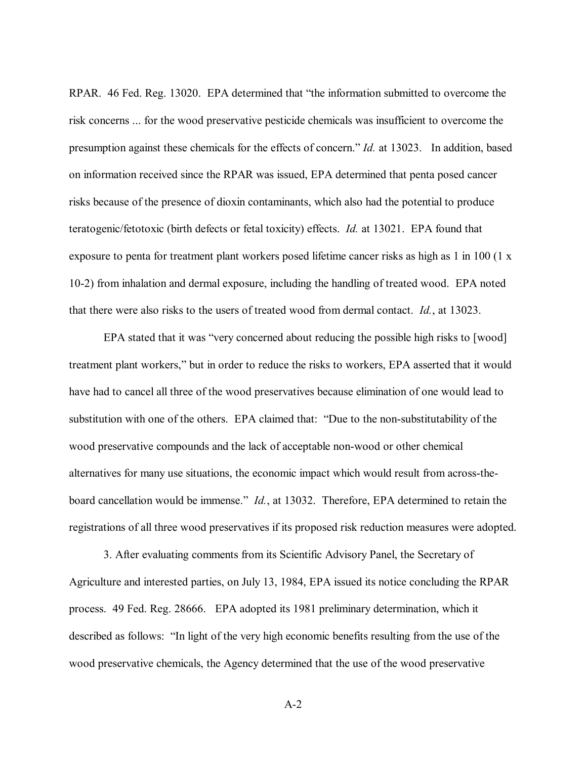RPAR. 46 Fed. Reg. 13020. EPA determined that "the information submitted to overcome the risk concerns ... for the wood preservative pesticide chemicals was insufficient to overcome the presumption against these chemicals for the effects of concern." *Id.* at 13023. In addition, based on information received since the RPAR was issued, EPA determined that penta posed cancer risks because of the presence of dioxin contaminants, which also had the potential to produce teratogenic/fetotoxic (birth defects or fetal toxicity) effects. *Id.* at 13021. EPA found that exposure to penta for treatment plant workers posed lifetime cancer risks as high as 1 in 100 (1 x 10-2) from inhalation and dermal exposure, including the handling of treated wood. EPA noted that there were also risks to the users of treated wood from dermal contact. *Id.*, at 13023.

EPA stated that it was "very concerned about reducing the possible high risks to [wood] treatment plant workers," but in order to reduce the risks to workers, EPA asserted that it would have had to cancel all three of the wood preservatives because elimination of one would lead to substitution with one of the others. EPA claimed that: "Due to the non-substitutability of the wood preservative compounds and the lack of acceptable non-wood or other chemical alternatives for many use situations, the economic impact which would result from across-the-board cancellation would be immense." *Id.*, at 13032. Therefore, EPA determined to retain the registrations of all three wood preservatives if its proposed risk reduction measures were adopted.

3. After evaluating comments from its Scientific Advisory Panel, the Secretary of Agriculture and interested parties, on July 13, 1984, EPA issued its notice concluding the RPAR process. 49 Fed. Reg. 28666. EPA adopted its 1981 preliminary determination, which it described as follows: "In light of the very high economic benefits resulting from the use of the wood preservative chemicals, the Agency determined that the use of the wood preservative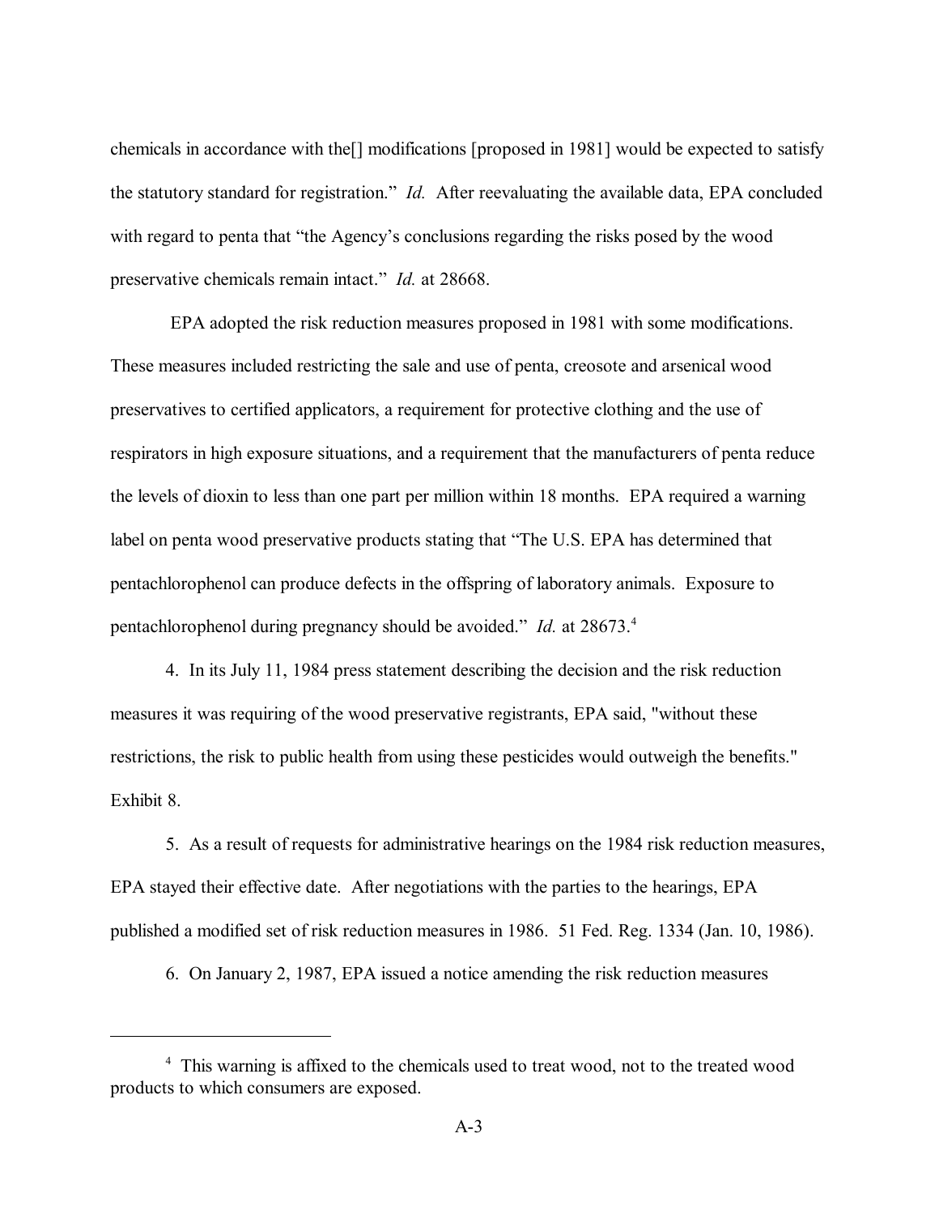chemicals in accordance with the[] modifications [proposed in 1981] would be expected to satisfy the statutory standard for registration." *Id.* After reevaluating the available data, EPA concluded with regard to penta that "the Agency's conclusions regarding the risks posed by the wood preservative chemicals remain intact." *Id.* at 28668.

EPA adopted the risk reduction measures proposed in 1981 with some modifications. These measures included restricting the sale and use of penta, creosote and arsenical wood preservatives to certified applicators, a requirement for protective clothing and the use of respirators in high exposure situations, and a requirement that the manufacturers of penta reduce the levels of dioxin to less than one part per million within 18 months. EPA required a warning label on penta wood preservative products stating that "The U.S. EPA has determined that pentachlorophenol can produce defects in the offspring of laboratory animals. Exposure to pentachlorophenol during pregnancy should be avoided." *Id.* at 28673.[4]

4. In its July 11, 1984 press statement describing the decision and the risk reduction measures it was requiring of the wood preservative registrants, EPA said, "without these restrictions, the risk to public health from using these pesticides would outweigh the benefits." Exhibit 8.

5. As a result of requests for administrative hearings on the 1984 risk reduction measures, EPA stayed their effective date. After negotiations with the parties to the hearings, EPA published a modified set of risk reduction measures in 1986. 51 Fed. Reg. 1334 (Jan. 10, 1986).

6. On January 2, 1987, EPA issued a notice amending the risk reduction measures

---

[4] This warning is affixed to the chemicals used to treat wood, not to the treated wood products to which consumers are exposed.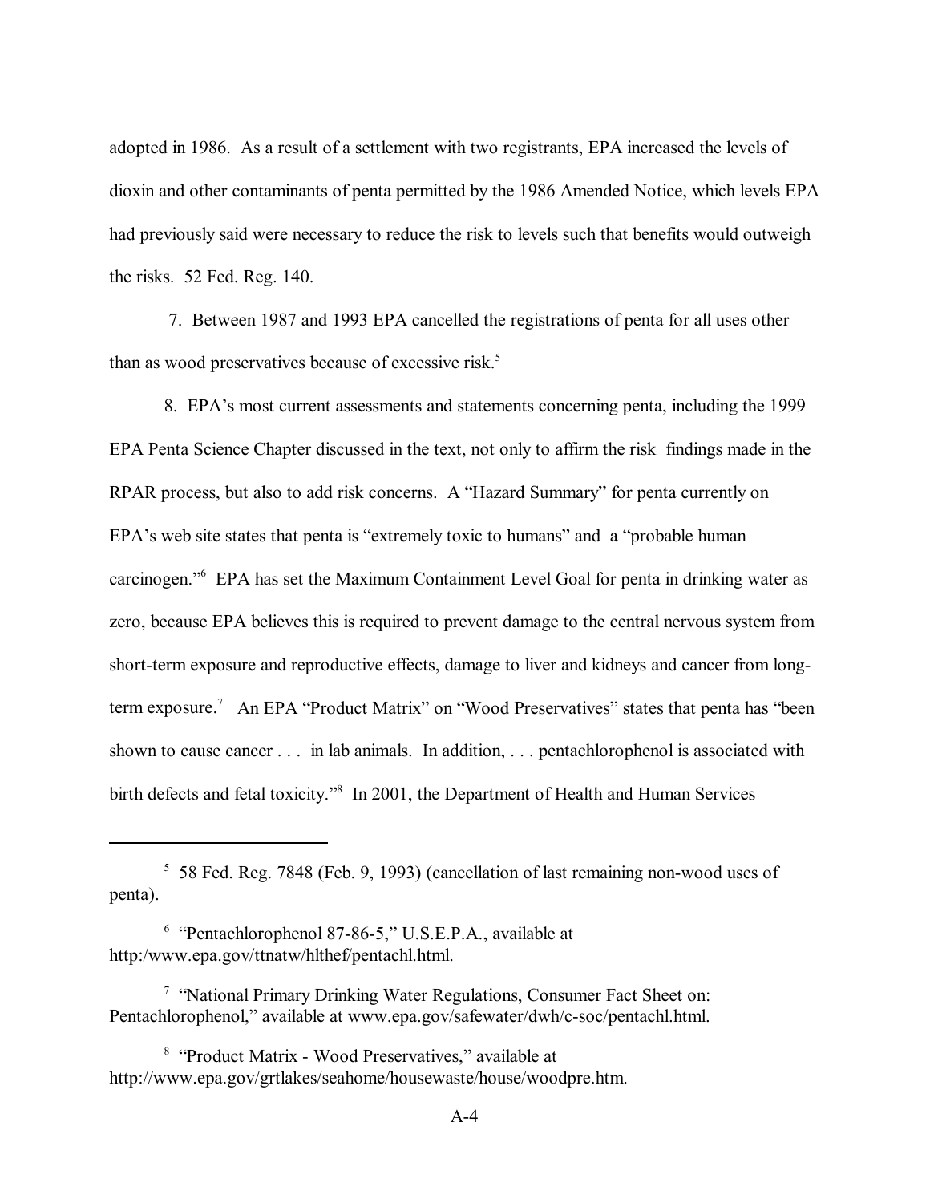adopted in 1986. As a result of a settlement with two registrants, EPA increased the levels of dioxin and other contaminants of penta permitted by the 1986 Amended Notice, which levels EPA had previously said were necessary to reduce the risk to levels such that benefits would outweigh the risks. 52 Fed. Reg. 140.

7. Between 1987 and 1993 EPA cancelled the registrations of penta for all uses other than as wood preservatives because of excessive risk.[5]

8. EPA's most current assessments and statements concerning penta, including the 1999 EPA Penta Science Chapter discussed in the text, not only to affirm the risk findings made in the RPAR process, but also to add risk concerns. A "Hazard Summary" for penta currently on EPA's web site states that penta is "extremely toxic to humans" and a "probable human carcinogen."[6] EPA has set the Maximum Containment Level Goal for penta in drinking water as zero, because EPA believes this is required to prevent damage to the central nervous system from short-term exposure and reproductive effects, damage to liver and kidneys and cancer from long-term exposure.[7] An EPA "Product Matrix" on "Wood Preservatives" states that penta has "been shown to cause cancer . . . in lab animals. In addition, . . . pentachlorophenol is associated with birth defects and fetal toxicity."[8] In 2001, the Department of Health and Human Services

---

[5] 58 Fed. Reg. 7848 (Feb. 9, 1993) (cancellation of last remaining non-wood uses of penta).

[6] "Pentachlorophenol 87-86-5," U.S.E.P.A., available at http:/www.epa.gov/ttnatw/hlthef/pentachl.html.

[7] "National Primary Drinking Water Regulations, Consumer Fact Sheet on: Pentachlorophenol," available at www.epa.gov/safewater/dwh/c-soc/pentachl.html.

[8] "Product Matrix - Wood Preservatives," available at http://www.epa.gov/grtlakes/seahome/housewaste/house/woodpre.htm.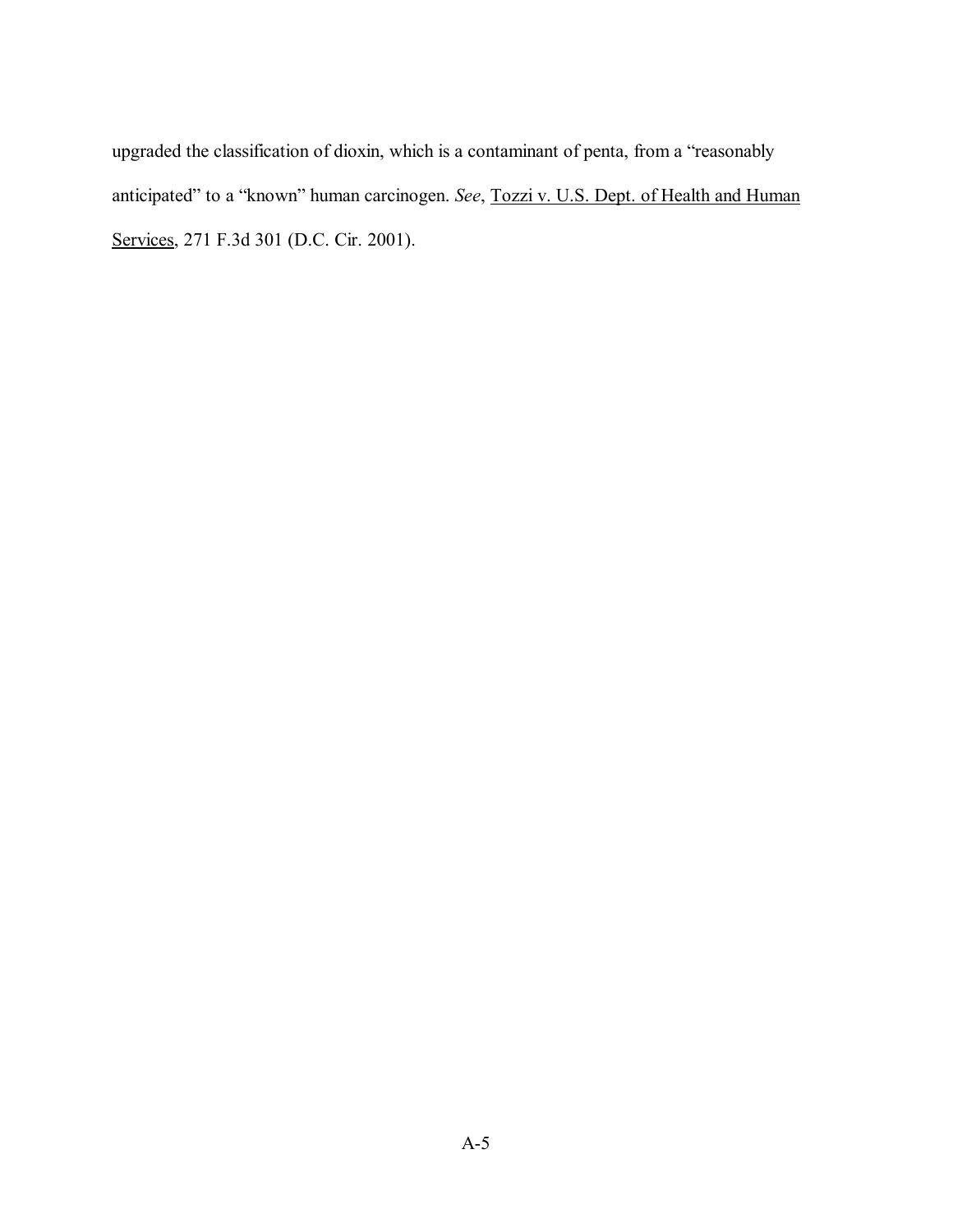upgraded the classification of dioxin, which is a contaminant of penta, from a "reasonably anticipated" to a "known" human carcinogen. *See*, Tozzi v. U.S. Dept. of Health and Human Services, 271 F.3d 301 (D.C. Cir. 2001).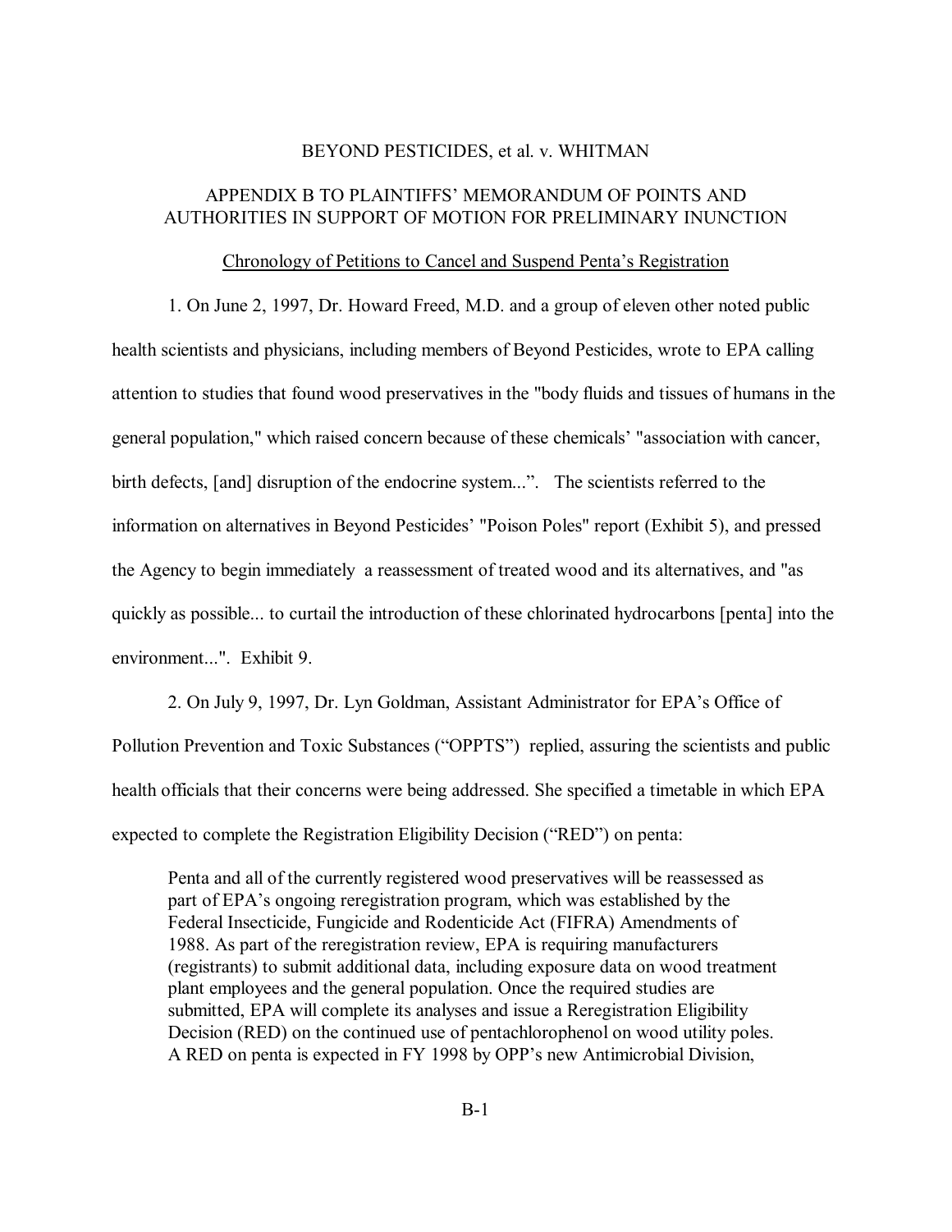BEYOND PESTICIDES, et al. v. WHITMAN

APPENDIX B TO PLAINTIFFS' MEMORANDUM OF POINTS AND AUTHORITIES IN SUPPORT OF MOTION FOR PRELIMINARY INUNCTION

<u>Chronology of Petitions to Cancel and Suspend Penta's Registration</u>

1. On June 2, 1997, Dr. Howard Freed, M.D. and a group of eleven other noted public health scientists and physicians, including members of Beyond Pesticides, wrote to EPA calling attention to studies that found wood preservatives in the "body fluids and tissues of humans in the general population," which raised concern because of these chemicals' "association with cancer, birth defects, [and] disruption of the endocrine system...". The scientists referred to the information on alternatives in Beyond Pesticides' "Poison Poles" report (Exhibit 5), and pressed the Agency to begin immediately a reassessment of treated wood and its alternatives, and "as quickly as possible... to curtail the introduction of these chlorinated hydrocarbons [penta] into the environment...". Exhibit 9.

2. On July 9, 1997, Dr. Lyn Goldman, Assistant Administrator for EPA's Office of Pollution Prevention and Toxic Substances ("OPPTS") replied, assuring the scientists and public health officials that their concerns were being addressed. She specified a timetable in which EPA expected to complete the Registration Eligibility Decision ("RED") on penta:

> Penta and all of the currently registered wood preservatives will be reassessed as part of EPA's ongoing reregistration program, which was established by the Federal Insecticide, Fungicide and Rodenticide Act (FIFRA) Amendments of 1988. As part of the reregistration review, EPA is requiring manufacturers (registrants) to submit additional data, including exposure data on wood treatment plant employees and the general population. Once the required studies are submitted, EPA will complete its analyses and issue a Reregistration Eligibility Decision (RED) on the continued use of pentachlorophenol on wood utility poles. A RED on penta is expected in FY 1998 by OPP's new Antimicrobial Division,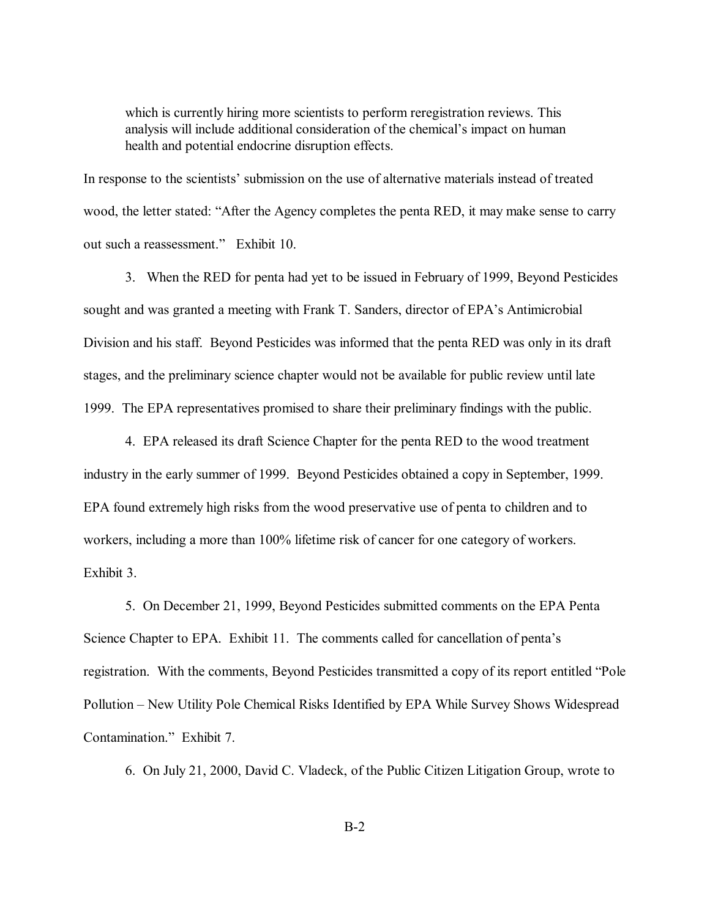> which is currently hiring more scientists to perform reregistration reviews. This analysis will include additional consideration of the chemical's impact on human health and potential endocrine disruption effects.

In response to the scientists' submission on the use of alternative materials instead of treated wood, the letter stated: "After the Agency completes the penta RED, it may make sense to carry out such a reassessment." Exhibit 10.

3. When the RED for penta had yet to be issued in February of 1999, Beyond Pesticides sought and was granted a meeting with Frank T. Sanders, director of EPA's Antimicrobial Division and his staff. Beyond Pesticides was informed that the penta RED was only in its draft stages, and the preliminary science chapter would not be available for public review until late 1999. The EPA representatives promised to share their preliminary findings with the public.

4. EPA released its draft Science Chapter for the penta RED to the wood treatment industry in the early summer of 1999. Beyond Pesticides obtained a copy in September, 1999. EPA found extremely high risks from the wood preservative use of penta to children and to workers, including a more than 100% lifetime risk of cancer for one category of workers. Exhibit 3.

5. On December 21, 1999, Beyond Pesticides submitted comments on the EPA Penta Science Chapter to EPA. Exhibit 11. The comments called for cancellation of penta's registration. With the comments, Beyond Pesticides transmitted a copy of its report entitled "Pole Pollution – New Utility Pole Chemical Risks Identified by EPA While Survey Shows Widespread Contamination." Exhibit 7.

6. On July 21, 2000, David C. Vladeck, of the Public Citizen Litigation Group, wrote to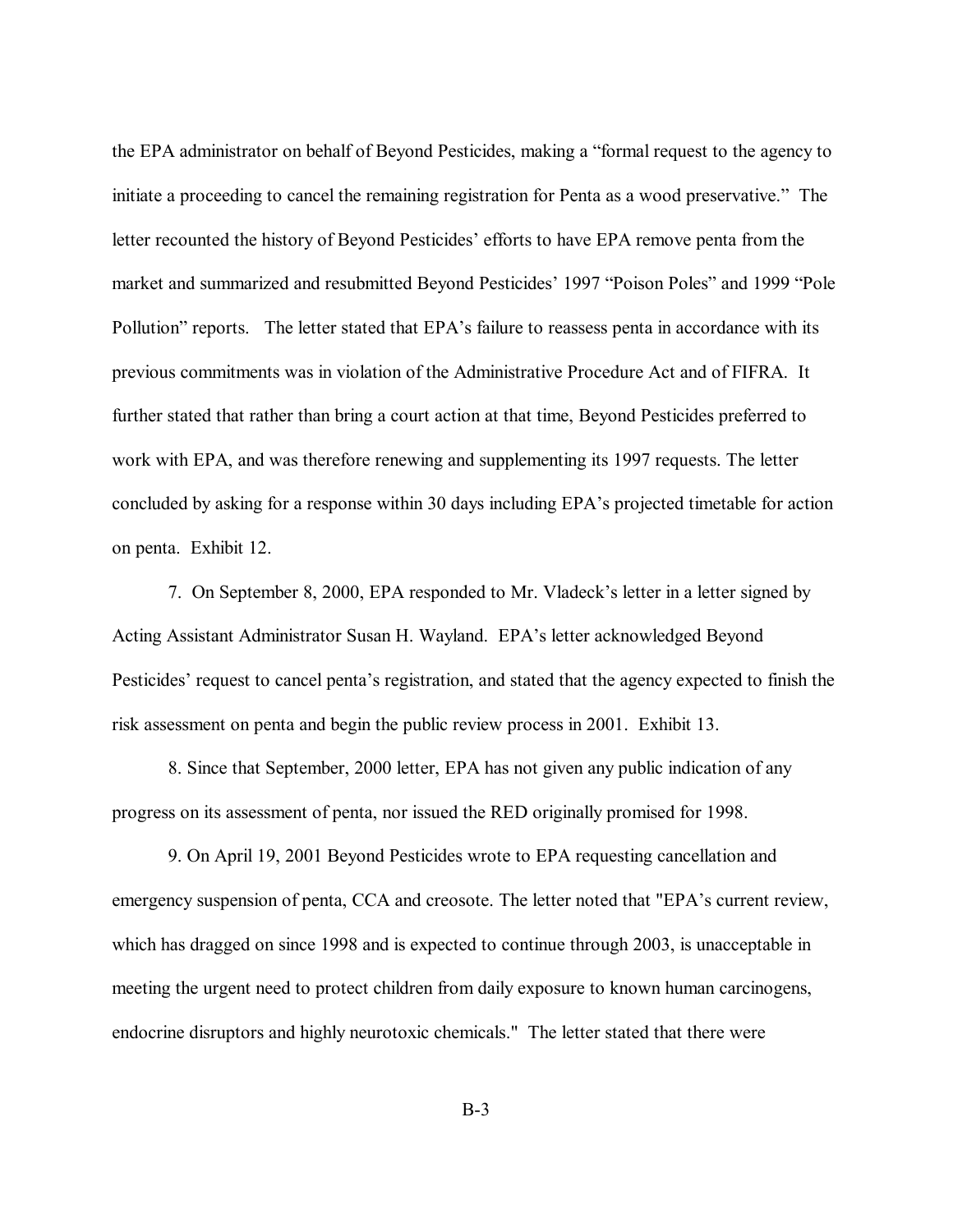the EPA administrator on behalf of Beyond Pesticides, making a "formal request to the agency to initiate a proceeding to cancel the remaining registration for Penta as a wood preservative." The letter recounted the history of Beyond Pesticides' efforts to have EPA remove penta from the market and summarized and resubmitted Beyond Pesticides' 1997 "Poison Poles" and 1999 "Pole Pollution" reports. The letter stated that EPA's failure to reassess penta in accordance with its previous commitments was in violation of the Administrative Procedure Act and of FIFRA. It further stated that rather than bring a court action at that time, Beyond Pesticides preferred to work with EPA, and was therefore renewing and supplementing its 1997 requests. The letter concluded by asking for a response within 30 days including EPA's projected timetable for action on penta. Exhibit 12.

7. On September 8, 2000, EPA responded to Mr. Vladeck's letter in a letter signed by Acting Assistant Administrator Susan H. Wayland. EPA's letter acknowledged Beyond Pesticides' request to cancel penta's registration, and stated that the agency expected to finish the risk assessment on penta and begin the public review process in 2001. Exhibit 13.

8. Since that September, 2000 letter, EPA has not given any public indication of any progress on its assessment of penta, nor issued the RED originally promised for 1998.

9. On April 19, 2001 Beyond Pesticides wrote to EPA requesting cancellation and emergency suspension of penta, CCA and creosote. The letter noted that "EPA's current review, which has dragged on since 1998 and is expected to continue through 2003, is unacceptable in meeting the urgent need to protect children from daily exposure to known human carcinogens, endocrine disruptors and highly neurotoxic chemicals." The letter stated that there were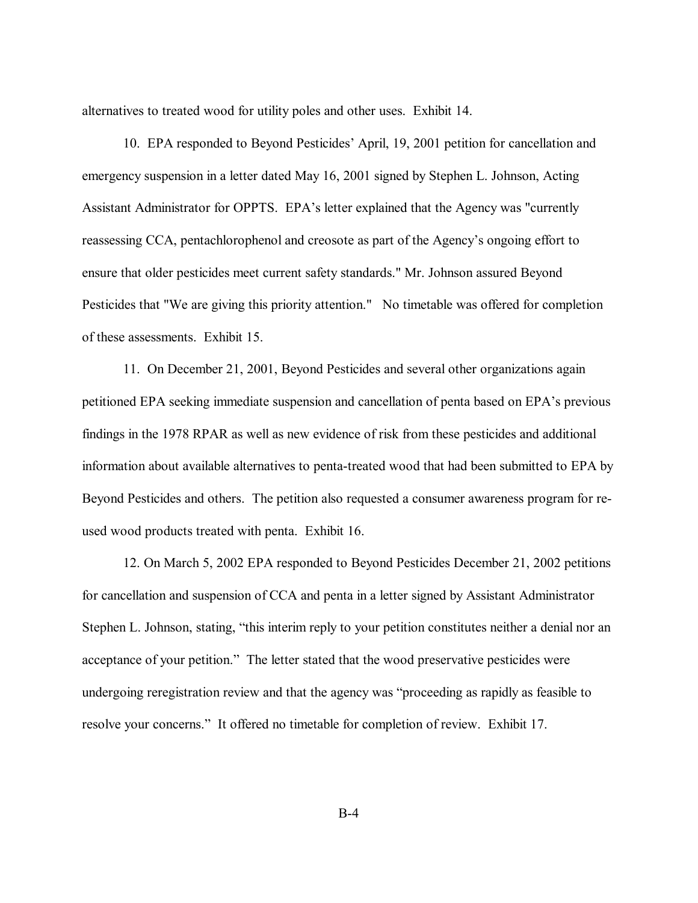alternatives to treated wood for utility poles and other uses. Exhibit 14.

10. EPA responded to Beyond Pesticides' April, 19, 2001 petition for cancellation and emergency suspension in a letter dated May 16, 2001 signed by Stephen L. Johnson, Acting Assistant Administrator for OPPTS. EPA's letter explained that the Agency was "currently reassessing CCA, pentachlorophenol and creosote as part of the Agency's ongoing effort to ensure that older pesticides meet current safety standards." Mr. Johnson assured Beyond Pesticides that "We are giving this priority attention." No timetable was offered for completion of these assessments. Exhibit 15.

11. On December 21, 2001, Beyond Pesticides and several other organizations again petitioned EPA seeking immediate suspension and cancellation of penta based on EPA's previous findings in the 1978 RPAR as well as new evidence of risk from these pesticides and additional information about available alternatives to penta-treated wood that had been submitted to EPA by Beyond Pesticides and others. The petition also requested a consumer awareness program for re-used wood products treated with penta. Exhibit 16.

12. On March 5, 2002 EPA responded to Beyond Pesticides December 21, 2002 petitions for cancellation and suspension of CCA and penta in a letter signed by Assistant Administrator Stephen L. Johnson, stating, "this interim reply to your petition constitutes neither a denial nor an acceptance of your petition." The letter stated that the wood preservative pesticides were undergoing reregistration review and that the agency was "proceeding as rapidly as feasible to resolve your concerns." It offered no timetable for completion of review. Exhibit 17.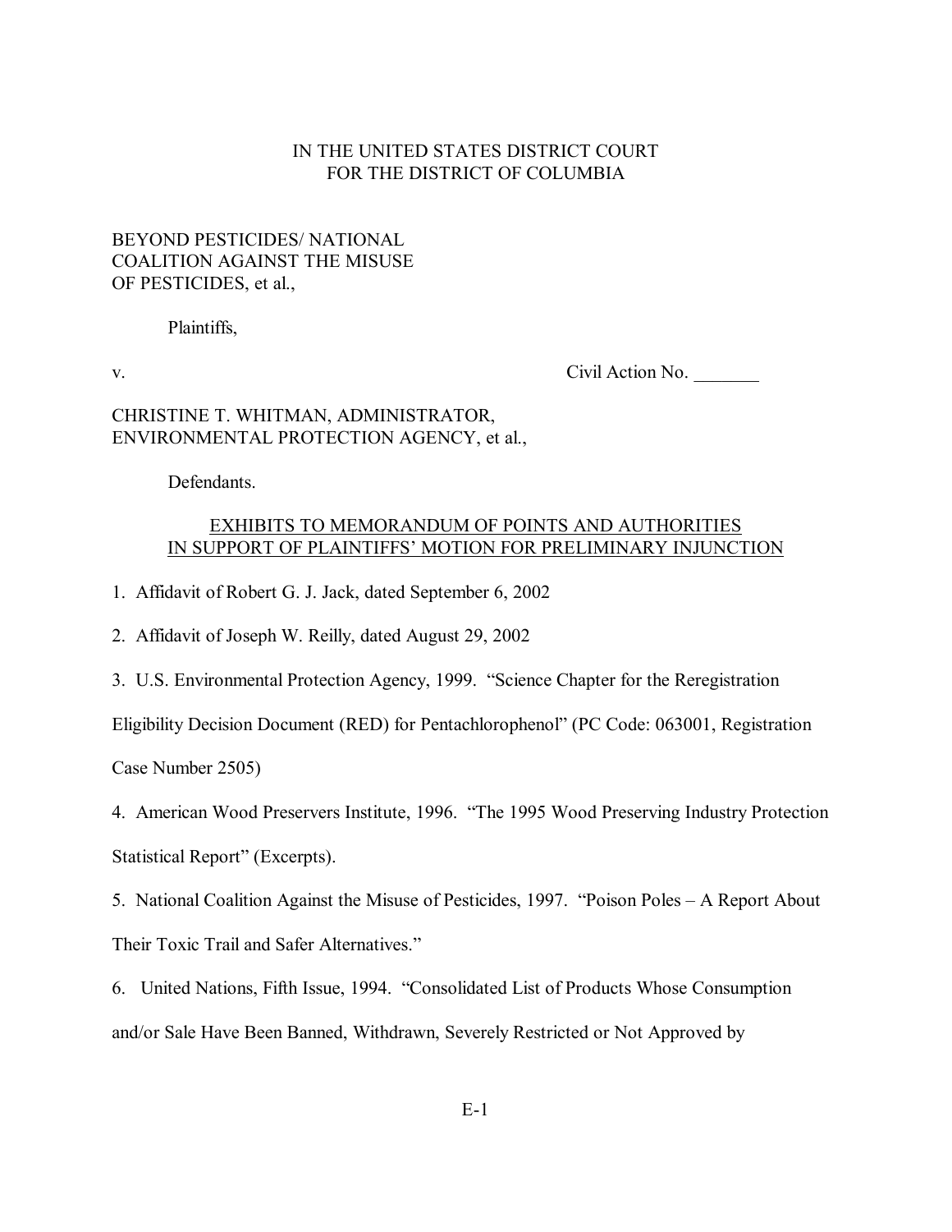IN THE UNITED STATES DISTRICT COURT
FOR THE DISTRICT OF COLUMBIA

BEYOND PESTICIDES/ NATIONAL
COALITION AGAINST THE MISUSE
OF PESTICIDES, et al.,

Plaintiffs,

v. Civil Action No. _______

CHRISTINE T. WHITMAN, ADMINISTRATOR,
ENVIRONMENTAL PROTECTION AGENCY, et al.,

Defendants.

EXHIBITS TO MEMORANDUM OF POINTS AND AUTHORITIES
IN SUPPORT OF PLAINTIFFS' MOTION FOR PRELIMINARY INJUNCTION

1. Affidavit of Robert G. J. Jack, dated September 6, 2002

2. Affidavit of Joseph W. Reilly, dated August 29, 2002

3. U.S. Environmental Protection Agency, 1999. "Science Chapter for the Reregistration Eligibility Decision Document (RED) for Pentachlorophenol" (PC Code: 063001, Registration Case Number 2505)

4. American Wood Preservers Institute, 1996. "The 1995 Wood Preserving Industry Protection Statistical Report" (Excerpts).

5. National Coalition Against the Misuse of Pesticides, 1997. "Poison Poles – A Report About Their Toxic Trail and Safer Alternatives."

6. United Nations, Fifth Issue, 1994. "Consolidated List of Products Whose Consumption and/or Sale Have Been Banned, Withdrawn, Severely Restricted or Not Approved by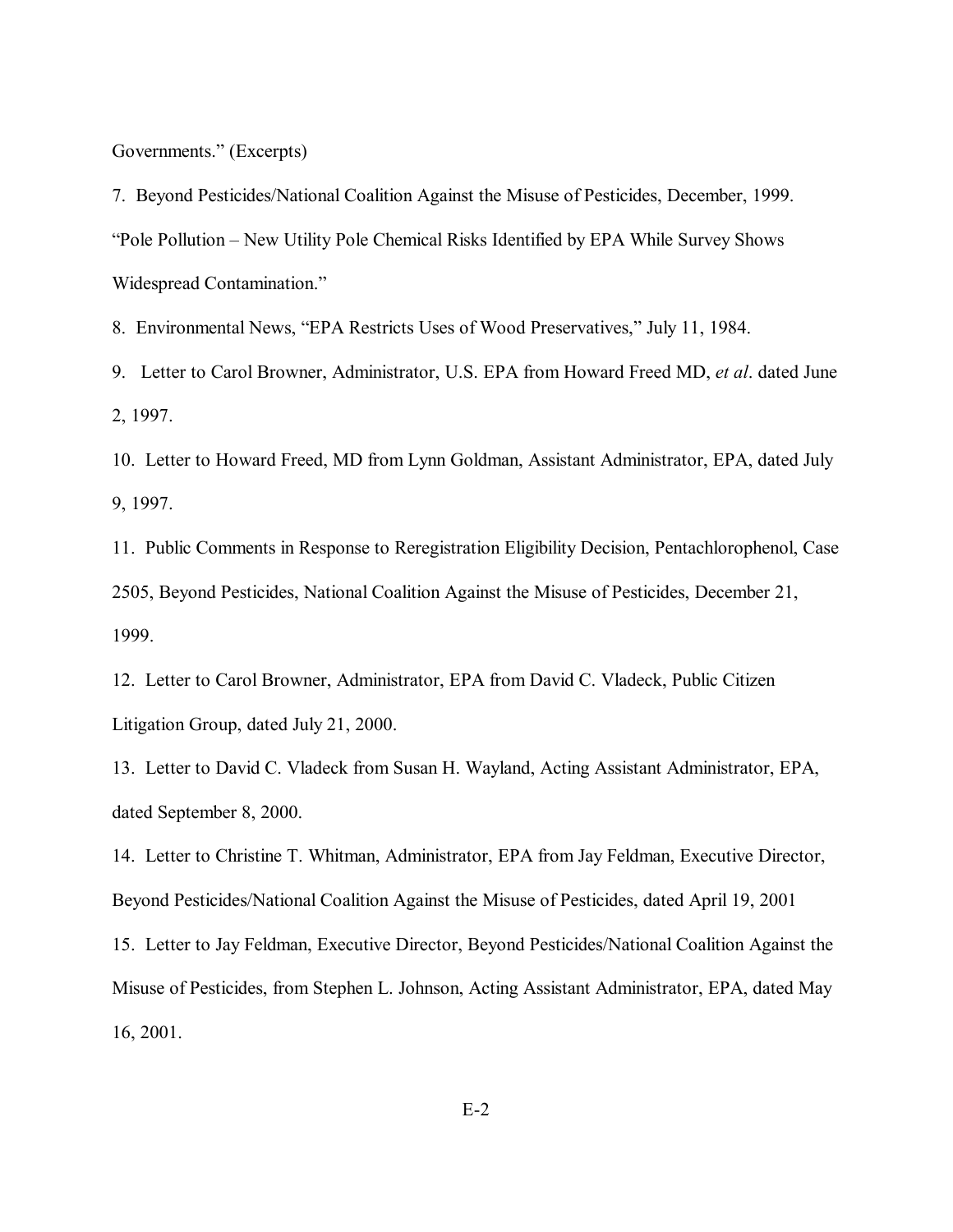Governments." (Excerpts)

7. Beyond Pesticides/National Coalition Against the Misuse of Pesticides, December, 1999. "Pole Pollution – New Utility Pole Chemical Risks Identified by EPA While Survey Shows Widespread Contamination."

8. Environmental News, "EPA Restricts Uses of Wood Preservatives," July 11, 1984.

9. Letter to Carol Browner, Administrator, U.S. EPA from Howard Freed MD, *et al*. dated June 2, 1997.

10. Letter to Howard Freed, MD from Lynn Goldman, Assistant Administrator, EPA, dated July 9, 1997.

11. Public Comments in Response to Reregistration Eligibility Decision, Pentachlorophenol, Case 2505, Beyond Pesticides, National Coalition Against the Misuse of Pesticides, December 21, 1999.

12. Letter to Carol Browner, Administrator, EPA from David C. Vladeck, Public Citizen Litigation Group, dated July 21, 2000.

13. Letter to David C. Vladeck from Susan H. Wayland, Acting Assistant Administrator, EPA, dated September 8, 2000.

14. Letter to Christine T. Whitman, Administrator, EPA from Jay Feldman, Executive Director, Beyond Pesticides/National Coalition Against the Misuse of Pesticides, dated April 19, 2001

15. Letter to Jay Feldman, Executive Director, Beyond Pesticides/National Coalition Against the Misuse of Pesticides, from Stephen L. Johnson, Acting Assistant Administrator, EPA, dated May 16, 2001.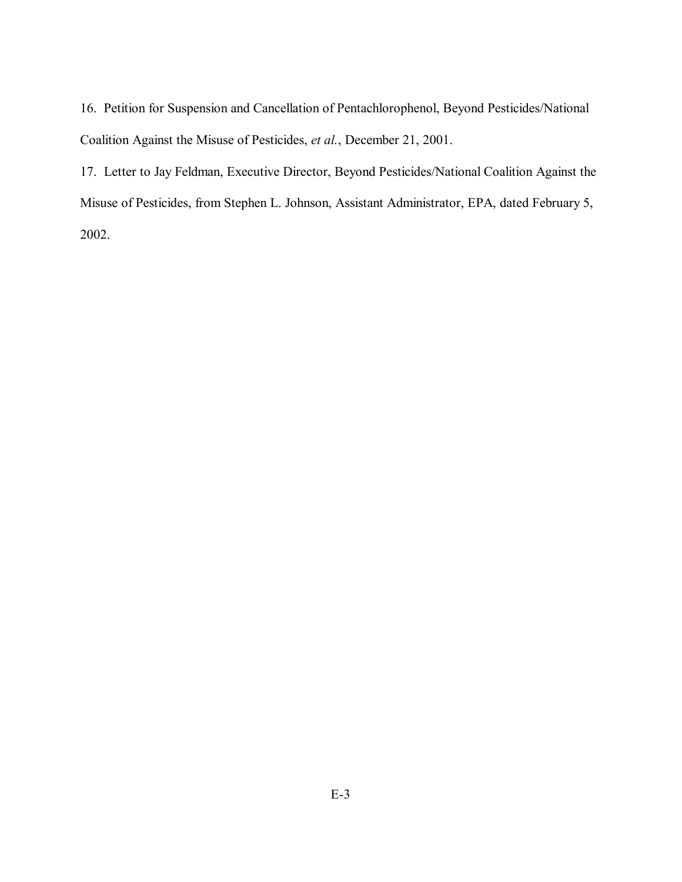16. Petition for Suspension and Cancellation of Pentachlorophenol, Beyond Pesticides/National Coalition Against the Misuse of Pesticides, *et al.*, December 21, 2001.

17. Letter to Jay Feldman, Executive Director, Beyond Pesticides/National Coalition Against the Misuse of Pesticides, from Stephen L. Johnson, Assistant Administrator, EPA, dated February 5, 2002.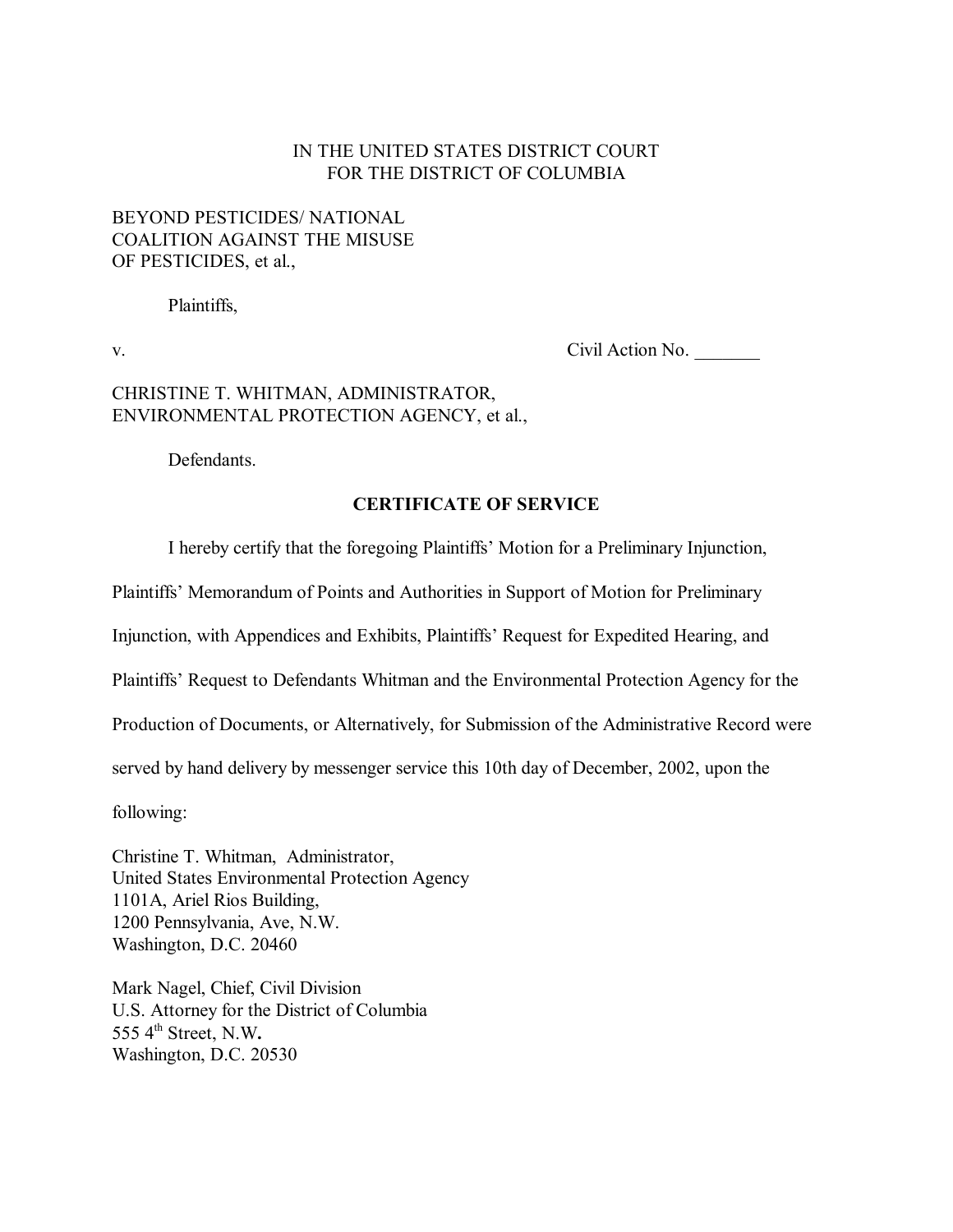IN THE UNITED STATES DISTRICT COURT
FOR THE DISTRICT OF COLUMBIA

BEYOND PESTICIDES/ NATIONAL
COALITION AGAINST THE MISUSE
OF PESTICIDES, et al.,

Plaintiffs,

v. Civil Action No. _______

CHRISTINE T. WHITMAN, ADMINISTRATOR,
ENVIRONMENTAL PROTECTION AGENCY, et al.,

Defendants.

**CERTIFICATE OF SERVICE**

I hereby certify that the foregoing Plaintiffs' Motion for a Preliminary Injunction, Plaintiffs' Memorandum of Points and Authorities in Support of Motion for Preliminary Injunction, with Appendices and Exhibits, Plaintiffs' Request for Expedited Hearing, and Plaintiffs' Request to Defendants Whitman and the Environmental Protection Agency for the Production of Documents, or Alternatively, for Submission of the Administrative Record were served by hand delivery by messenger service this 10th day of December, 2002, upon the following:

Christine T. Whitman, Administrator,
United States Environmental Protection Agency
1101A, Ariel Rios Building,
1200 Pennsylvania, Ave, N.W.
Washington, D.C. 20460

Mark Nagel, Chief, Civil Division
U.S. Attorney for the District of Columbia
555 4th Street, N.W.
Washington, D.C. 20530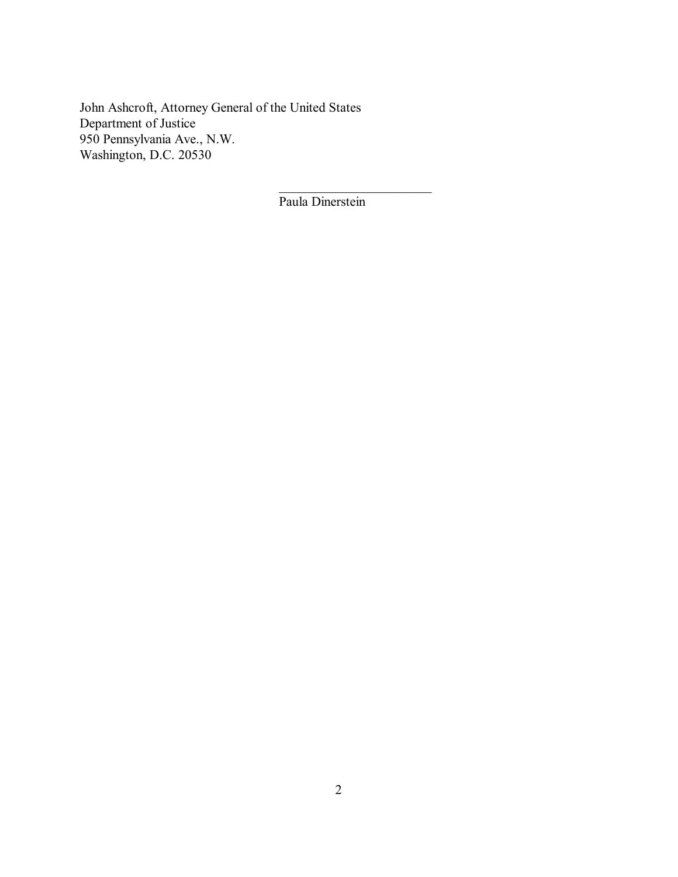John Ashcroft, Attorney General of the United States
Department of Justice
950 Pennsylvania Ave., N.W.
Washington, D.C. 20530

\_\_\_\_\_\_\_\_\_\_\_\_\_\_\_\_\_\_\_\_\_\_\_\_
Paula Dinerstein